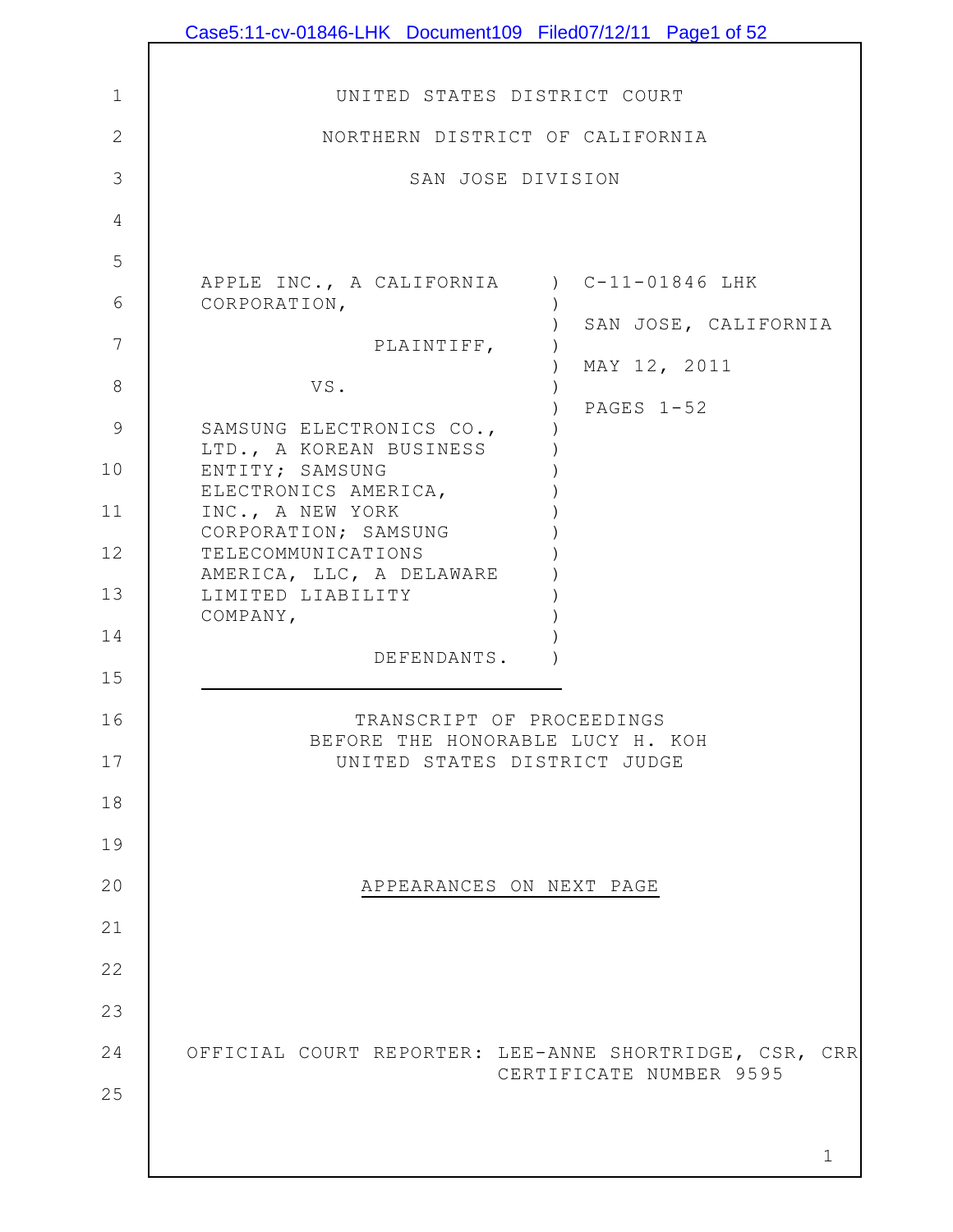UNITED STATES DISTRICT COURT

NORTHERN DISTRICT OF CALIFORNIA

SAN JOSE DIVISION

| | | |
|---|---|---|
| APPLE INC., A CALIFORNIA CORPORATION, | ) | C-11-01846 LHK |
| PLAINTIFF, | ) | SAN JOSE, CALIFORNIA |
| VS. | ) | MAY 12, 2011 |
| SAMSUNG ELECTRONICS CO., LTD., A KOREAN BUSINESS ENTITY; SAMSUNG ELECTRONICS AMERICA, INC., A NEW YORK CORPORATION; SAMSUNG TELECOMMUNICATIONS AMERICA, LLC, A DELAWARE LIMITED LIABILITY COMPANY, | ) | PAGES 1-52 |
| DEFENDANTS. | ) | |

TRANSCRIPT OF PROCEEDINGS
BEFORE THE HONORABLE LUCY H. KOH
UNITED STATES DISTRICT JUDGE

APPEARANCES ON NEXT PAGE

OFFICIAL COURT REPORTER: LEE-ANNE SHORTRIDGE, CSR, CRR
CERTIFICATE NUMBER 9595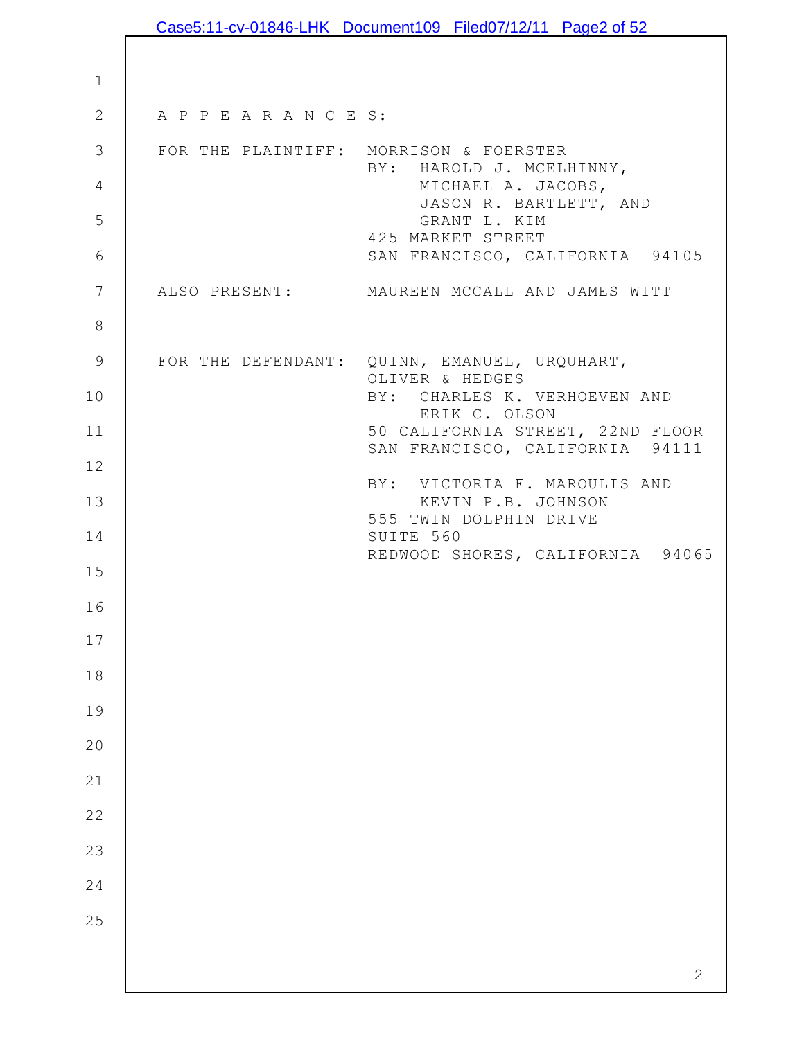A P P E A R A N C E S:

FOR THE PLAINTIFF: MORRISON & FOERSTER
BY: HAROLD J. MCELHINNY,
MICHAEL A. JACOBS,
JASON R. BARTLETT, AND
GRANT L. KIM
425 MARKET STREET
SAN FRANCISCO, CALIFORNIA 94105

ALSO PRESENT: MAUREEN MCCALL AND JAMES WITT

FOR THE DEFENDANT: QUINN, EMANUEL, URQUHART,
OLIVER & HEDGES
BY: CHARLES K. VERHOEVEN AND
ERIK C. OLSON
50 CALIFORNIA STREET, 22ND FLOOR
SAN FRANCISCO, CALIFORNIA 94111

BY: VICTORIA F. MAROULIS AND
KEVIN P.B. JOHNSON
555 TWIN DOLPHIN DRIVE
SUITE 560
REDWOOD SHORES, CALIFORNIA 94065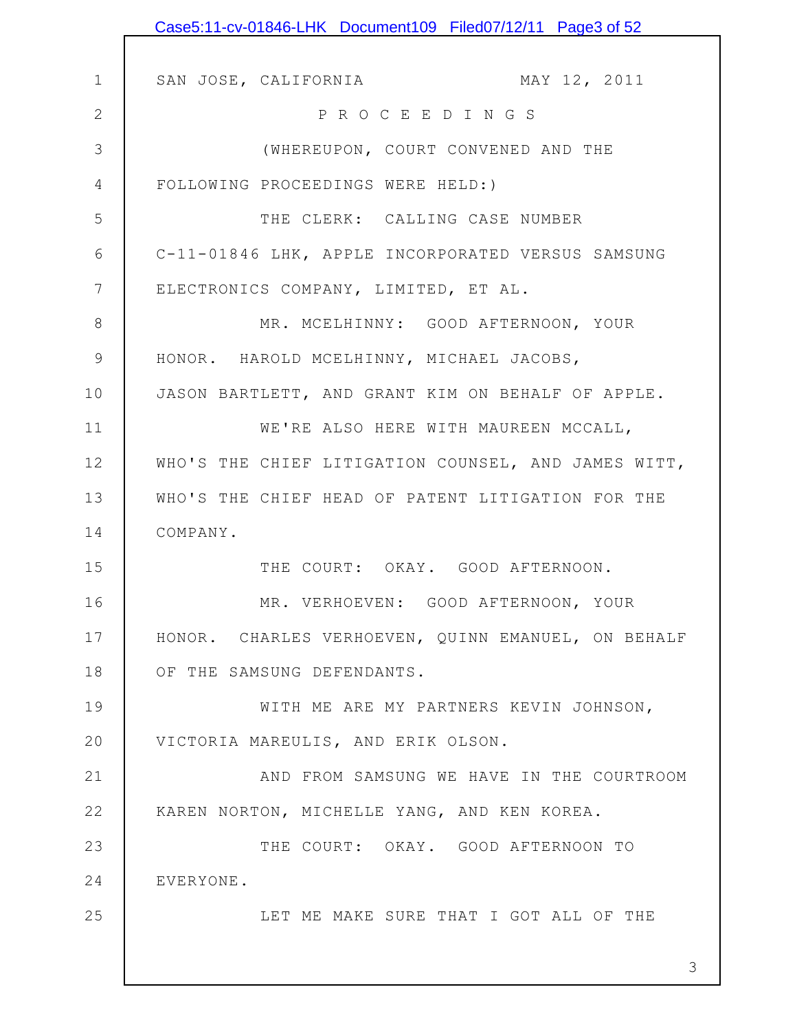SAN JOSE, CALIFORNIA MAY 12, 2011

P R O C E E D I N G S

(WHEREUPON, COURT CONVENED AND THE FOLLOWING PROCEEDINGS WERE HELD:)

THE CLERK: CALLING CASE NUMBER C-11-01846 LHK, APPLE INCORPORATED VERSUS SAMSUNG ELECTRONICS COMPANY, LIMITED, ET AL.

MR. MCELHINNY: GOOD AFTERNOON, YOUR HONOR. HAROLD MCELHINNY, MICHAEL JACOBS, JASON BARTLETT, AND GRANT KIM ON BEHALF OF APPLE.

WE'RE ALSO HERE WITH MAUREEN MCCALL, WHO'S THE CHIEF LITIGATION COUNSEL, AND JAMES WITT, WHO'S THE CHIEF HEAD OF PATENT LITIGATION FOR THE COMPANY.

THE COURT: OKAY. GOOD AFTERNOON.

MR. VERHOEVEN: GOOD AFTERNOON, YOUR HONOR. CHARLES VERHOEVEN, QUINN EMANUEL, ON BEHALF OF THE SAMSUNG DEFENDANTS.

WITH ME ARE MY PARTNERS KEVIN JOHNSON, VICTORIA MAREULIS, AND ERIK OLSON.

AND FROM SAMSUNG WE HAVE IN THE COURTROOM KAREN NORTON, MICHELLE YANG, AND KEN KOREA.

THE COURT: OKAY. GOOD AFTERNOON TO EVERYONE.

LET ME MAKE SURE THAT I GOT ALL OF THE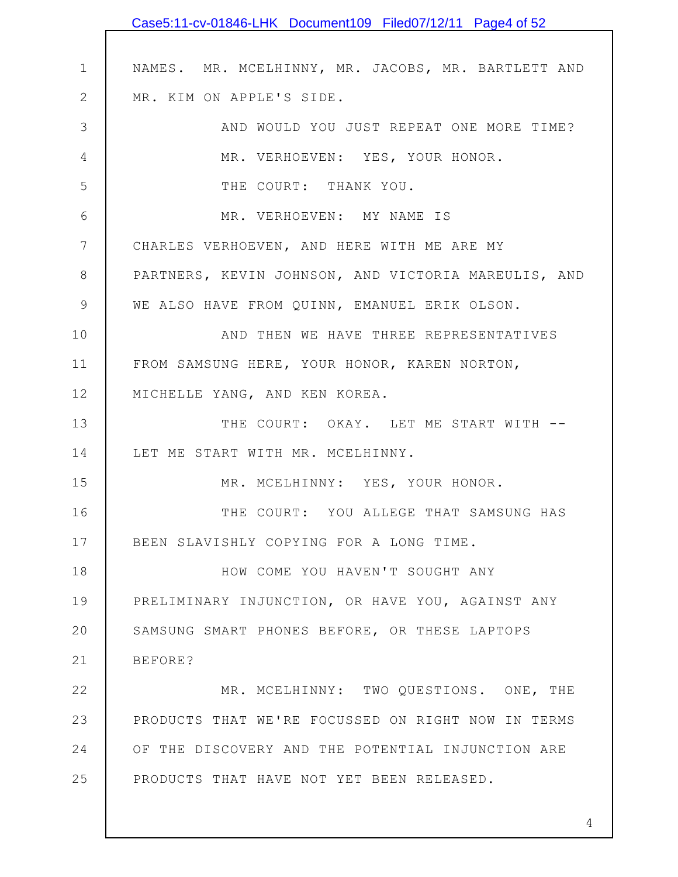NAMES. MR. MCELHINNY, MR. JACOBS, MR. BARTLETT AND MR. KIM ON APPLE'S SIDE.

AND WOULD YOU JUST REPEAT ONE MORE TIME?

MR. VERHOEVEN: YES, YOUR HONOR.

THE COURT: THANK YOU.

MR. VERHOEVEN: MY NAME IS CHARLES VERHOEVEN, AND HERE WITH ME ARE MY PARTNERS, KEVIN JOHNSON, AND VICTORIA MAREULIS, AND WE ALSO HAVE FROM QUINN, EMANUEL ERIK OLSON.

AND THEN WE HAVE THREE REPRESENTATIVES FROM SAMSUNG HERE, YOUR HONOR, KAREN NORTON, MICHELLE YANG, AND KEN KOREA.

THE COURT: OKAY. LET ME START WITH -- LET ME START WITH MR. MCELHINNY.

MR. MCELHINNY: YES, YOUR HONOR.

THE COURT: YOU ALLEGE THAT SAMSUNG HAS BEEN SLAVISHLY COPYING FOR A LONG TIME.

HOW COME YOU HAVEN'T SOUGHT ANY PRELIMINARY INJUNCTION, OR HAVE YOU, AGAINST ANY SAMSUNG SMART PHONES BEFORE, OR THESE LAPTOPS BEFORE?

MR. MCELHINNY: TWO QUESTIONS. ONE, THE PRODUCTS THAT WE'RE FOCUSSED ON RIGHT NOW IN TERMS OF THE DISCOVERY AND THE POTENTIAL INJUNCTION ARE PRODUCTS THAT HAVE NOT YET BEEN RELEASED.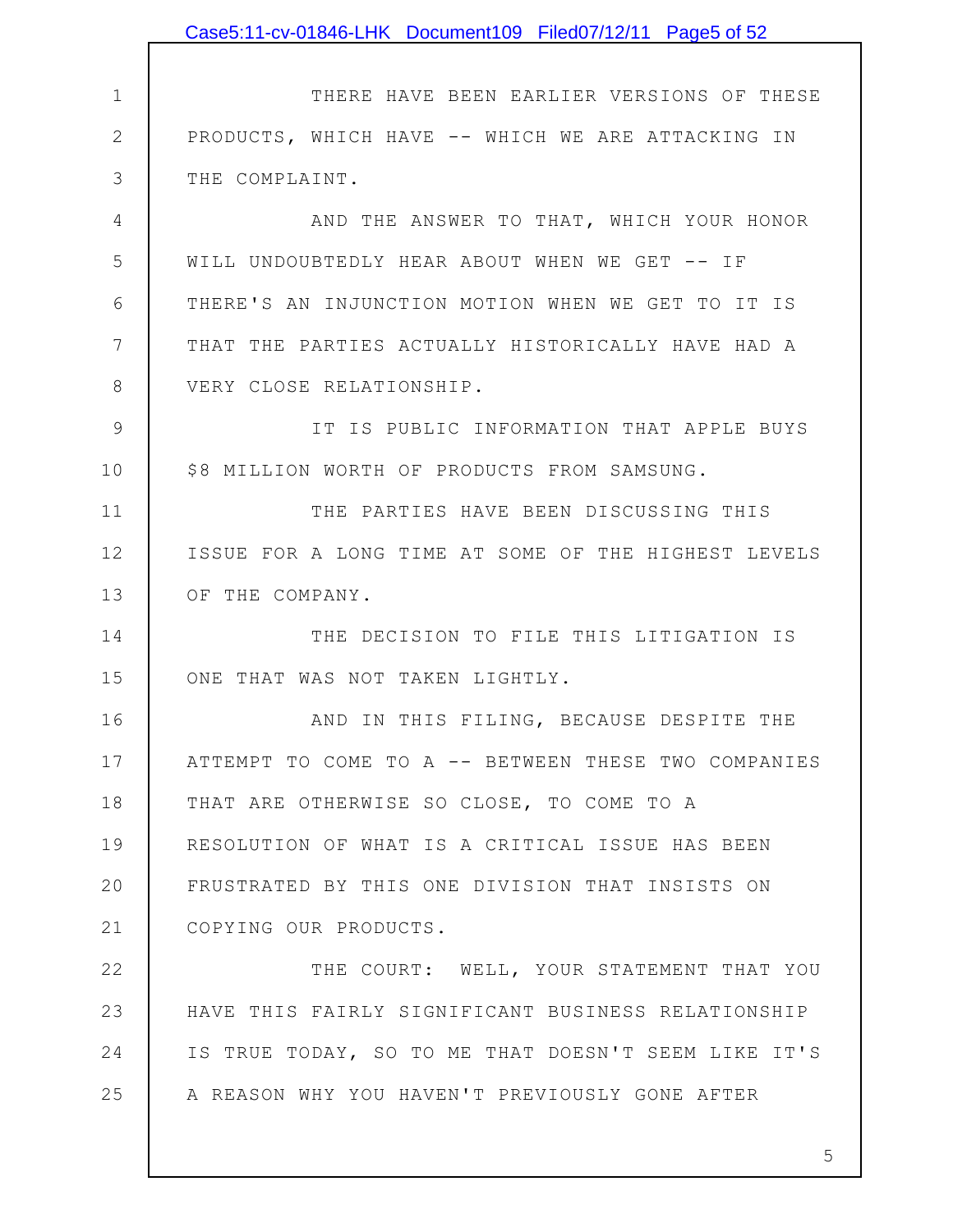THERE HAVE BEEN EARLIER VERSIONS OF THESE PRODUCTS, WHICH HAVE -- WHICH WE ARE ATTACKING IN THE COMPLAINT.

AND THE ANSWER TO THAT, WHICH YOUR HONOR WILL UNDOUBTEDLY HEAR ABOUT WHEN WE GET -- IF THERE'S AN INJUNCTION MOTION WHEN WE GET TO IT IS THAT THE PARTIES ACTUALLY HISTORICALLY HAVE HAD A VERY CLOSE RELATIONSHIP.

IT IS PUBLIC INFORMATION THAT APPLE BUYS $8 MILLION WORTH OF PRODUCTS FROM SAMSUNG.

THE PARTIES HAVE BEEN DISCUSSING THIS ISSUE FOR A LONG TIME AT SOME OF THE HIGHEST LEVELS OF THE COMPANY.

THE DECISION TO FILE THIS LITIGATION IS ONE THAT WAS NOT TAKEN LIGHTLY.

AND IN THIS FILING, BECAUSE DESPITE THE ATTEMPT TO COME TO A -- BETWEEN THESE TWO COMPANIES THAT ARE OTHERWISE SO CLOSE, TO COME TO A RESOLUTION OF WHAT IS A CRITICAL ISSUE HAS BEEN FRUSTRATED BY THIS ONE DIVISION THAT INSISTS ON COPYING OUR PRODUCTS.

THE COURT: WELL, YOUR STATEMENT THAT YOU HAVE THIS FAIRLY SIGNIFICANT BUSINESS RELATIONSHIP IS TRUE TODAY, SO TO ME THAT DOESN'T SEEM LIKE IT'S A REASON WHY YOU HAVEN'T PREVIOUSLY GONE AFTER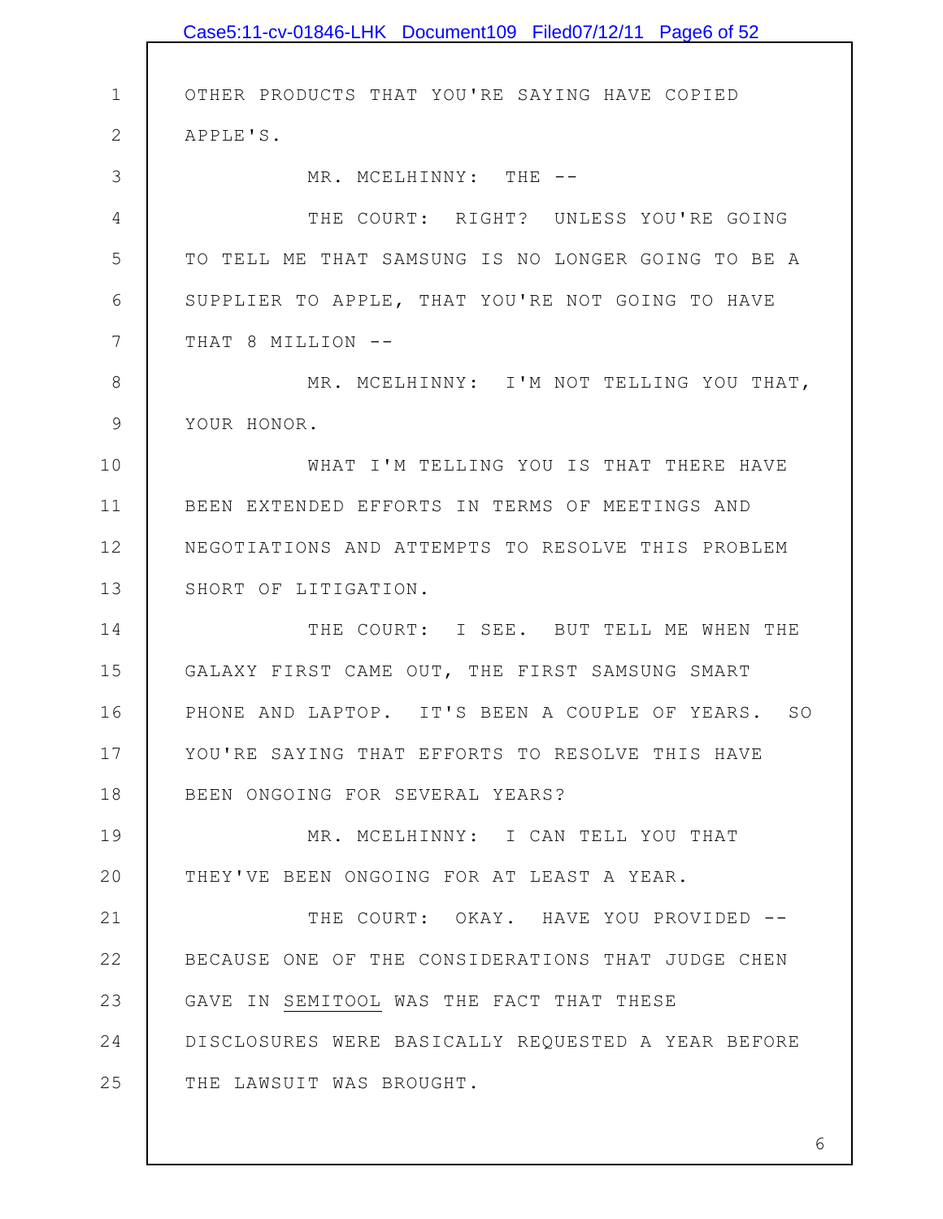OTHER PRODUCTS THAT YOU'RE SAYING HAVE COPIED APPLE'S.

MR. MCELHINNY: THE --

THE COURT: RIGHT? UNLESS YOU'RE GOING TO TELL ME THAT SAMSUNG IS NO LONGER GOING TO BE A SUPPLIER TO APPLE, THAT YOU'RE NOT GOING TO HAVE THAT 8 MILLION --

MR. MCELHINNY: I'M NOT TELLING YOU THAT, YOUR HONOR.

WHAT I'M TELLING YOU IS THAT THERE HAVE BEEN EXTENDED EFFORTS IN TERMS OF MEETINGS AND NEGOTIATIONS AND ATTEMPTS TO RESOLVE THIS PROBLEM SHORT OF LITIGATION.

THE COURT: I SEE. BUT TELL ME WHEN THE GALAXY FIRST CAME OUT, THE FIRST SAMSUNG SMART PHONE AND LAPTOP. IT'S BEEN A COUPLE OF YEARS. SO YOU'RE SAYING THAT EFFORTS TO RESOLVE THIS HAVE BEEN ONGOING FOR SEVERAL YEARS?

MR. MCELHINNY: I CAN TELL YOU THAT THEY'VE BEEN ONGOING FOR AT LEAST A YEAR.

THE COURT: OKAY. HAVE YOU PROVIDED -- BECAUSE ONE OF THE CONSIDERATIONS THAT JUDGE CHEN GAVE IN SEMITOOL WAS THE FACT THAT THESE DISCLOSURES WERE BASICALLY REQUESTED A YEAR BEFORE THE LAWSUIT WAS BROUGHT.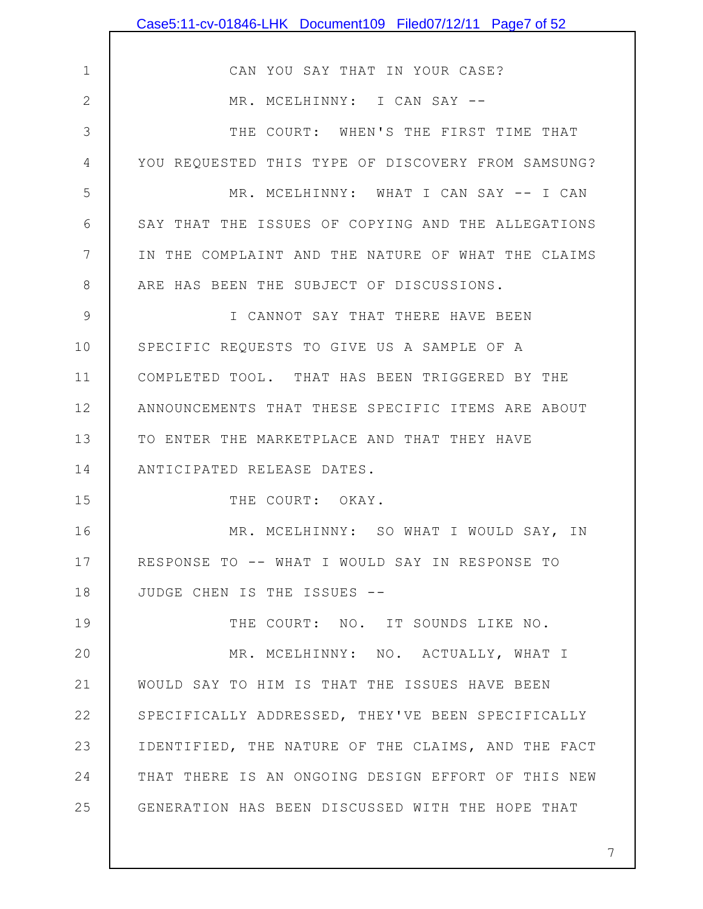CAN YOU SAY THAT IN YOUR CASE?

MR. MCELHINNY: I CAN SAY --

THE COURT: WHEN'S THE FIRST TIME THAT YOU REQUESTED THIS TYPE OF DISCOVERY FROM SAMSUNG?

MR. MCELHINNY: WHAT I CAN SAY -- I CAN SAY THAT THE ISSUES OF COPYING AND THE ALLEGATIONS IN THE COMPLAINT AND THE NATURE OF WHAT THE CLAIMS ARE HAS BEEN THE SUBJECT OF DISCUSSIONS.

I CANNOT SAY THAT THERE HAVE BEEN SPECIFIC REQUESTS TO GIVE US A SAMPLE OF A COMPLETED TOOL. THAT HAS BEEN TRIGGERED BY THE ANNOUNCEMENTS THAT THESE SPECIFIC ITEMS ARE ABOUT TO ENTER THE MARKETPLACE AND THAT THEY HAVE ANTICIPATED RELEASE DATES.

THE COURT: OKAY.

MR. MCELHINNY: SO WHAT I WOULD SAY, IN RESPONSE TO -- WHAT I WOULD SAY IN RESPONSE TO JUDGE CHEN IS THE ISSUES --

THE COURT: NO. IT SOUNDS LIKE NO.

MR. MCELHINNY: NO. ACTUALLY, WHAT I WOULD SAY TO HIM IS THAT THE ISSUES HAVE BEEN SPECIFICALLY ADDRESSED, THEY'VE BEEN SPECIFICALLY IDENTIFIED, THE NATURE OF THE CLAIMS, AND THE FACT THAT THERE IS AN ONGOING DESIGN EFFORT OF THIS NEW GENERATION HAS BEEN DISCUSSED WITH THE HOPE THAT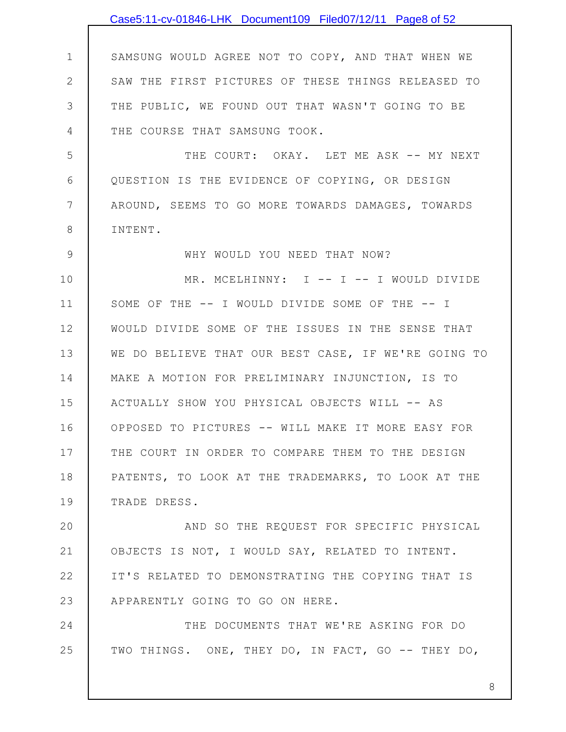SAMSUNG WOULD AGREE NOT TO COPY, AND THAT WHEN WE SAW THE FIRST PICTURES OF THESE THINGS RELEASED TO THE PUBLIC, WE FOUND OUT THAT WASN'T GOING TO BE THE COURSE THAT SAMSUNG TOOK.

THE COURT: OKAY. LET ME ASK -- MY NEXT QUESTION IS THE EVIDENCE OF COPYING, OR DESIGN AROUND, SEEMS TO GO MORE TOWARDS DAMAGES, TOWARDS INTENT.

WHY WOULD YOU NEED THAT NOW?

MR. MCELHINNY: I -- I -- I WOULD DIVIDE SOME OF THE -- I WOULD DIVIDE SOME OF THE -- I WOULD DIVIDE SOME OF THE ISSUES IN THE SENSE THAT WE DO BELIEVE THAT OUR BEST CASE, IF WE'RE GOING TO MAKE A MOTION FOR PRELIMINARY INJUNCTION, IS TO ACTUALLY SHOW YOU PHYSICAL OBJECTS WILL -- AS OPPOSED TO PICTURES -- WILL MAKE IT MORE EASY FOR THE COURT IN ORDER TO COMPARE THEM TO THE DESIGN PATENTS, TO LOOK AT THE TRADEMARKS, TO LOOK AT THE TRADE DRESS.

AND SO THE REQUEST FOR SPECIFIC PHYSICAL OBJECTS IS NOT, I WOULD SAY, RELATED TO INTENT. IT'S RELATED TO DEMONSTRATING THE COPYING THAT IS APPARENTLY GOING TO GO ON HERE.

THE DOCUMENTS THAT WE'RE ASKING FOR DO TWO THINGS. ONE, THEY DO, IN FACT, GO -- THEY DO,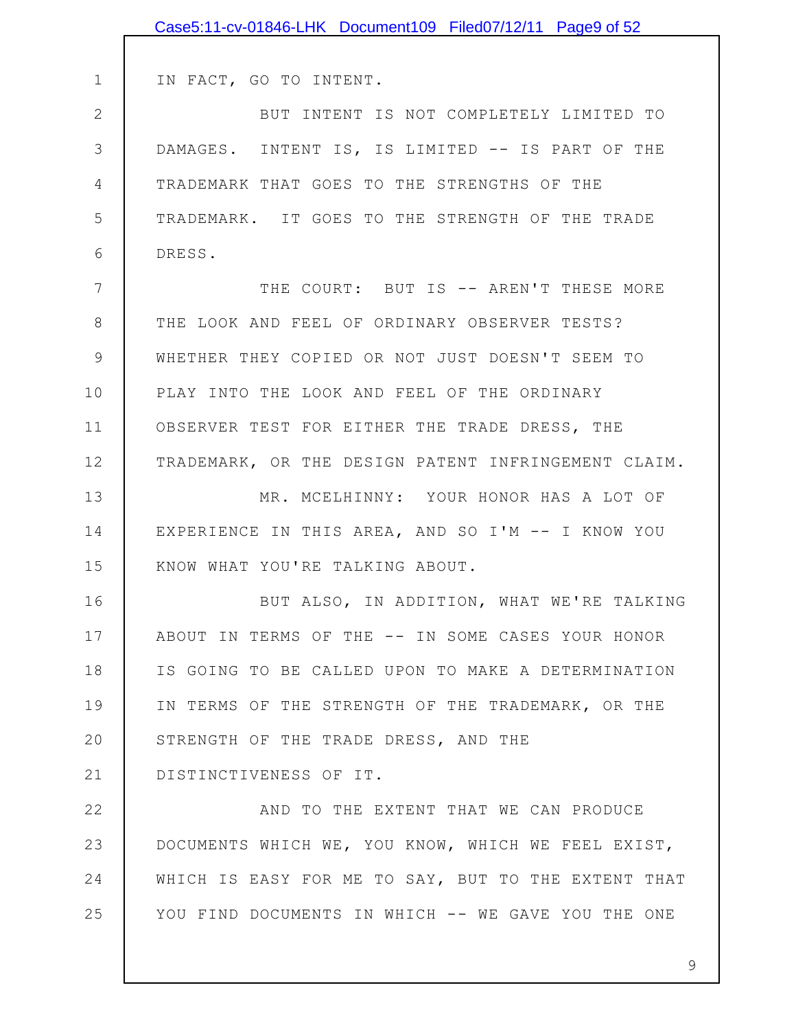IN FACT, GO TO INTENT.

BUT INTENT IS NOT COMPLETELY LIMITED TO DAMAGES. INTENT IS, IS LIMITED -- IS PART OF THE TRADEMARK THAT GOES TO THE STRENGTHS OF THE TRADEMARK. IT GOES TO THE STRENGTH OF THE TRADE DRESS.

THE COURT: BUT IS -- AREN'T THESE MORE THE LOOK AND FEEL OF ORDINARY OBSERVER TESTS? WHETHER THEY COPIED OR NOT JUST DOESN'T SEEM TO PLAY INTO THE LOOK AND FEEL OF THE ORDINARY OBSERVER TEST FOR EITHER THE TRADE DRESS, THE TRADEMARK, OR THE DESIGN PATENT INFRINGEMENT CLAIM.

MR. MCELHINNY: YOUR HONOR HAS A LOT OF EXPERIENCE IN THIS AREA, AND SO I'M -- I KNOW YOU KNOW WHAT YOU'RE TALKING ABOUT.

BUT ALSO, IN ADDITION, WHAT WE'RE TALKING ABOUT IN TERMS OF THE -- IN SOME CASES YOUR HONOR IS GOING TO BE CALLED UPON TO MAKE A DETERMINATION IN TERMS OF THE STRENGTH OF THE TRADEMARK, OR THE STRENGTH OF THE TRADE DRESS, AND THE DISTINCTIVENESS OF IT.

AND TO THE EXTENT THAT WE CAN PRODUCE DOCUMENTS WHICH WE, YOU KNOW, WHICH WE FEEL EXIST, WHICH IS EASY FOR ME TO SAY, BUT TO THE EXTENT THAT YOU FIND DOCUMENTS IN WHICH -- WE GAVE YOU THE ONE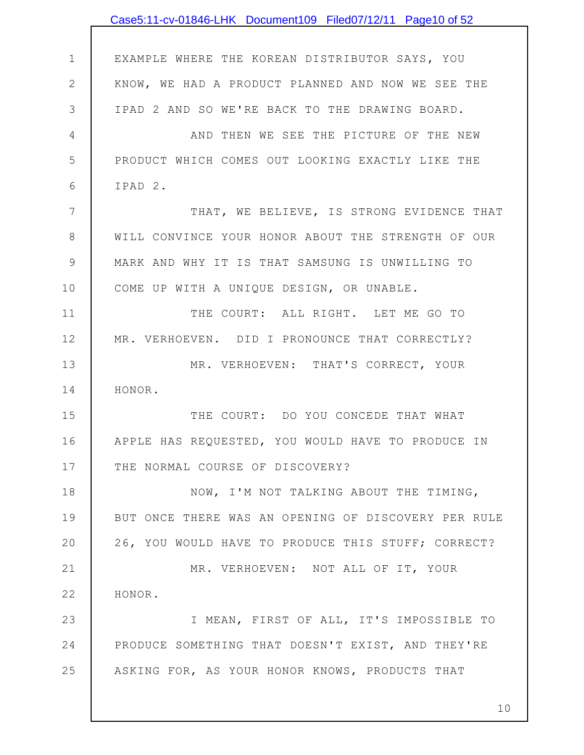EXAMPLE WHERE THE KOREAN DISTRIBUTOR SAYS, YOU KNOW, WE HAD A PRODUCT PLANNED AND NOW WE SEE THE IPAD 2 AND SO WE'RE BACK TO THE DRAWING BOARD.

AND THEN WE SEE THE PICTURE OF THE NEW PRODUCT WHICH COMES OUT LOOKING EXACTLY LIKE THE IPAD 2.

THAT, WE BELIEVE, IS STRONG EVIDENCE THAT WILL CONVINCE YOUR HONOR ABOUT THE STRENGTH OF OUR MARK AND WHY IT IS THAT SAMSUNG IS UNWILLING TO COME UP WITH A UNIQUE DESIGN, OR UNABLE.

THE COURT: ALL RIGHT. LET ME GO TO MR. VERHOEVEN. DID I PRONOUNCE THAT CORRECTLY?

MR. VERHOEVEN: THAT'S CORRECT, YOUR HONOR.

THE COURT: DO YOU CONCEDE THAT WHAT APPLE HAS REQUESTED, YOU WOULD HAVE TO PRODUCE IN THE NORMAL COURSE OF DISCOVERY?

NOW, I'M NOT TALKING ABOUT THE TIMING, BUT ONCE THERE WAS AN OPENING OF DISCOVERY PER RULE 26, YOU WOULD HAVE TO PRODUCE THIS STUFF; CORRECT?

MR. VERHOEVEN: NOT ALL OF IT, YOUR HONOR.

I MEAN, FIRST OF ALL, IT'S IMPOSSIBLE TO PRODUCE SOMETHING THAT DOESN'T EXIST, AND THEY'RE ASKING FOR, AS YOUR HONOR KNOWS, PRODUCTS THAT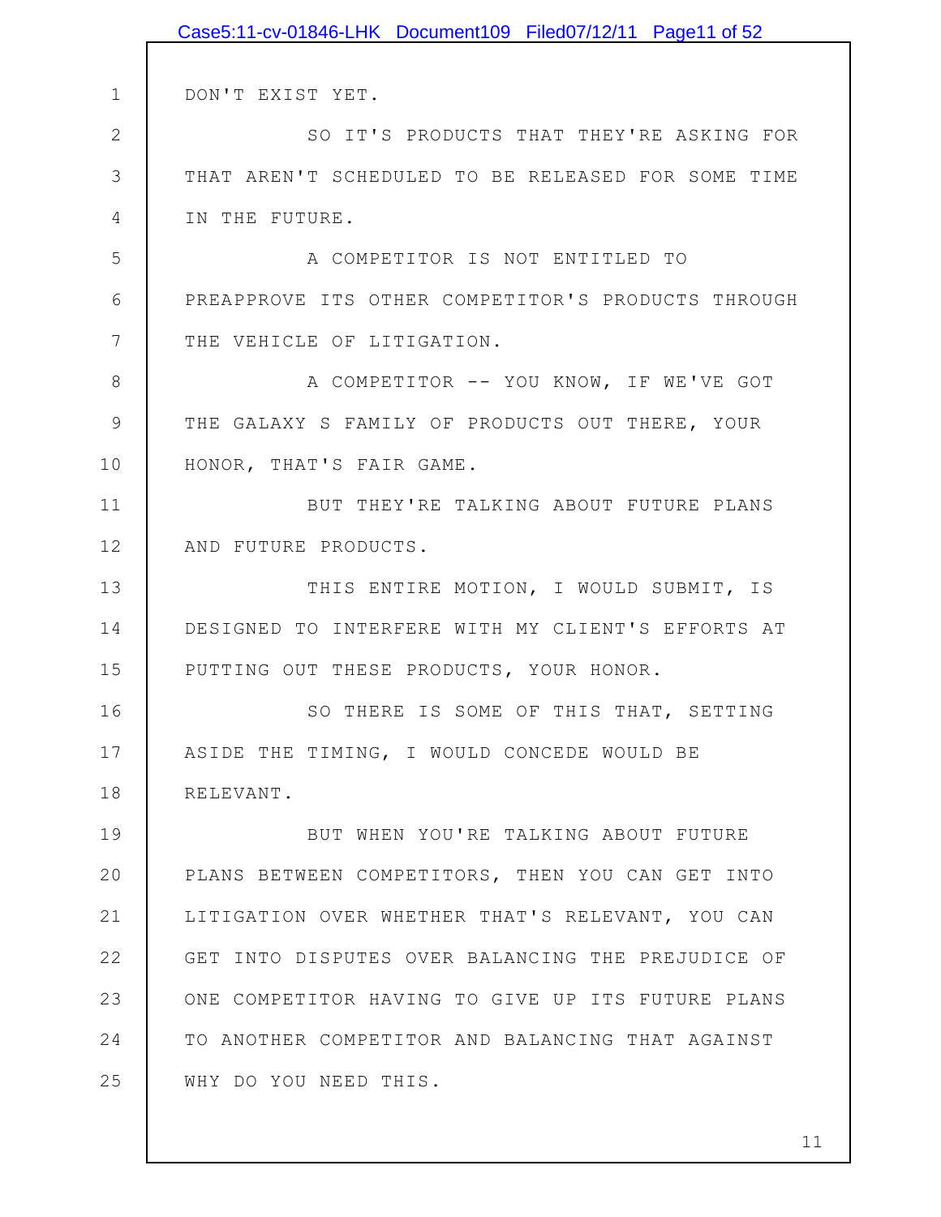DON'T EXIST YET.

SO IT'S PRODUCTS THAT THEY'RE ASKING FOR THAT AREN'T SCHEDULED TO BE RELEASED FOR SOME TIME IN THE FUTURE.

A COMPETITOR IS NOT ENTITLED TO PREAPPROVE ITS OTHER COMPETITOR'S PRODUCTS THROUGH THE VEHICLE OF LITIGATION.

A COMPETITOR -- YOU KNOW, IF WE'VE GOT THE GALAXY S FAMILY OF PRODUCTS OUT THERE, YOUR HONOR, THAT'S FAIR GAME.

BUT THEY'RE TALKING ABOUT FUTURE PLANS AND FUTURE PRODUCTS.

THIS ENTIRE MOTION, I WOULD SUBMIT, IS DESIGNED TO INTERFERE WITH MY CLIENT'S EFFORTS AT PUTTING OUT THESE PRODUCTS, YOUR HONOR.

SO THERE IS SOME OF THIS THAT, SETTING ASIDE THE TIMING, I WOULD CONCEDE WOULD BE RELEVANT.

BUT WHEN YOU'RE TALKING ABOUT FUTURE PLANS BETWEEN COMPETITORS, THEN YOU CAN GET INTO LITIGATION OVER WHETHER THAT'S RELEVANT, YOU CAN GET INTO DISPUTES OVER BALANCING THE PREJUDICE OF ONE COMPETITOR HAVING TO GIVE UP ITS FUTURE PLANS TO ANOTHER COMPETITOR AND BALANCING THAT AGAINST WHY DO YOU NEED THIS.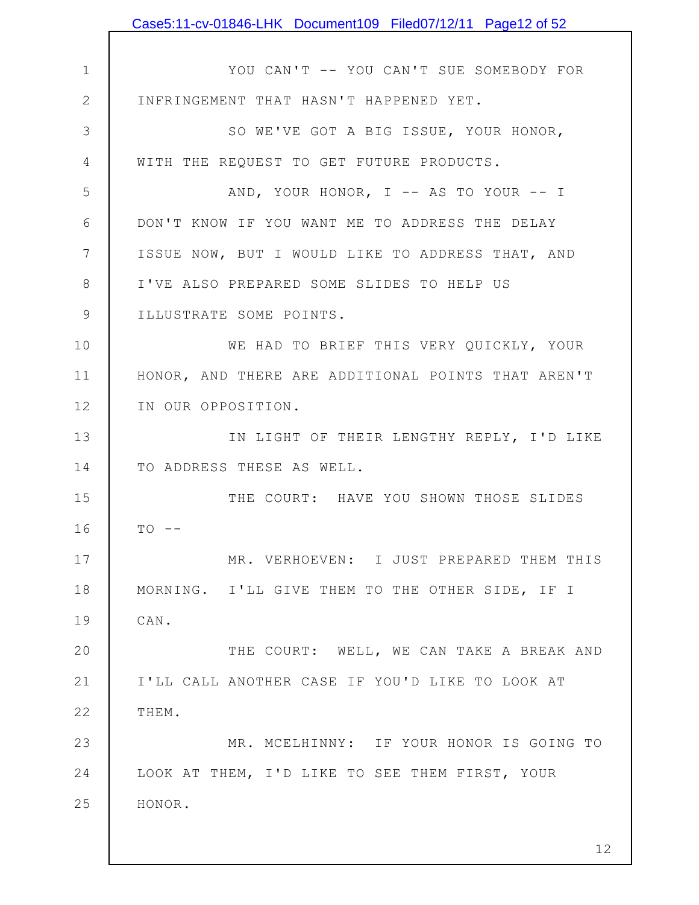YOU CAN'T -- YOU CAN'T SUE SOMEBODY FOR INFRINGEMENT THAT HASN'T HAPPENED YET.

SO WE'VE GOT A BIG ISSUE, YOUR HONOR, WITH THE REQUEST TO GET FUTURE PRODUCTS.

AND, YOUR HONOR, I -- AS TO YOUR -- I DON'T KNOW IF YOU WANT ME TO ADDRESS THE DELAY ISSUE NOW, BUT I WOULD LIKE TO ADDRESS THAT, AND I'VE ALSO PREPARED SOME SLIDES TO HELP US ILLUSTRATE SOME POINTS.

WE HAD TO BRIEF THIS VERY QUICKLY, YOUR HONOR, AND THERE ARE ADDITIONAL POINTS THAT AREN'T IN OUR OPPOSITION.

IN LIGHT OF THEIR LENGTHY REPLY, I'D LIKE TO ADDRESS THESE AS WELL.

THE COURT: HAVE YOU SHOWN THOSE SLIDES TO --

MR. VERHOEVEN: I JUST PREPARED THEM THIS MORNING. I'LL GIVE THEM TO THE OTHER SIDE, IF I CAN.

THE COURT: WELL, WE CAN TAKE A BREAK AND I'LL CALL ANOTHER CASE IF YOU'D LIKE TO LOOK AT THEM.

MR. MCELHINNY: IF YOUR HONOR IS GOING TO LOOK AT THEM, I'D LIKE TO SEE THEM FIRST, YOUR HONOR.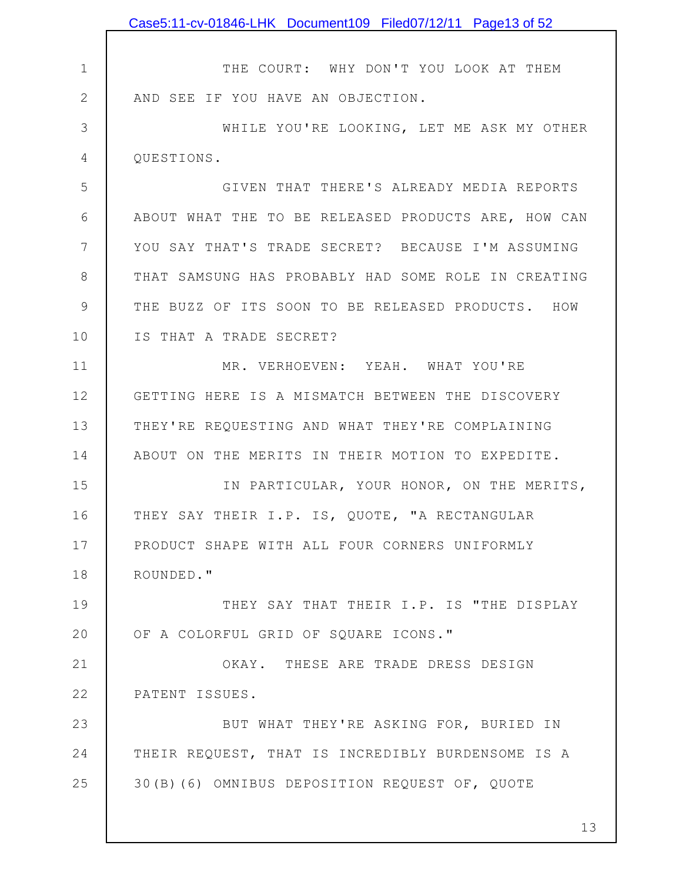THE COURT: WHY DON'T YOU LOOK AT THEM AND SEE IF YOU HAVE AN OBJECTION.

WHILE YOU'RE LOOKING, LET ME ASK MY OTHER QUESTIONS.

GIVEN THAT THERE'S ALREADY MEDIA REPORTS ABOUT WHAT THE TO BE RELEASED PRODUCTS ARE, HOW CAN YOU SAY THAT'S TRADE SECRET? BECAUSE I'M ASSUMING THAT SAMSUNG HAS PROBABLY HAD SOME ROLE IN CREATING THE BUZZ OF ITS SOON TO BE RELEASED PRODUCTS. HOW IS THAT A TRADE SECRET?

MR. VERHOEVEN: YEAH. WHAT YOU'RE GETTING HERE IS A MISMATCH BETWEEN THE DISCOVERY THEY'RE REQUESTING AND WHAT THEY'RE COMPLAINING ABOUT ON THE MERITS IN THEIR MOTION TO EXPEDITE.

IN PARTICULAR, YOUR HONOR, ON THE MERITS, THEY SAY THEIR I.P. IS, QUOTE, "A RECTANGULAR PRODUCT SHAPE WITH ALL FOUR CORNERS UNIFORMLY ROUNDED."

THEY SAY THAT THEIR I.P. IS "THE DISPLAY OF A COLORFUL GRID OF SQUARE ICONS."

OKAY. THESE ARE TRADE DRESS DESIGN PATENT ISSUES.

BUT WHAT THEY'RE ASKING FOR, BURIED IN THEIR REQUEST, THAT IS INCREDIBLY BURDENSOME IS A 30(B)(6) OMNIBUS DEPOSITION REQUEST OF, QUOTE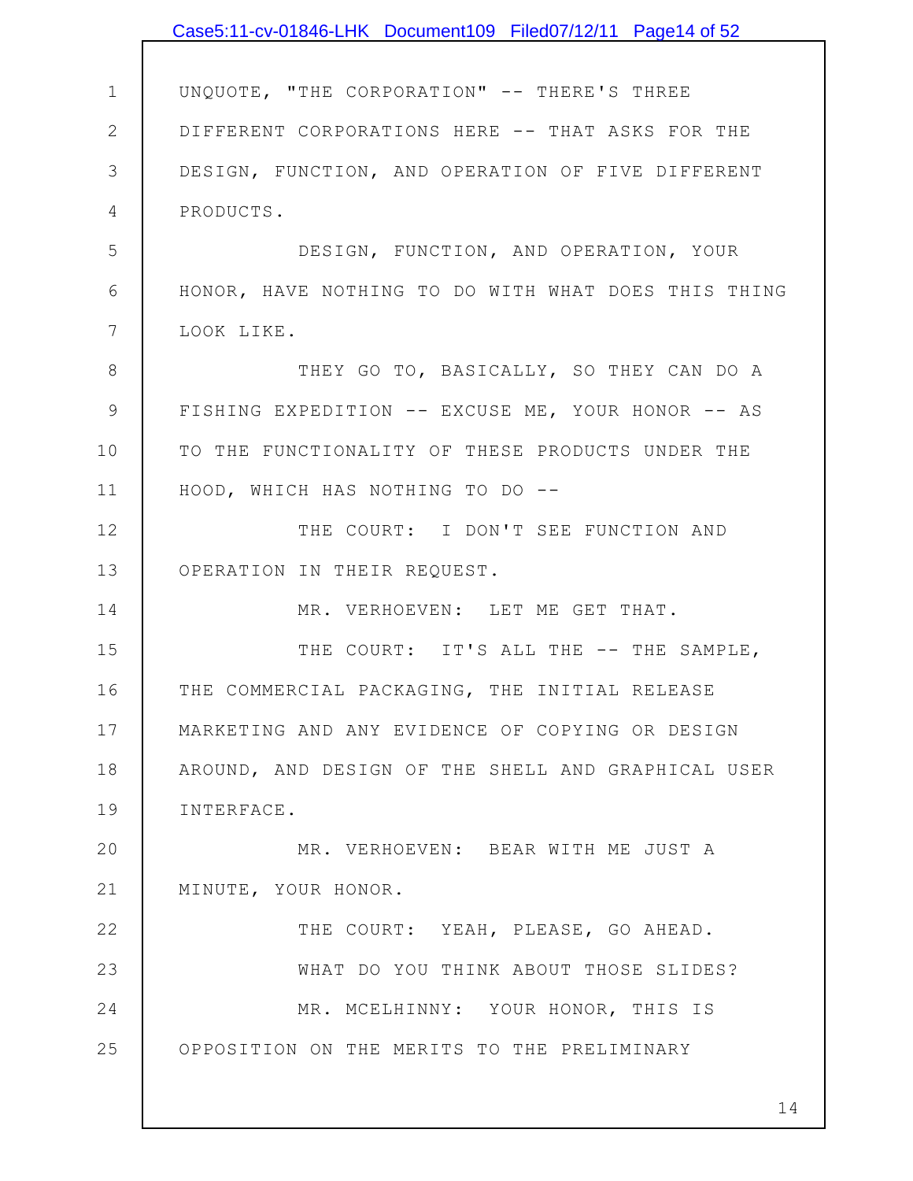UNQUOTE, "THE CORPORATION" -- THERE'S THREE DIFFERENT CORPORATIONS HERE -- THAT ASKS FOR THE DESIGN, FUNCTION, AND OPERATION OF FIVE DIFFERENT PRODUCTS.

DESIGN, FUNCTION, AND OPERATION, YOUR HONOR, HAVE NOTHING TO DO WITH WHAT DOES THIS THING LOOK LIKE.

THEY GO TO, BASICALLY, SO THEY CAN DO A FISHING EXPEDITION -- EXCUSE ME, YOUR HONOR -- AS TO THE FUNCTIONALITY OF THESE PRODUCTS UNDER THE HOOD, WHICH HAS NOTHING TO DO --

THE COURT: I DON'T SEE FUNCTION AND OPERATION IN THEIR REQUEST.

MR. VERHOEVEN: LET ME GET THAT.

THE COURT: IT'S ALL THE -- THE SAMPLE, THE COMMERCIAL PACKAGING, THE INITIAL RELEASE MARKETING AND ANY EVIDENCE OF COPYING OR DESIGN AROUND, AND DESIGN OF THE SHELL AND GRAPHICAL USER INTERFACE.

MR. VERHOEVEN: BEAR WITH ME JUST A MINUTE, YOUR HONOR.

THE COURT: YEAH, PLEASE, GO AHEAD.

WHAT DO YOU THINK ABOUT THOSE SLIDES?

MR. MCELHINNY: YOUR HONOR, THIS IS OPPOSITION ON THE MERITS TO THE PRELIMINARY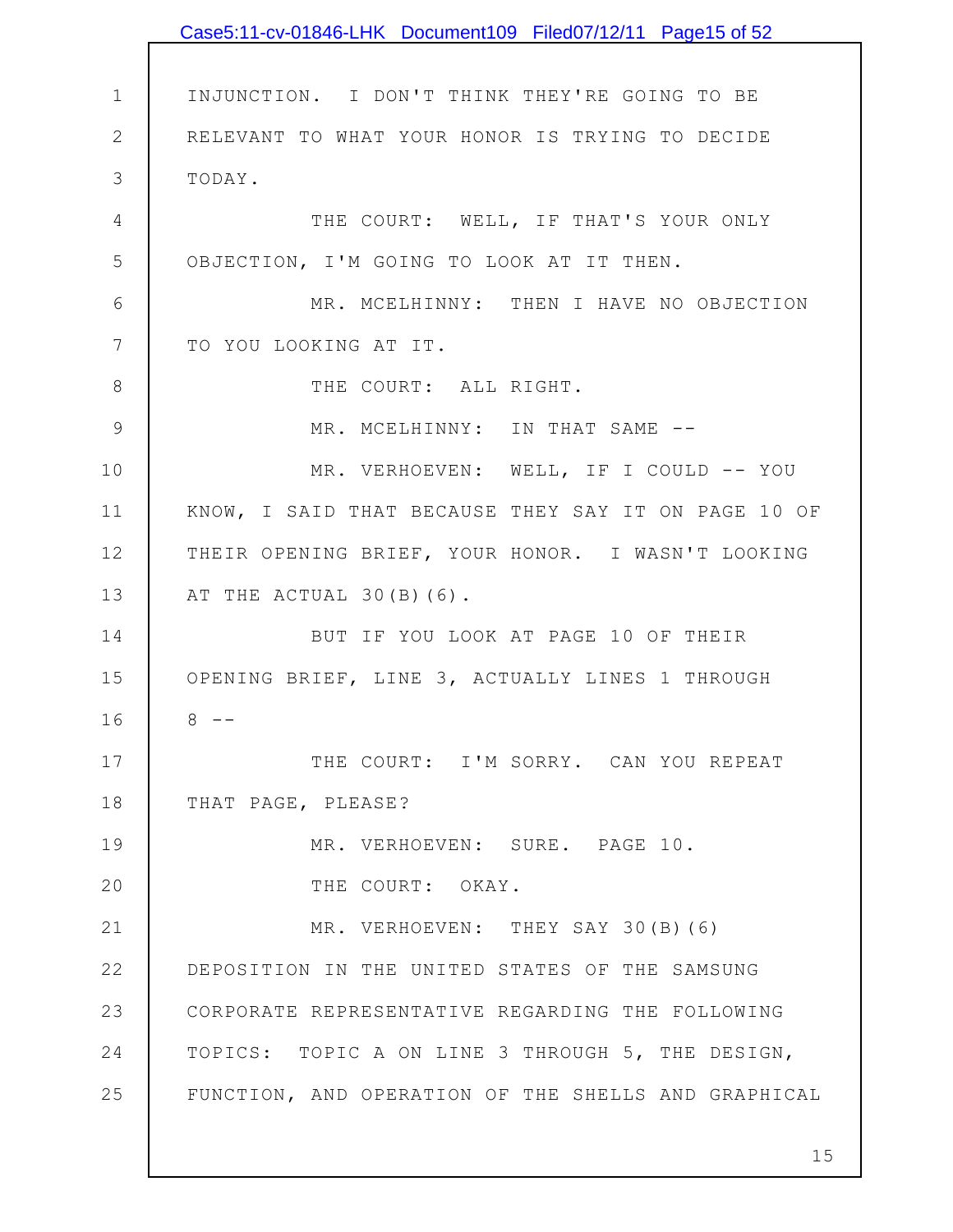INJUNCTION. I DON'T THINK THEY'RE GOING TO BE RELEVANT TO WHAT YOUR HONOR IS TRYING TO DECIDE TODAY.

THE COURT: WELL, IF THAT'S YOUR ONLY OBJECTION, I'M GOING TO LOOK AT IT THEN.

MR. MCELHINNY: THEN I HAVE NO OBJECTION TO YOU LOOKING AT IT.

THE COURT: ALL RIGHT.

MR. MCELHINNY: IN THAT SAME --

MR. VERHOEVEN: WELL, IF I COULD -- YOU KNOW, I SAID THAT BECAUSE THEY SAY IT ON PAGE 10 OF THEIR OPENING BRIEF, YOUR HONOR. I WASN'T LOOKING AT THE ACTUAL 30(B)(6).

BUT IF YOU LOOK AT PAGE 10 OF THEIR OPENING BRIEF, LINE 3, ACTUALLY LINES 1 THROUGH 8 --

THE COURT: I'M SORRY. CAN YOU REPEAT THAT PAGE, PLEASE?

MR. VERHOEVEN: SURE. PAGE 10.

THE COURT: OKAY.

MR. VERHOEVEN: THEY SAY 30(B)(6) DEPOSITION IN THE UNITED STATES OF THE SAMSUNG CORPORATE REPRESENTATIVE REGARDING THE FOLLOWING TOPICS: TOPIC A ON LINE 3 THROUGH 5, THE DESIGN, FUNCTION, AND OPERATION OF THE SHELLS AND GRAPHICAL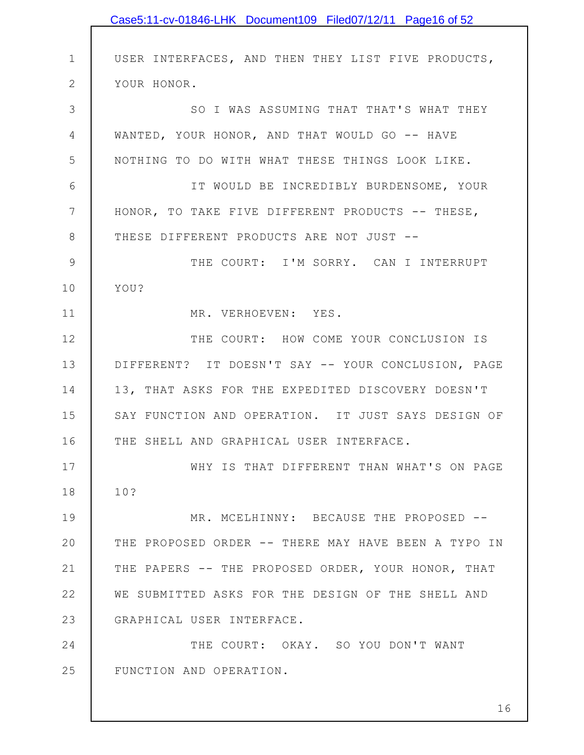USER INTERFACES, AND THEN THEY LIST FIVE PRODUCTS, YOUR HONOR.

SO I WAS ASSUMING THAT THAT'S WHAT THEY WANTED, YOUR HONOR, AND THAT WOULD GO -- HAVE NOTHING TO DO WITH WHAT THESE THINGS LOOK LIKE.

IT WOULD BE INCREDIBLY BURDENSOME, YOUR HONOR, TO TAKE FIVE DIFFERENT PRODUCTS -- THESE, THESE DIFFERENT PRODUCTS ARE NOT JUST --

THE COURT: I'M SORRY. CAN I INTERRUPT YOU?

MR. VERHOEVEN: YES.

THE COURT: HOW COME YOUR CONCLUSION IS DIFFERENT? IT DOESN'T SAY -- YOUR CONCLUSION, PAGE 13, THAT ASKS FOR THE EXPEDITED DISCOVERY DOESN'T SAY FUNCTION AND OPERATION. IT JUST SAYS DESIGN OF THE SHELL AND GRAPHICAL USER INTERFACE.

WHY IS THAT DIFFERENT THAN WHAT'S ON PAGE 10?

MR. MCELHINNY: BECAUSE THE PROPOSED -- THE PROPOSED ORDER -- THERE MAY HAVE BEEN A TYPO IN THE PAPERS -- THE PROPOSED ORDER, YOUR HONOR, THAT WE SUBMITTED ASKS FOR THE DESIGN OF THE SHELL AND GRAPHICAL USER INTERFACE.

THE COURT: OKAY. SO YOU DON'T WANT FUNCTION AND OPERATION.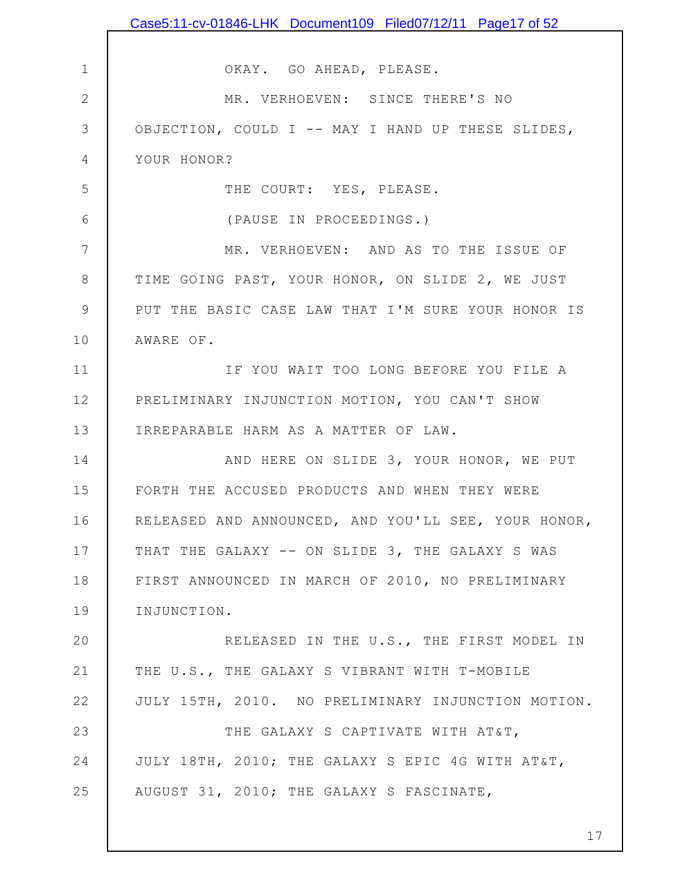OKAY. GO AHEAD, PLEASE.

MR. VERHOEVEN: SINCE THERE'S NO OBJECTION, COULD I -- MAY I HAND UP THESE SLIDES, YOUR HONOR?

THE COURT: YES, PLEASE.

(PAUSE IN PROCEEDINGS.)

MR. VERHOEVEN: AND AS TO THE ISSUE OF TIME GOING PAST, YOUR HONOR, ON SLIDE 2, WE JUST PUT THE BASIC CASE LAW THAT I'M SURE YOUR HONOR IS AWARE OF.

IF YOU WAIT TOO LONG BEFORE YOU FILE A PRELIMINARY INJUNCTION MOTION, YOU CAN'T SHOW IRREPARABLE HARM AS A MATTER OF LAW.

AND HERE ON SLIDE 3, YOUR HONOR, WE PUT FORTH THE ACCUSED PRODUCTS AND WHEN THEY WERE RELEASED AND ANNOUNCED, AND YOU'LL SEE, YOUR HONOR, THAT THE GALAXY -- ON SLIDE 3, THE GALAXY S WAS FIRST ANNOUNCED IN MARCH OF 2010, NO PRELIMINARY INJUNCTION.

RELEASED IN THE U.S., THE FIRST MODEL IN THE U.S., THE GALAXY S VIBRANT WITH T-MOBILE JULY 15TH, 2010. NO PRELIMINARY INJUNCTION MOTION.

THE GALAXY S CAPTIVATE WITH AT&T, JULY 18TH, 2010; THE GALAXY S EPIC 4G WITH AT&T, AUGUST 31, 2010; THE GALAXY S FASCINATE,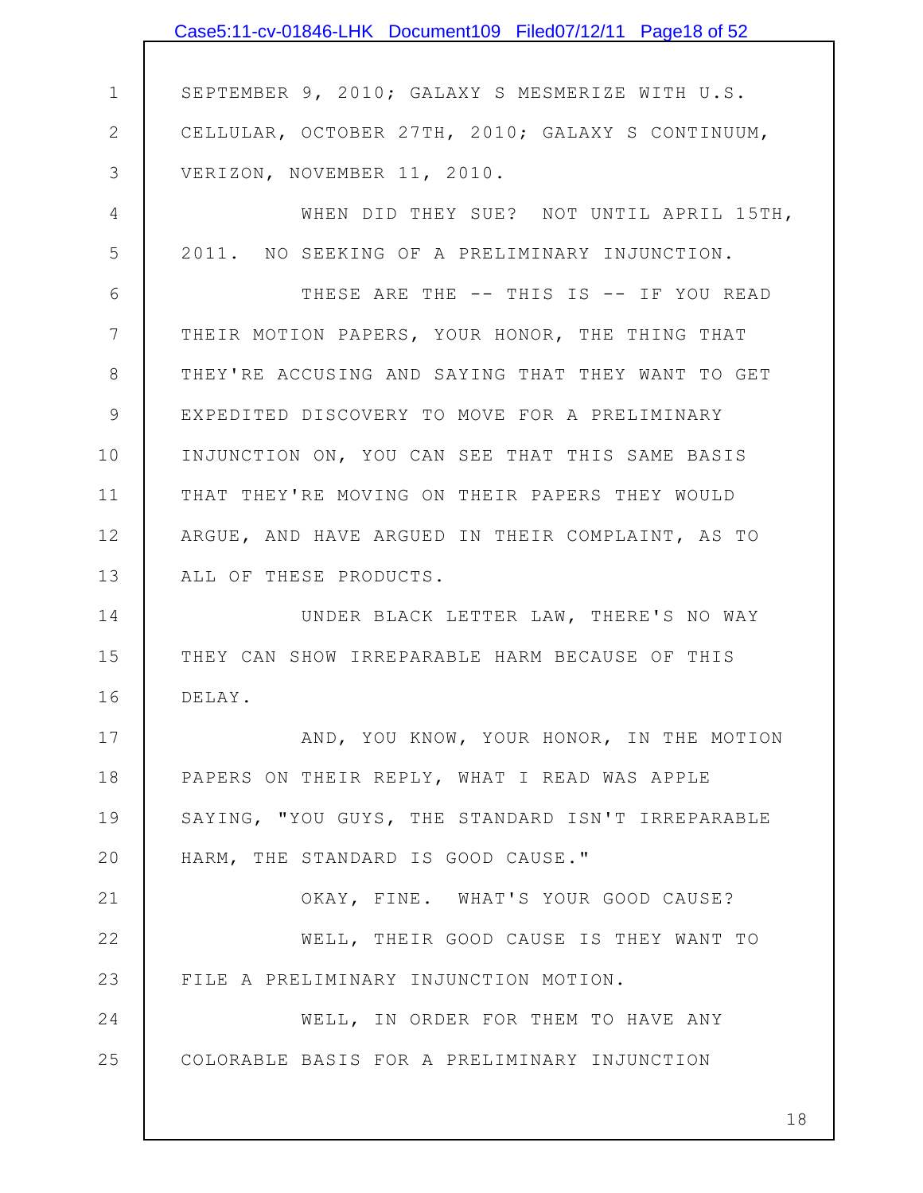SEPTEMBER 9, 2010; GALAXY S MESMERIZE WITH U.S. CELLULAR, OCTOBER 27TH, 2010; GALAXY S CONTINUUM, VERIZON, NOVEMBER 11, 2010.

WHEN DID THEY SUE? NOT UNTIL APRIL 15TH, 2011. NO SEEKING OF A PRELIMINARY INJUNCTION.

THESE ARE THE -- THIS IS -- IF YOU READ THEIR MOTION PAPERS, YOUR HONOR, THE THING THAT THEY'RE ACCUSING AND SAYING THAT THEY WANT TO GET EXPEDITED DISCOVERY TO MOVE FOR A PRELIMINARY INJUNCTION ON, YOU CAN SEE THAT THIS SAME BASIS THAT THEY'RE MOVING ON THEIR PAPERS THEY WOULD ARGUE, AND HAVE ARGUED IN THEIR COMPLAINT, AS TO ALL OF THESE PRODUCTS.

UNDER BLACK LETTER LAW, THERE'S NO WAY THEY CAN SHOW IRREPARABLE HARM BECAUSE OF THIS DELAY.

AND, YOU KNOW, YOUR HONOR, IN THE MOTION PAPERS ON THEIR REPLY, WHAT I READ WAS APPLE SAYING, "YOU GUYS, THE STANDARD ISN'T IRREPARABLE HARM, THE STANDARD IS GOOD CAUSE."

OKAY, FINE. WHAT'S YOUR GOOD CAUSE?

WELL, THEIR GOOD CAUSE IS THEY WANT TO FILE A PRELIMINARY INJUNCTION MOTION.

WELL, IN ORDER FOR THEM TO HAVE ANY COLORABLE BASIS FOR A PRELIMINARY INJUNCTION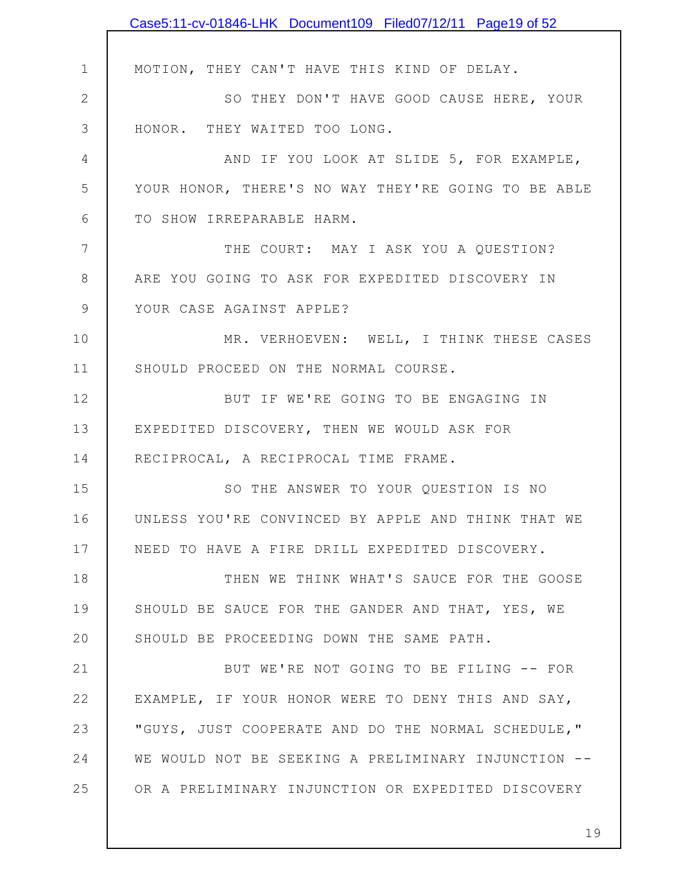MOTION, THEY CAN'T HAVE THIS KIND OF DELAY.

SO THEY DON'T HAVE GOOD CAUSE HERE, YOUR HONOR. THEY WAITED TOO LONG.

AND IF YOU LOOK AT SLIDE 5, FOR EXAMPLE, YOUR HONOR, THERE'S NO WAY THEY'RE GOING TO BE ABLE TO SHOW IRREPARABLE HARM.

THE COURT: MAY I ASK YOU A QUESTION? ARE YOU GOING TO ASK FOR EXPEDITED DISCOVERY IN YOUR CASE AGAINST APPLE?

MR. VERHOEVEN: WELL, I THINK THESE CASES SHOULD PROCEED ON THE NORMAL COURSE.

BUT IF WE'RE GOING TO BE ENGAGING IN EXPEDITED DISCOVERY, THEN WE WOULD ASK FOR RECIPROCAL, A RECIPROCAL TIME FRAME.

SO THE ANSWER TO YOUR QUESTION IS NO UNLESS YOU'RE CONVINCED BY APPLE AND THINK THAT WE NEED TO HAVE A FIRE DRILL EXPEDITED DISCOVERY.

THEN WE THINK WHAT'S SAUCE FOR THE GOOSE SHOULD BE SAUCE FOR THE GANDER AND THAT, YES, WE SHOULD BE PROCEEDING DOWN THE SAME PATH.

BUT WE'RE NOT GOING TO BE FILING -- FOR EXAMPLE, IF YOUR HONOR WERE TO DENY THIS AND SAY, "GUYS, JUST COOPERATE AND DO THE NORMAL SCHEDULE," WE WOULD NOT BE SEEKING A PRELIMINARY INJUNCTION -- OR A PRELIMINARY INJUNCTION OR EXPEDITED DISCOVERY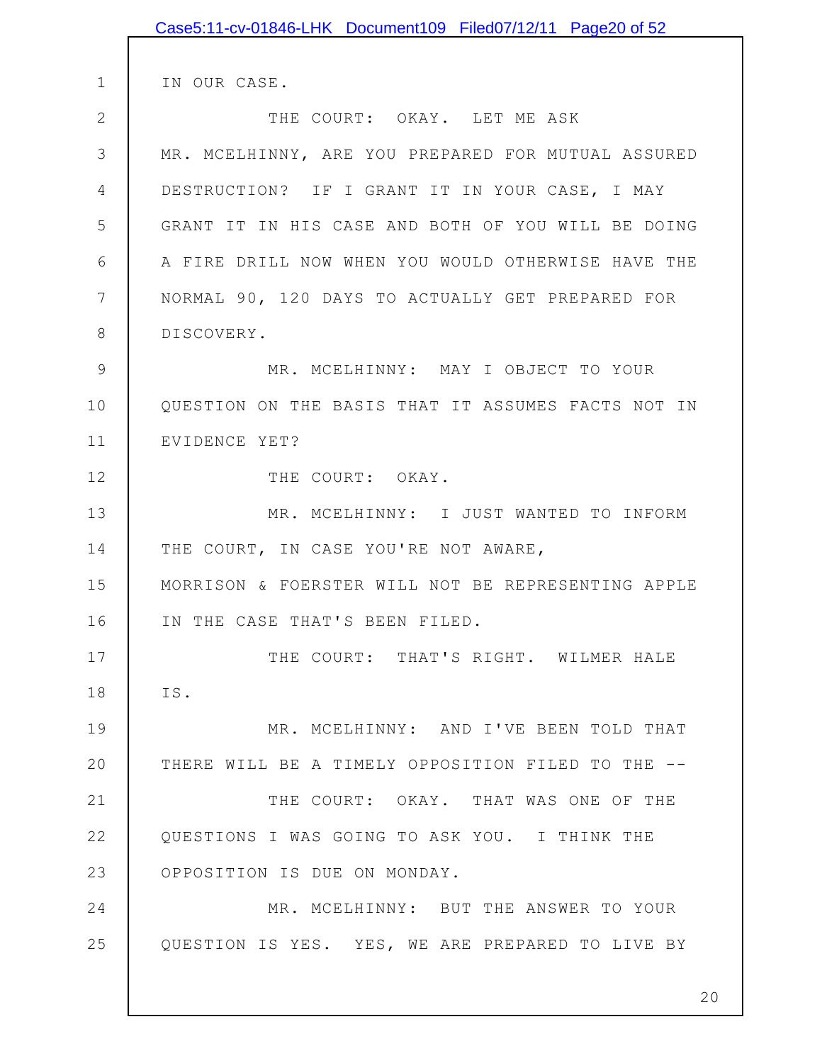IN OUR CASE.

THE COURT: OKAY. LET ME ASK MR. MCELHINNY, ARE YOU PREPARED FOR MUTUAL ASSURED DESTRUCTION? IF I GRANT IT IN YOUR CASE, I MAY GRANT IT IN HIS CASE AND BOTH OF YOU WILL BE DOING A FIRE DRILL NOW WHEN YOU WOULD OTHERWISE HAVE THE NORMAL 90, 120 DAYS TO ACTUALLY GET PREPARED FOR DISCOVERY.

MR. MCELHINNY: MAY I OBJECT TO YOUR QUESTION ON THE BASIS THAT IT ASSUMES FACTS NOT IN EVIDENCE YET?

THE COURT: OKAY.

MR. MCELHINNY: I JUST WANTED TO INFORM THE COURT, IN CASE YOU'RE NOT AWARE, MORRISON & FOERSTER WILL NOT BE REPRESENTING APPLE IN THE CASE THAT'S BEEN FILED.

THE COURT: THAT'S RIGHT. WILMER HALE IS.

MR. MCELHINNY: AND I'VE BEEN TOLD THAT THERE WILL BE A TIMELY OPPOSITION FILED TO THE --

THE COURT: OKAY. THAT WAS ONE OF THE QUESTIONS I WAS GOING TO ASK YOU. I THINK THE OPPOSITION IS DUE ON MONDAY.

MR. MCELHINNY: BUT THE ANSWER TO YOUR QUESTION IS YES. YES, WE ARE PREPARED TO LIVE BY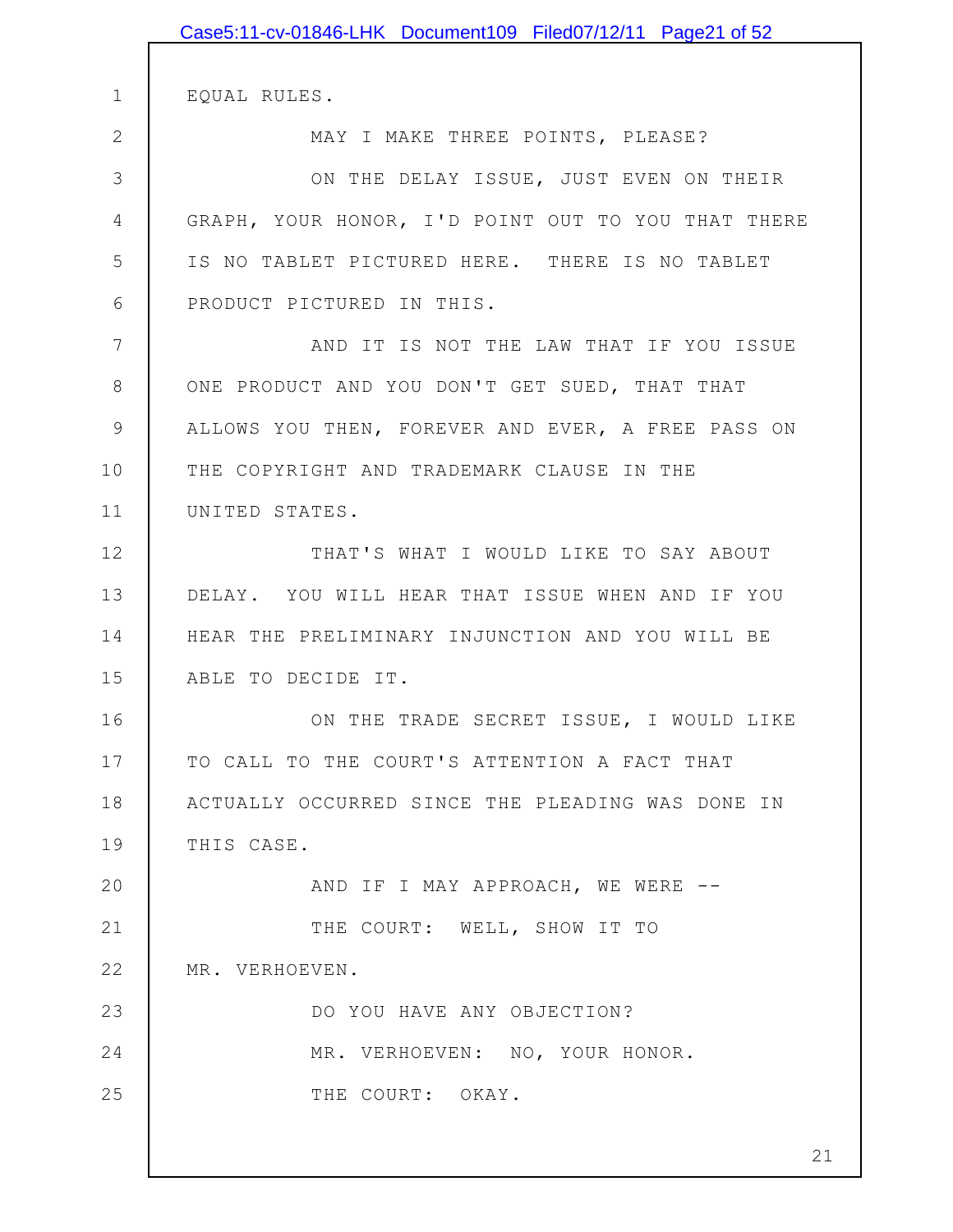EQUAL RULES.

MAY I MAKE THREE POINTS, PLEASE?

ON THE DELAY ISSUE, JUST EVEN ON THEIR GRAPH, YOUR HONOR, I'D POINT OUT TO YOU THAT THERE IS NO TABLET PICTURED HERE. THERE IS NO TABLET PRODUCT PICTURED IN THIS.

AND IT IS NOT THE LAW THAT IF YOU ISSUE ONE PRODUCT AND YOU DON'T GET SUED, THAT THAT ALLOWS YOU THEN, FOREVER AND EVER, A FREE PASS ON THE COPYRIGHT AND TRADEMARK CLAUSE IN THE UNITED STATES.

THAT'S WHAT I WOULD LIKE TO SAY ABOUT DELAY. YOU WILL HEAR THAT ISSUE WHEN AND IF YOU HEAR THE PRELIMINARY INJUNCTION AND YOU WILL BE ABLE TO DECIDE IT.

ON THE TRADE SECRET ISSUE, I WOULD LIKE TO CALL TO THE COURT'S ATTENTION A FACT THAT ACTUALLY OCCURRED SINCE THE PLEADING WAS DONE IN THIS CASE.

AND IF I MAY APPROACH, WE WERE --

THE COURT: WELL, SHOW IT TO MR. VERHOEVEN.

DO YOU HAVE ANY OBJECTION?

MR. VERHOEVEN: NO, YOUR HONOR.

THE COURT: OKAY.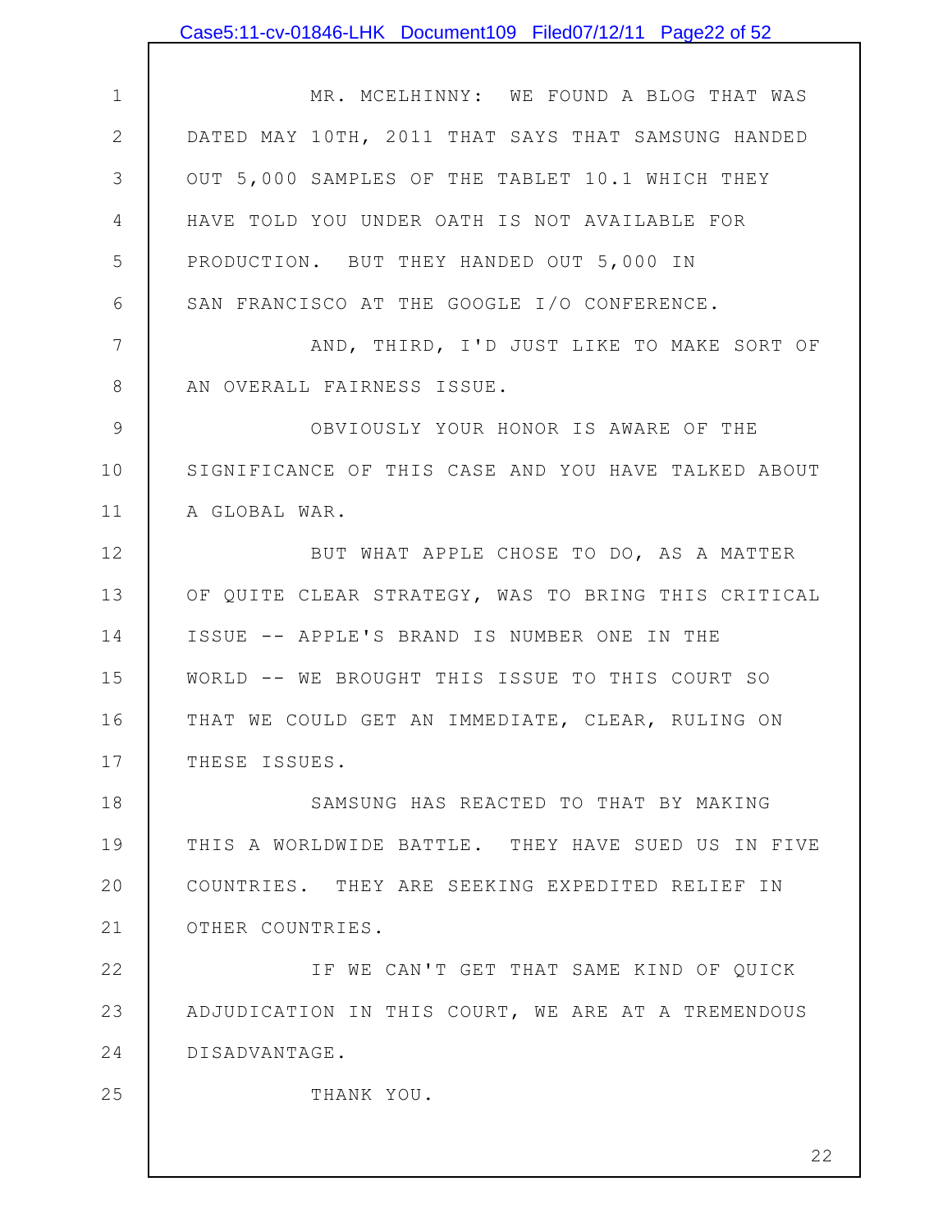MR. MCELHINNY: WE FOUND A BLOG THAT WAS DATED MAY 10TH, 2011 THAT SAYS THAT SAMSUNG HANDED OUT 5,000 SAMPLES OF THE TABLET 10.1 WHICH THEY HAVE TOLD YOU UNDER OATH IS NOT AVAILABLE FOR PRODUCTION. BUT THEY HANDED OUT 5,000 IN SAN FRANCISCO AT THE GOOGLE I/O CONFERENCE.

AND, THIRD, I'D JUST LIKE TO MAKE SORT OF AN OVERALL FAIRNESS ISSUE.

OBVIOUSLY YOUR HONOR IS AWARE OF THE SIGNIFICANCE OF THIS CASE AND YOU HAVE TALKED ABOUT A GLOBAL WAR.

BUT WHAT APPLE CHOSE TO DO, AS A MATTER OF QUITE CLEAR STRATEGY, WAS TO BRING THIS CRITICAL ISSUE -- APPLE'S BRAND IS NUMBER ONE IN THE WORLD -- WE BROUGHT THIS ISSUE TO THIS COURT SO THAT WE COULD GET AN IMMEDIATE, CLEAR, RULING ON THESE ISSUES.

SAMSUNG HAS REACTED TO THAT BY MAKING THIS A WORLDWIDE BATTLE. THEY HAVE SUED US IN FIVE COUNTRIES. THEY ARE SEEKING EXPEDITED RELIEF IN OTHER COUNTRIES.

IF WE CAN'T GET THAT SAME KIND OF QUICK ADJUDICATION IN THIS COURT, WE ARE AT A TREMENDOUS DISADVANTAGE.

THANK YOU.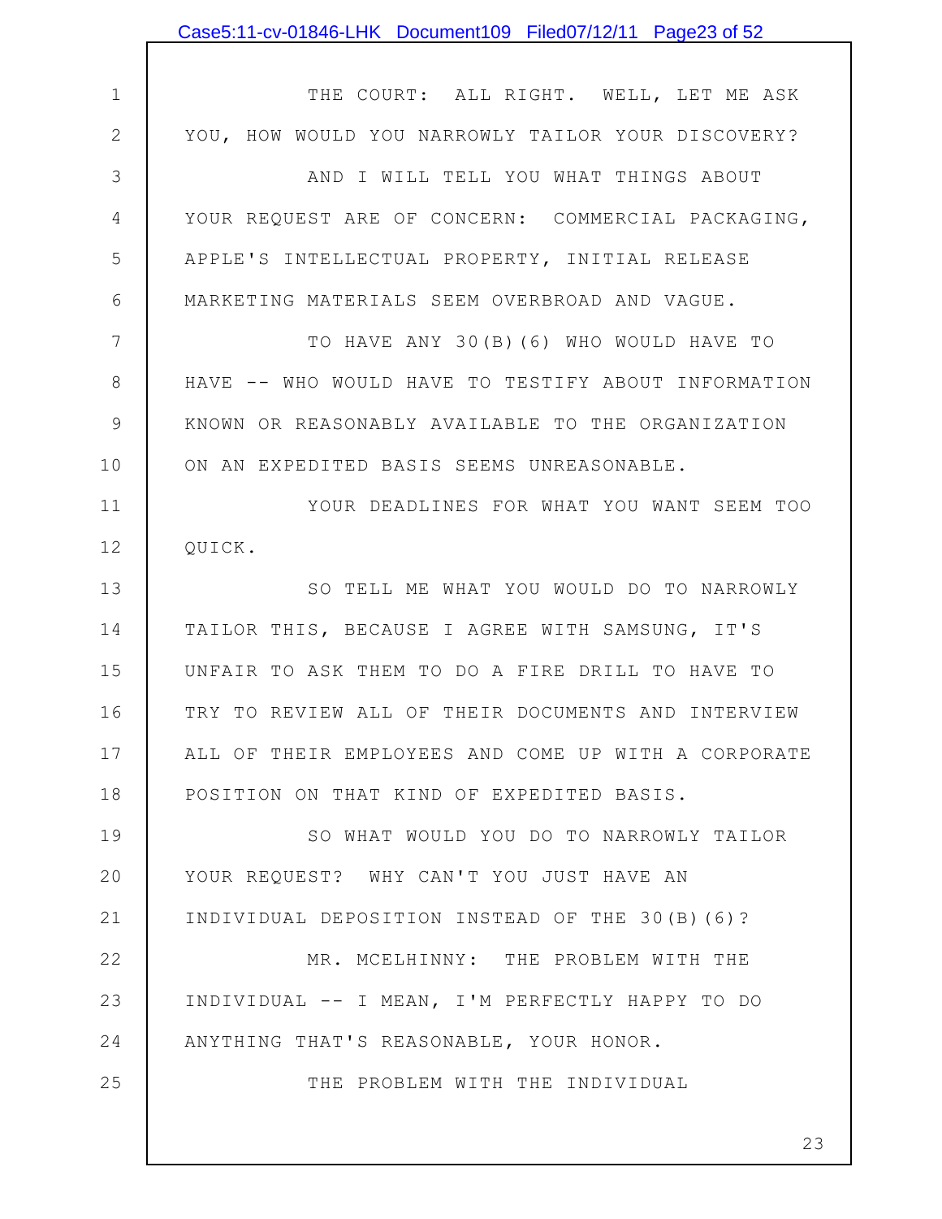THE COURT: ALL RIGHT. WELL, LET ME ASK YOU, HOW WOULD YOU NARROWLY TAILOR YOUR DISCOVERY?

AND I WILL TELL YOU WHAT THINGS ABOUT YOUR REQUEST ARE OF CONCERN: COMMERCIAL PACKAGING, APPLE'S INTELLECTUAL PROPERTY, INITIAL RELEASE MARKETING MATERIALS SEEM OVERBROAD AND VAGUE.

TO HAVE ANY 30(B)(6) WHO WOULD HAVE TO HAVE -- WHO WOULD HAVE TO TESTIFY ABOUT INFORMATION KNOWN OR REASONABLY AVAILABLE TO THE ORGANIZATION ON AN EXPEDITED BASIS SEEMS UNREASONABLE.

YOUR DEADLINES FOR WHAT YOU WANT SEEM TOO QUICK.

SO TELL ME WHAT YOU WOULD DO TO NARROWLY TAILOR THIS, BECAUSE I AGREE WITH SAMSUNG, IT'S UNFAIR TO ASK THEM TO DO A FIRE DRILL TO HAVE TO TRY TO REVIEW ALL OF THEIR DOCUMENTS AND INTERVIEW ALL OF THEIR EMPLOYEES AND COME UP WITH A CORPORATE POSITION ON THAT KIND OF EXPEDITED BASIS.

SO WHAT WOULD YOU DO TO NARROWLY TAILOR YOUR REQUEST? WHY CAN'T YOU JUST HAVE AN INDIVIDUAL DEPOSITION INSTEAD OF THE 30(B)(6)?

MR. MCELHINNY: THE PROBLEM WITH THE INDIVIDUAL -- I MEAN, I'M PERFECTLY HAPPY TO DO ANYTHING THAT'S REASONABLE, YOUR HONOR.

THE PROBLEM WITH THE INDIVIDUAL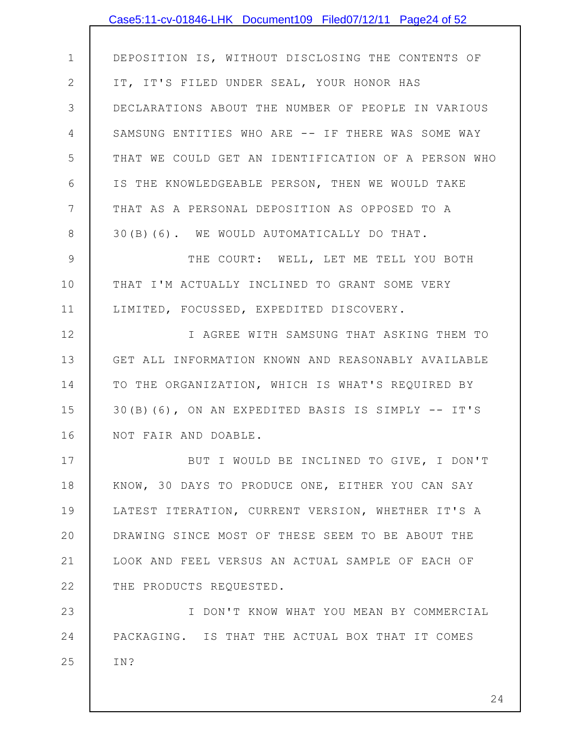DEPOSITION IS, WITHOUT DISCLOSING THE CONTENTS OF IT, IT'S FILED UNDER SEAL, YOUR HONOR HAS DECLARATIONS ABOUT THE NUMBER OF PEOPLE IN VARIOUS SAMSUNG ENTITIES WHO ARE -- IF THERE WAS SOME WAY THAT WE COULD GET AN IDENTIFICATION OF A PERSON WHO IS THE KNOWLEDGEABLE PERSON, THEN WE WOULD TAKE THAT AS A PERSONAL DEPOSITION AS OPPOSED TO A 30(B)(6). WE WOULD AUTOMATICALLY DO THAT.

THE COURT: WELL, LET ME TELL YOU BOTH THAT I'M ACTUALLY INCLINED TO GRANT SOME VERY LIMITED, FOCUSSED, EXPEDITED DISCOVERY.

I AGREE WITH SAMSUNG THAT ASKING THEM TO GET ALL INFORMATION KNOWN AND REASONABLY AVAILABLE TO THE ORGANIZATION, WHICH IS WHAT'S REQUIRED BY 30(B)(6), ON AN EXPEDITED BASIS IS SIMPLY -- IT'S NOT FAIR AND DOABLE.

BUT I WOULD BE INCLINED TO GIVE, I DON'T KNOW, 30 DAYS TO PRODUCE ONE, EITHER YOU CAN SAY LATEST ITERATION, CURRENT VERSION, WHETHER IT'S A DRAWING SINCE MOST OF THESE SEEM TO BE ABOUT THE LOOK AND FEEL VERSUS AN ACTUAL SAMPLE OF EACH OF THE PRODUCTS REQUESTED.

I DON'T KNOW WHAT YOU MEAN BY COMMERCIAL PACKAGING. IS THAT THE ACTUAL BOX THAT IT COMES IN?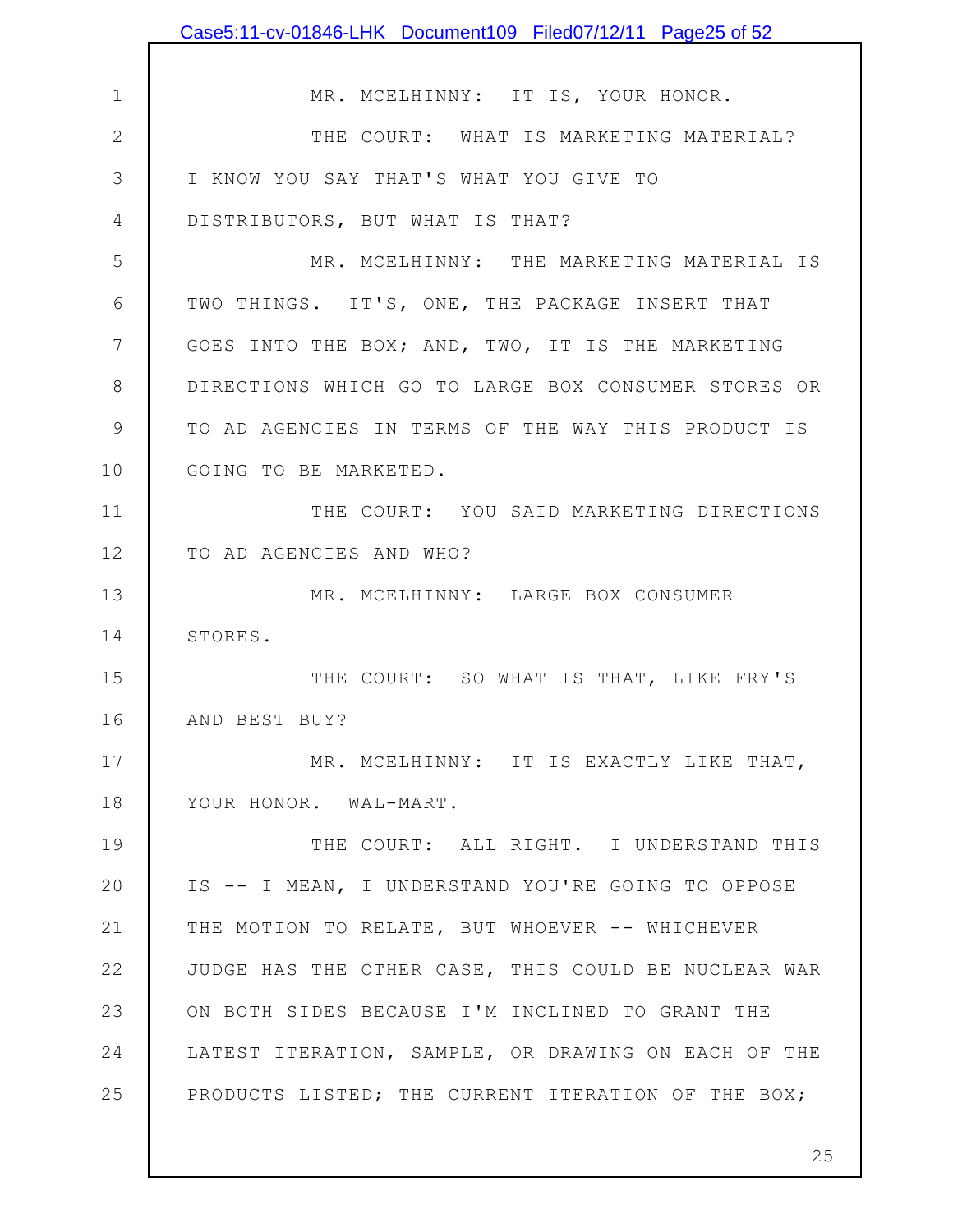MR. MCELHINNY: IT IS, YOUR HONOR.

THE COURT: WHAT IS MARKETING MATERIAL? I KNOW YOU SAY THAT'S WHAT YOU GIVE TO DISTRIBUTORS, BUT WHAT IS THAT?

MR. MCELHINNY: THE MARKETING MATERIAL IS TWO THINGS. IT'S, ONE, THE PACKAGE INSERT THAT GOES INTO THE BOX; AND, TWO, IT IS THE MARKETING DIRECTIONS WHICH GO TO LARGE BOX CONSUMER STORES OR TO AD AGENCIES IN TERMS OF THE WAY THIS PRODUCT IS GOING TO BE MARKETED.

THE COURT: YOU SAID MARKETING DIRECTIONS TO AD AGENCIES AND WHO?

MR. MCELHINNY: LARGE BOX CONSUMER STORES.

THE COURT: SO WHAT IS THAT, LIKE FRY'S AND BEST BUY?

MR. MCELHINNY: IT IS EXACTLY LIKE THAT, YOUR HONOR. WAL-MART.

THE COURT: ALL RIGHT. I UNDERSTAND THIS IS -- I MEAN, I UNDERSTAND YOU'RE GOING TO OPPOSE THE MOTION TO RELATE, BUT WHOEVER -- WHICHEVER JUDGE HAS THE OTHER CASE, THIS COULD BE NUCLEAR WAR ON BOTH SIDES BECAUSE I'M INCLINED TO GRANT THE LATEST ITERATION, SAMPLE, OR DRAWING ON EACH OF THE PRODUCTS LISTED; THE CURRENT ITERATION OF THE BOX;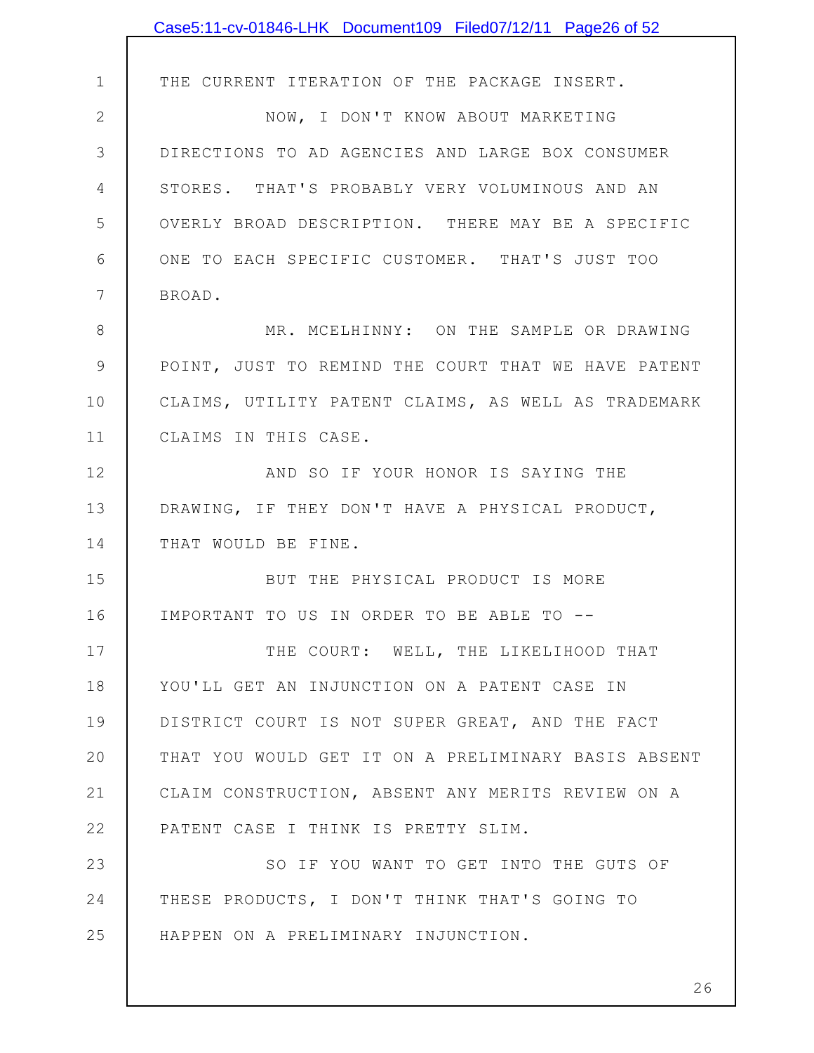THE CURRENT ITERATION OF THE PACKAGE INSERT.

NOW, I DON'T KNOW ABOUT MARKETING DIRECTIONS TO AD AGENCIES AND LARGE BOX CONSUMER STORES. THAT'S PROBABLY VERY VOLUMINOUS AND AN OVERLY BROAD DESCRIPTION. THERE MAY BE A SPECIFIC ONE TO EACH SPECIFIC CUSTOMER. THAT'S JUST TOO BROAD.

MR. MCELHINNY: ON THE SAMPLE OR DRAWING POINT, JUST TO REMIND THE COURT THAT WE HAVE PATENT CLAIMS, UTILITY PATENT CLAIMS, AS WELL AS TRADEMARK CLAIMS IN THIS CASE.

AND SO IF YOUR HONOR IS SAYING THE DRAWING, IF THEY DON'T HAVE A PHYSICAL PRODUCT, THAT WOULD BE FINE.

BUT THE PHYSICAL PRODUCT IS MORE IMPORTANT TO US IN ORDER TO BE ABLE TO --

THE COURT: WELL, THE LIKELIHOOD THAT YOU'LL GET AN INJUNCTION ON A PATENT CASE IN DISTRICT COURT IS NOT SUPER GREAT, AND THE FACT THAT YOU WOULD GET IT ON A PRELIMINARY BASIS ABSENT CLAIM CONSTRUCTION, ABSENT ANY MERITS REVIEW ON A PATENT CASE I THINK IS PRETTY SLIM.

SO IF YOU WANT TO GET INTO THE GUTS OF THESE PRODUCTS, I DON'T THINK THAT'S GOING TO HAPPEN ON A PRELIMINARY INJUNCTION.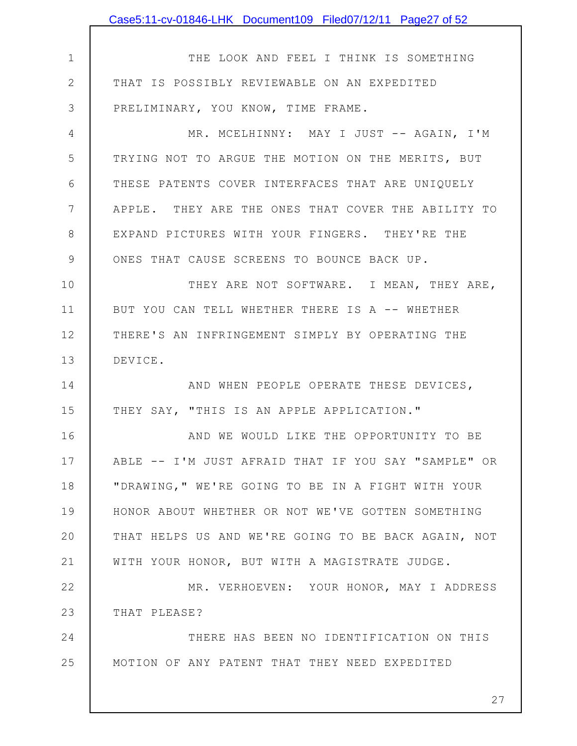THE LOOK AND FEEL I THINK IS SOMETHING THAT IS POSSIBLY REVIEWABLE ON AN EXPEDITED PRELIMINARY, YOU KNOW, TIME FRAME.

MR. MCELHINNY: MAY I JUST -- AGAIN, I'M TRYING NOT TO ARGUE THE MOTION ON THE MERITS, BUT THESE PATENTS COVER INTERFACES THAT ARE UNIQUELY APPLE. THEY ARE THE ONES THAT COVER THE ABILITY TO EXPAND PICTURES WITH YOUR FINGERS. THEY'RE THE ONES THAT CAUSE SCREENS TO BOUNCE BACK UP.

THEY ARE NOT SOFTWARE. I MEAN, THEY ARE, BUT YOU CAN TELL WHETHER THERE IS A -- WHETHER THERE'S AN INFRINGEMENT SIMPLY BY OPERATING THE DEVICE.

AND WHEN PEOPLE OPERATE THESE DEVICES, THEY SAY, "THIS IS AN APPLE APPLICATION."

AND WE WOULD LIKE THE OPPORTUNITY TO BE ABLE -- I'M JUST AFRAID THAT IF YOU SAY "SAMPLE" OR "DRAWING," WE'RE GOING TO BE IN A FIGHT WITH YOUR HONOR ABOUT WHETHER OR NOT WE'VE GOTTEN SOMETHING THAT HELPS US AND WE'RE GOING TO BE BACK AGAIN, NOT WITH YOUR HONOR, BUT WITH A MAGISTRATE JUDGE.

MR. VERHOEVEN: YOUR HONOR, MAY I ADDRESS THAT PLEASE?

THERE HAS BEEN NO IDENTIFICATION ON THIS MOTION OF ANY PATENT THAT THEY NEED EXPEDITED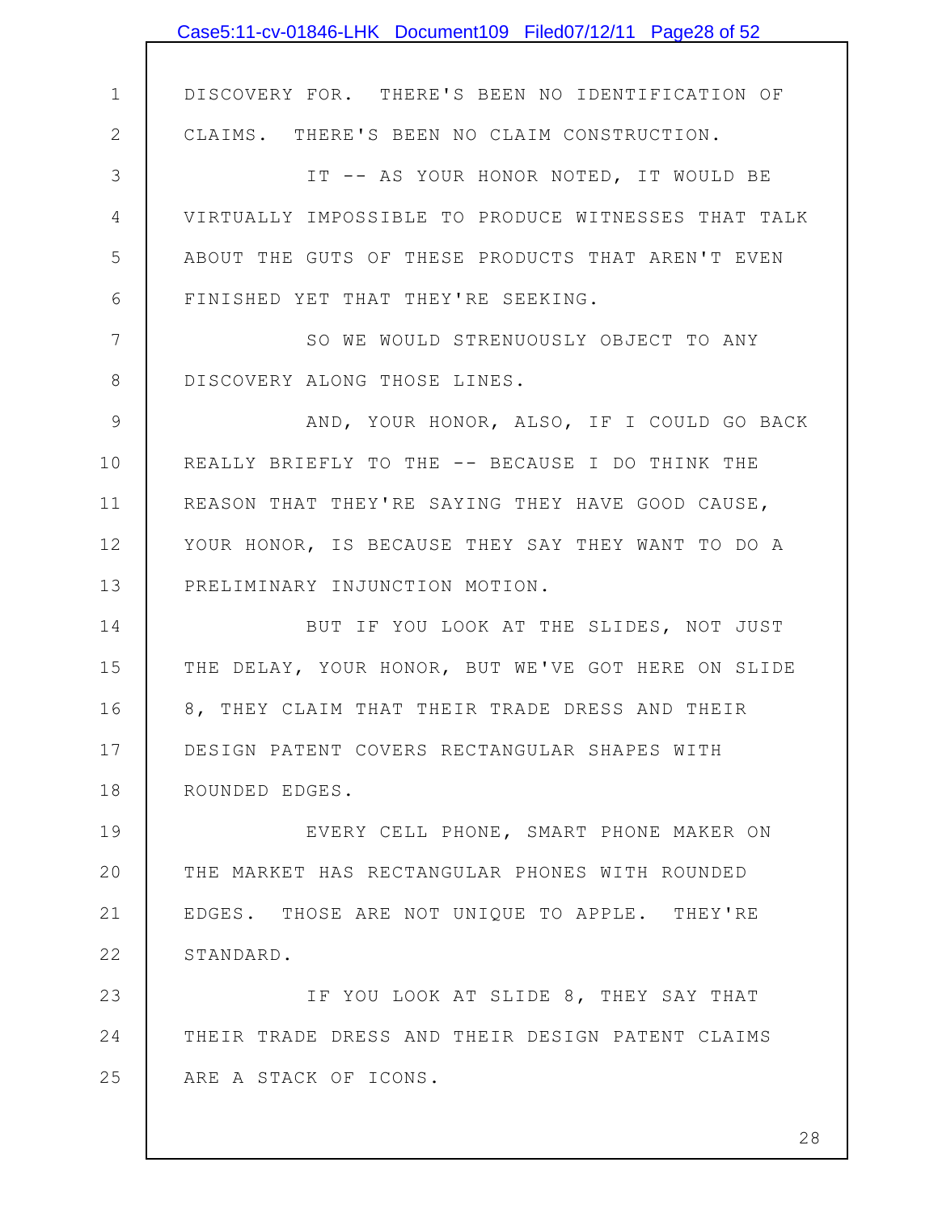DISCOVERY FOR. THERE'S BEEN NO IDENTIFICATION OF CLAIMS. THERE'S BEEN NO CLAIM CONSTRUCTION.

IT -- AS YOUR HONOR NOTED, IT WOULD BE VIRTUALLY IMPOSSIBLE TO PRODUCE WITNESSES THAT TALK ABOUT THE GUTS OF THESE PRODUCTS THAT AREN'T EVEN FINISHED YET THAT THEY'RE SEEKING.

SO WE WOULD STRENUOUSLY OBJECT TO ANY DISCOVERY ALONG THOSE LINES.

AND, YOUR HONOR, ALSO, IF I COULD GO BACK REALLY BRIEFLY TO THE -- BECAUSE I DO THINK THE REASON THAT THEY'RE SAYING THEY HAVE GOOD CAUSE, YOUR HONOR, IS BECAUSE THEY SAY THEY WANT TO DO A PRELIMINARY INJUNCTION MOTION.

BUT IF YOU LOOK AT THE SLIDES, NOT JUST THE DELAY, YOUR HONOR, BUT WE'VE GOT HERE ON SLIDE 8, THEY CLAIM THAT THEIR TRADE DRESS AND THEIR DESIGN PATENT COVERS RECTANGULAR SHAPES WITH ROUNDED EDGES.

EVERY CELL PHONE, SMART PHONE MAKER ON THE MARKET HAS RECTANGULAR PHONES WITH ROUNDED EDGES. THOSE ARE NOT UNIQUE TO APPLE. THEY'RE STANDARD.

IF YOU LOOK AT SLIDE 8, THEY SAY THAT THEIR TRADE DRESS AND THEIR DESIGN PATENT CLAIMS ARE A STACK OF ICONS.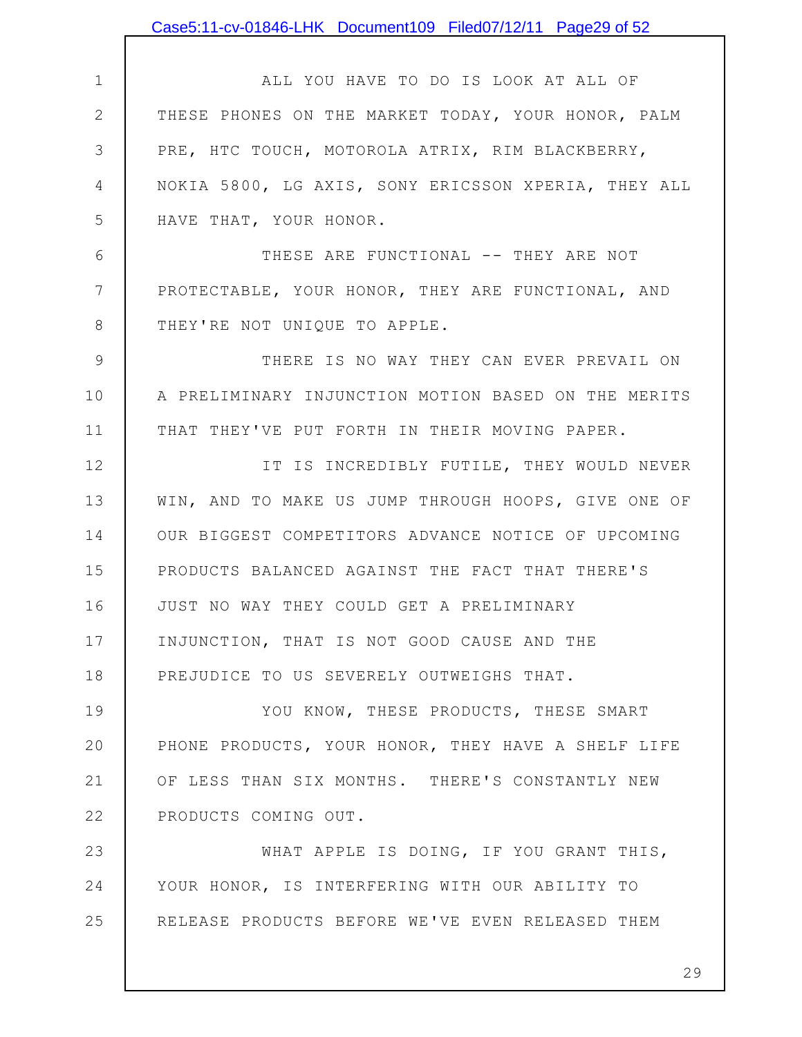ALL YOU HAVE TO DO IS LOOK AT ALL OF THESE PHONES ON THE MARKET TODAY, YOUR HONOR, PALM PRE, HTC TOUCH, MOTOROLA ATRIX, RIM BLACKBERRY, NOKIA 5800, LG AXIS, SONY ERICSSON XPERIA, THEY ALL HAVE THAT, YOUR HONOR.

THESE ARE FUNCTIONAL -- THEY ARE NOT PROTECTABLE, YOUR HONOR, THEY ARE FUNCTIONAL, AND THEY'RE NOT UNIQUE TO APPLE.

THERE IS NO WAY THEY CAN EVER PREVAIL ON A PRELIMINARY INJUNCTION MOTION BASED ON THE MERITS THAT THEY'VE PUT FORTH IN THEIR MOVING PAPER.

IT IS INCREDIBLY FUTILE, THEY WOULD NEVER WIN, AND TO MAKE US JUMP THROUGH HOOPS, GIVE ONE OF OUR BIGGEST COMPETITORS ADVANCE NOTICE OF UPCOMING PRODUCTS BALANCED AGAINST THE FACT THAT THERE'S JUST NO WAY THEY COULD GET A PRELIMINARY INJUNCTION, THAT IS NOT GOOD CAUSE AND THE PREJUDICE TO US SEVERELY OUTWEIGHS THAT.

YOU KNOW, THESE PRODUCTS, THESE SMART PHONE PRODUCTS, YOUR HONOR, THEY HAVE A SHELF LIFE OF LESS THAN SIX MONTHS. THERE'S CONSTANTLY NEW PRODUCTS COMING OUT.

WHAT APPLE IS DOING, IF YOU GRANT THIS, YOUR HONOR, IS INTERFERING WITH OUR ABILITY TO RELEASE PRODUCTS BEFORE WE'VE EVEN RELEASED THEM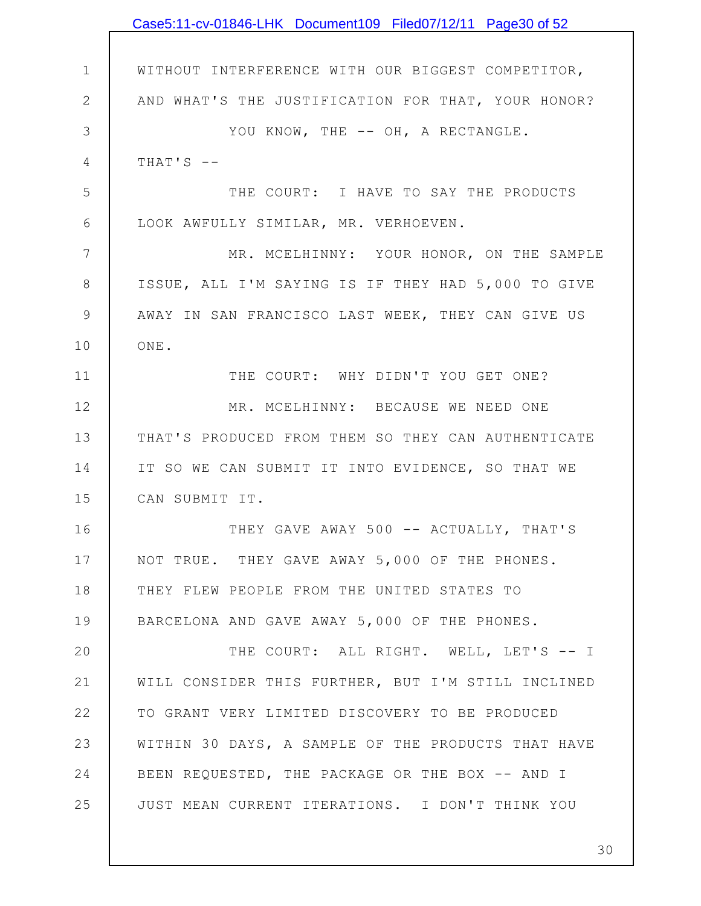WITHOUT INTERFERENCE WITH OUR BIGGEST COMPETITOR, AND WHAT'S THE JUSTIFICATION FOR THAT, YOUR HONOR?

YOU KNOW, THE -- OH, A RECTANGLE. THAT'S --

THE COURT: I HAVE TO SAY THE PRODUCTS LOOK AWFULLY SIMILAR, MR. VERHOEVEN.

MR. MCELHINNY: YOUR HONOR, ON THE SAMPLE ISSUE, ALL I'M SAYING IS IF THEY HAD 5,000 TO GIVE AWAY IN SAN FRANCISCO LAST WEEK, THEY CAN GIVE US ONE.

THE COURT: WHY DIDN'T YOU GET ONE?

MR. MCELHINNY: BECAUSE WE NEED ONE THAT'S PRODUCED FROM THEM SO THEY CAN AUTHENTICATE IT SO WE CAN SUBMIT IT INTO EVIDENCE, SO THAT WE CAN SUBMIT IT.

THEY GAVE AWAY 500 -- ACTUALLY, THAT'S NOT TRUE. THEY GAVE AWAY 5,000 OF THE PHONES. THEY FLEW PEOPLE FROM THE UNITED STATES TO BARCELONA AND GAVE AWAY 5,000 OF THE PHONES.

THE COURT: ALL RIGHT. WELL, LET'S -- I WILL CONSIDER THIS FURTHER, BUT I'M STILL INCLINED TO GRANT VERY LIMITED DISCOVERY TO BE PRODUCED WITHIN 30 DAYS, A SAMPLE OF THE PRODUCTS THAT HAVE BEEN REQUESTED, THE PACKAGE OR THE BOX -- AND I JUST MEAN CURRENT ITERATIONS. I DON'T THINK YOU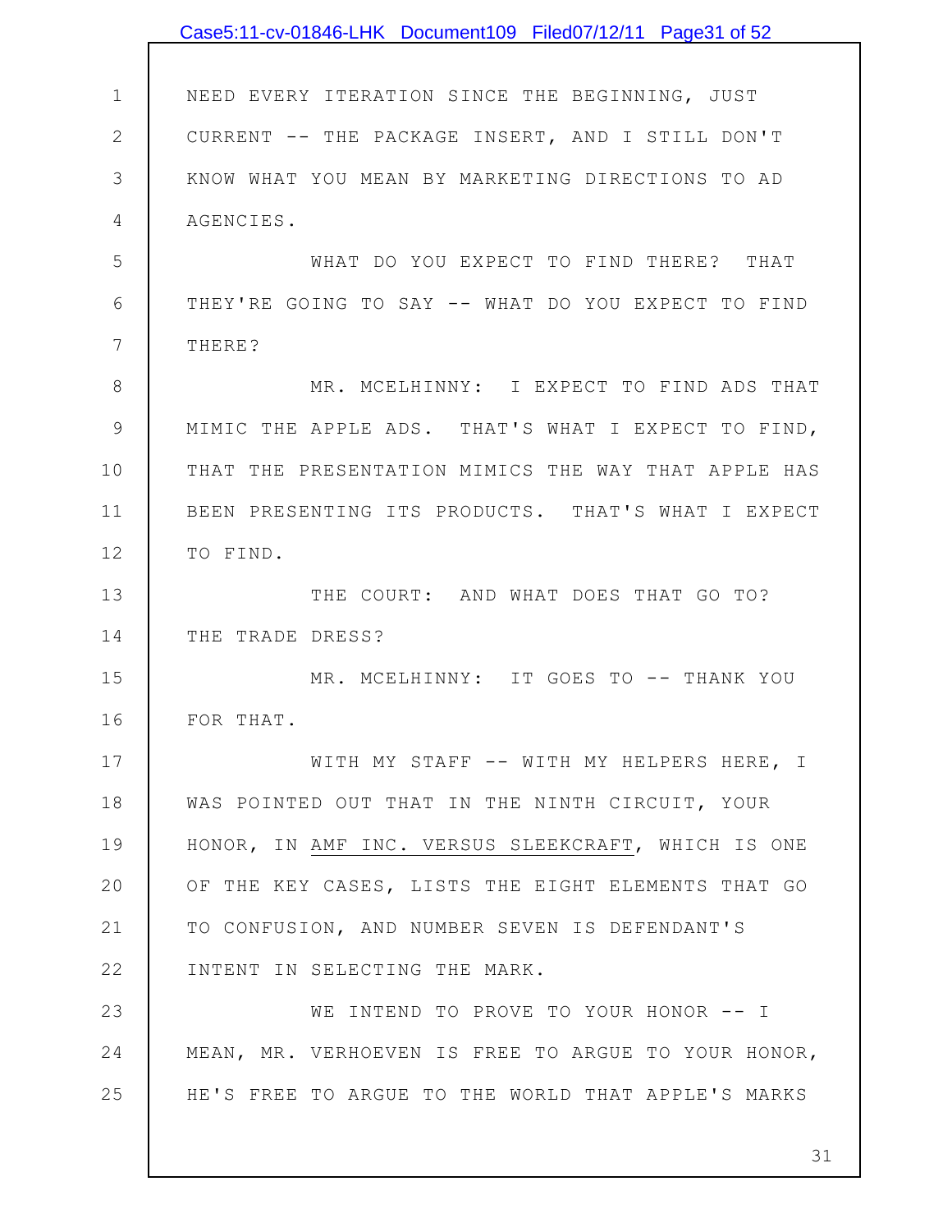NEED EVERY ITERATION SINCE THE BEGINNING, JUST CURRENT -- THE PACKAGE INSERT, AND I STILL DON'T KNOW WHAT YOU MEAN BY MARKETING DIRECTIONS TO AD AGENCIES.

WHAT DO YOU EXPECT TO FIND THERE? THAT THEY'RE GOING TO SAY -- WHAT DO YOU EXPECT TO FIND THERE?

MR. MCELHINNY: I EXPECT TO FIND ADS THAT MIMIC THE APPLE ADS. THAT'S WHAT I EXPECT TO FIND, THAT THE PRESENTATION MIMICS THE WAY THAT APPLE HAS BEEN PRESENTING ITS PRODUCTS. THAT'S WHAT I EXPECT TO FIND.

THE COURT: AND WHAT DOES THAT GO TO? THE TRADE DRESS?

MR. MCELHINNY: IT GOES TO -- THANK YOU FOR THAT.

WITH MY STAFF -- WITH MY HELPERS HERE, I WAS POINTED OUT THAT IN THE NINTH CIRCUIT, YOUR HONOR, IN AMF INC. VERSUS SLEEKCRAFT, WHICH IS ONE OF THE KEY CASES, LISTS THE EIGHT ELEMENTS THAT GO TO CONFUSION, AND NUMBER SEVEN IS DEFENDANT'S INTENT IN SELECTING THE MARK.

WE INTEND TO PROVE TO YOUR HONOR -- I MEAN, MR. VERHOEVEN IS FREE TO ARGUE TO YOUR HONOR, HE'S FREE TO ARGUE TO THE WORLD THAT APPLE'S MARKS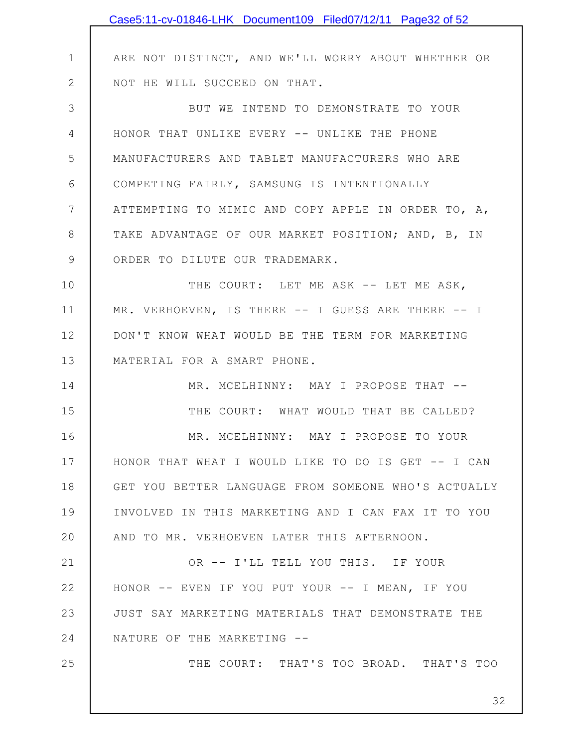ARE NOT DISTINCT, AND WE'LL WORRY ABOUT WHETHER OR NOT HE WILL SUCCEED ON THAT.

BUT WE INTEND TO DEMONSTRATE TO YOUR HONOR THAT UNLIKE EVERY -- UNLIKE THE PHONE MANUFACTURERS AND TABLET MANUFACTURERS WHO ARE COMPETING FAIRLY, SAMSUNG IS INTENTIONALLY ATTEMPTING TO MIMIC AND COPY APPLE IN ORDER TO, A, TAKE ADVANTAGE OF OUR MARKET POSITION; AND, B, IN ORDER TO DILUTE OUR TRADEMARK.

THE COURT: LET ME ASK -- LET ME ASK, MR. VERHOEVEN, IS THERE -- I GUESS ARE THERE -- I DON'T KNOW WHAT WOULD BE THE TERM FOR MARKETING MATERIAL FOR A SMART PHONE.

MR. MCELHINNY: MAY I PROPOSE THAT --

THE COURT: WHAT WOULD THAT BE CALLED?

MR. MCELHINNY: MAY I PROPOSE TO YOUR HONOR THAT WHAT I WOULD LIKE TO DO IS GET -- I CAN GET YOU BETTER LANGUAGE FROM SOMEONE WHO'S ACTUALLY INVOLVED IN THIS MARKETING AND I CAN FAX IT TO YOU AND TO MR. VERHOEVEN LATER THIS AFTERNOON.

OR -- I'LL TELL YOU THIS. IF YOUR HONOR -- EVEN IF YOU PUT YOUR -- I MEAN, IF YOU JUST SAY MARKETING MATERIALS THAT DEMONSTRATE THE NATURE OF THE MARKETING --

THE COURT: THAT'S TOO BROAD. THAT'S TOO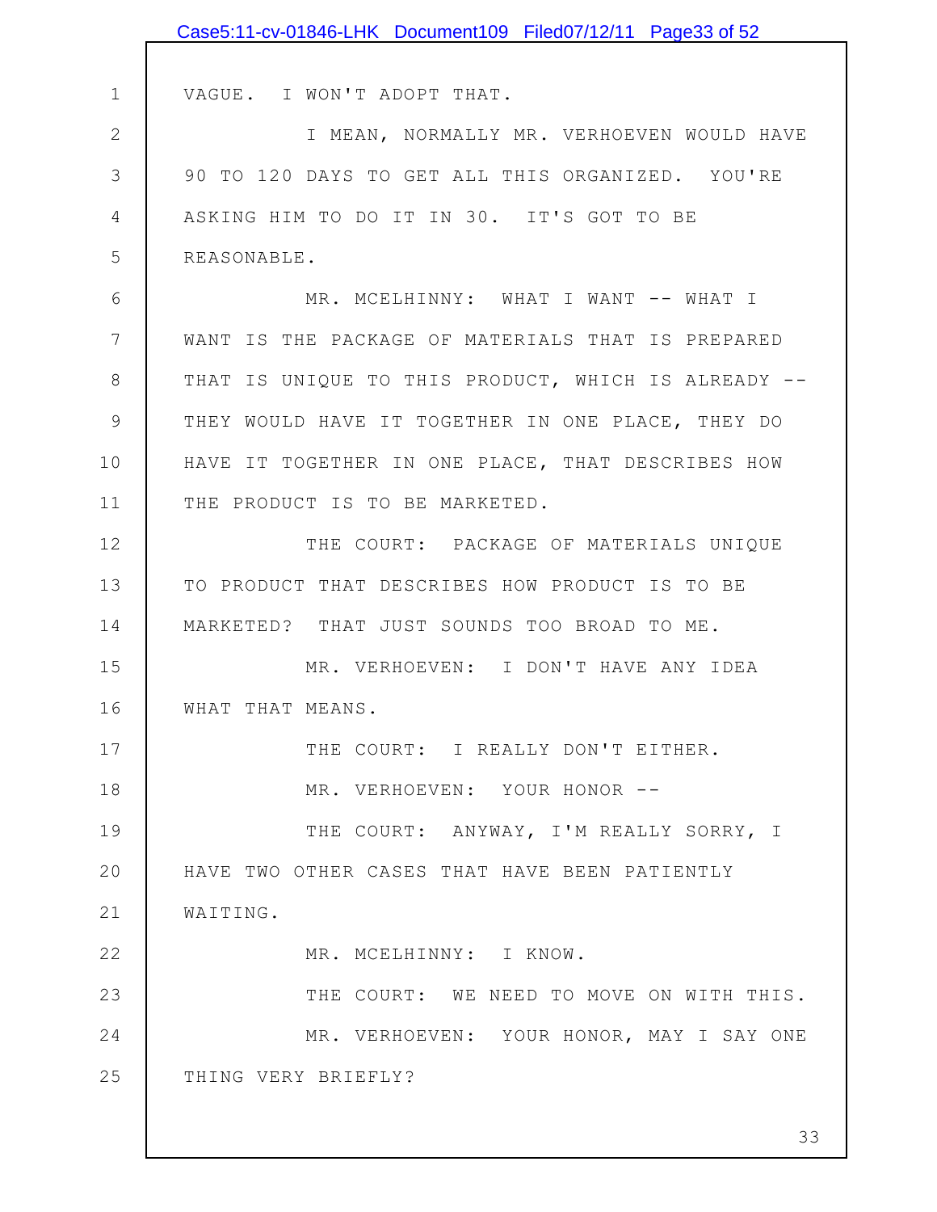VAGUE. I WON'T ADOPT THAT.

I MEAN, NORMALLY MR. VERHOEVEN WOULD HAVE 90 TO 120 DAYS TO GET ALL THIS ORGANIZED. YOU'RE ASKING HIM TO DO IT IN 30. IT'S GOT TO BE REASONABLE.

MR. MCELHINNY: WHAT I WANT -- WHAT I WANT IS THE PACKAGE OF MATERIALS THAT IS PREPARED THAT IS UNIQUE TO THIS PRODUCT, WHICH IS ALREADY -- THEY WOULD HAVE IT TOGETHER IN ONE PLACE, THEY DO HAVE IT TOGETHER IN ONE PLACE, THAT DESCRIBES HOW THE PRODUCT IS TO BE MARKETED.

THE COURT: PACKAGE OF MATERIALS UNIQUE TO PRODUCT THAT DESCRIBES HOW PRODUCT IS TO BE MARKETED? THAT JUST SOUNDS TOO BROAD TO ME.

MR. VERHOEVEN: I DON'T HAVE ANY IDEA WHAT THAT MEANS.

THE COURT: I REALLY DON'T EITHER.

MR. VERHOEVEN: YOUR HONOR --

THE COURT: ANYWAY, I'M REALLY SORRY, I HAVE TWO OTHER CASES THAT HAVE BEEN PATIENTLY WAITING.

MR. MCELHINNY: I KNOW.

THE COURT: WE NEED TO MOVE ON WITH THIS.

MR. VERHOEVEN: YOUR HONOR, MAY I SAY ONE THING VERY BRIEFLY?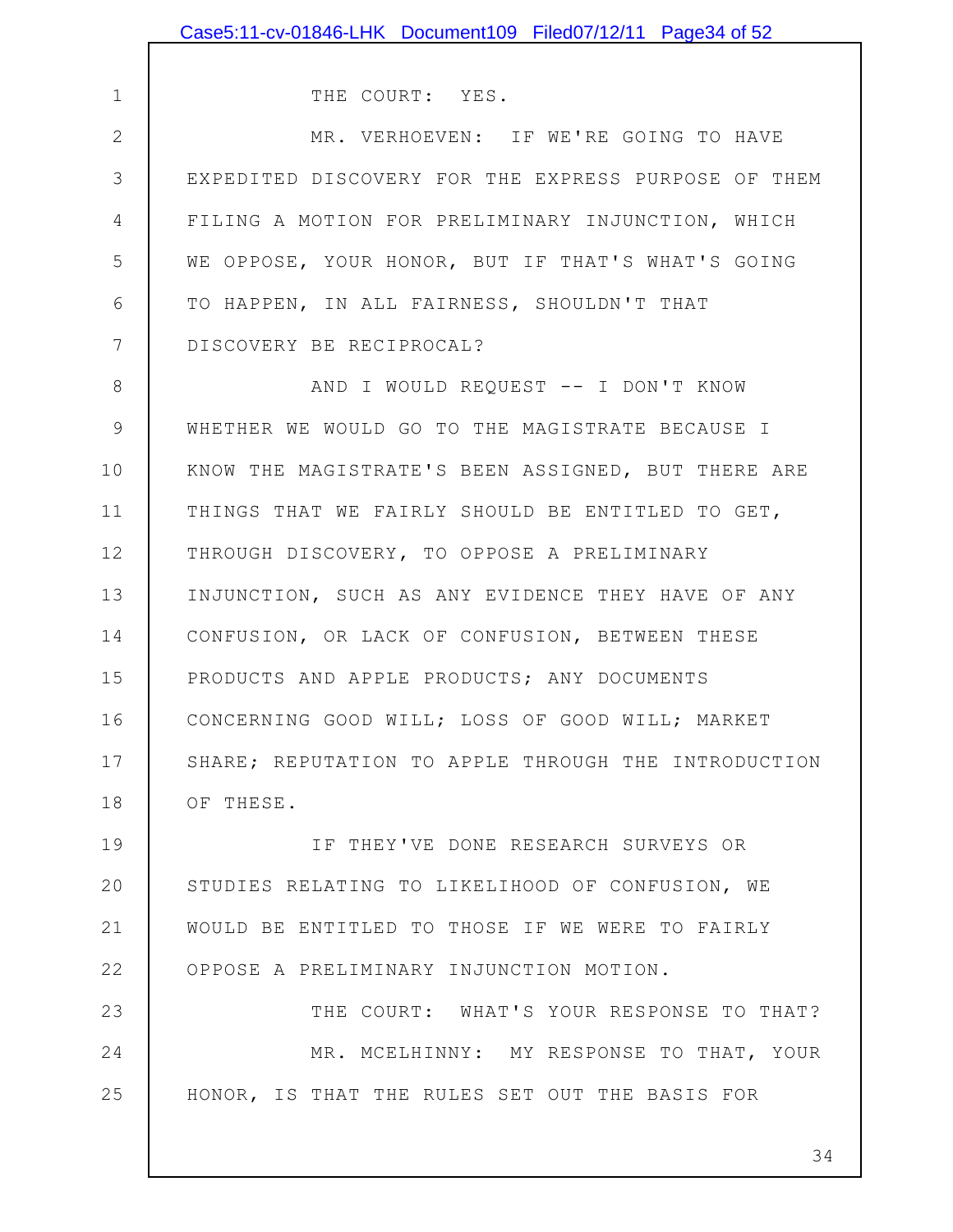THE COURT: YES.

MR. VERHOEVEN: IF WE'RE GOING TO HAVE EXPEDITED DISCOVERY FOR THE EXPRESS PURPOSE OF THEM FILING A MOTION FOR PRELIMINARY INJUNCTION, WHICH WE OPPOSE, YOUR HONOR, BUT IF THAT'S WHAT'S GOING TO HAPPEN, IN ALL FAIRNESS, SHOULDN'T THAT DISCOVERY BE RECIPROCAL?

AND I WOULD REQUEST -- I DON'T KNOW WHETHER WE WOULD GO TO THE MAGISTRATE BECAUSE I KNOW THE MAGISTRATE'S BEEN ASSIGNED, BUT THERE ARE THINGS THAT WE FAIRLY SHOULD BE ENTITLED TO GET, THROUGH DISCOVERY, TO OPPOSE A PRELIMINARY INJUNCTION, SUCH AS ANY EVIDENCE THEY HAVE OF ANY CONFUSION, OR LACK OF CONFUSION, BETWEEN THESE PRODUCTS AND APPLE PRODUCTS; ANY DOCUMENTS CONCERNING GOOD WILL; LOSS OF GOOD WILL; MARKET SHARE; REPUTATION TO APPLE THROUGH THE INTRODUCTION OF THESE.

IF THEY'VE DONE RESEARCH SURVEYS OR STUDIES RELATING TO LIKELIHOOD OF CONFUSION, WE WOULD BE ENTITLED TO THOSE IF WE WERE TO FAIRLY OPPOSE A PRELIMINARY INJUNCTION MOTION.

THE COURT: WHAT'S YOUR RESPONSE TO THAT?

MR. MCELHINNY: MY RESPONSE TO THAT, YOUR HONOR, IS THAT THE RULES SET OUT THE BASIS FOR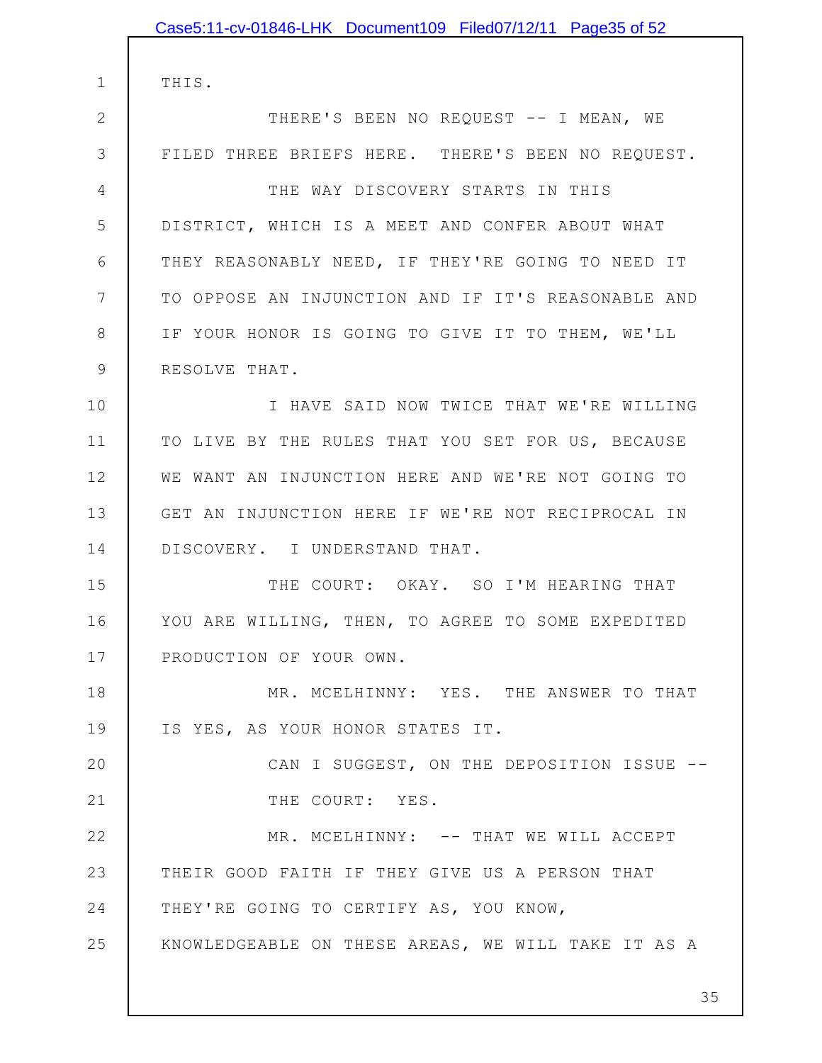THIS.

THERE'S BEEN NO REQUEST -- I MEAN, WE FILED THREE BRIEFS HERE. THERE'S BEEN NO REQUEST.

THE WAY DISCOVERY STARTS IN THIS DISTRICT, WHICH IS A MEET AND CONFER ABOUT WHAT THEY REASONABLY NEED, IF THEY'RE GOING TO NEED IT TO OPPOSE AN INJUNCTION AND IF IT'S REASONABLE AND IF YOUR HONOR IS GOING TO GIVE IT TO THEM, WE'LL RESOLVE THAT.

I HAVE SAID NOW TWICE THAT WE'RE WILLING TO LIVE BY THE RULES THAT YOU SET FOR US, BECAUSE WE WANT AN INJUNCTION HERE AND WE'RE NOT GOING TO GET AN INJUNCTION HERE IF WE'RE NOT RECIPROCAL IN DISCOVERY. I UNDERSTAND THAT.

THE COURT: OKAY. SO I'M HEARING THAT YOU ARE WILLING, THEN, TO AGREE TO SOME EXPEDITED PRODUCTION OF YOUR OWN.

MR. MCELHINNY: YES. THE ANSWER TO THAT IS YES, AS YOUR HONOR STATES IT.

CAN I SUGGEST, ON THE DEPOSITION ISSUE --

THE COURT: YES.

MR. MCELHINNY: -- THAT WE WILL ACCEPT THEIR GOOD FAITH IF THEY GIVE US A PERSON THAT THEY'RE GOING TO CERTIFY AS, YOU KNOW, KNOWLEDGEABLE ON THESE AREAS, WE WILL TAKE IT AS A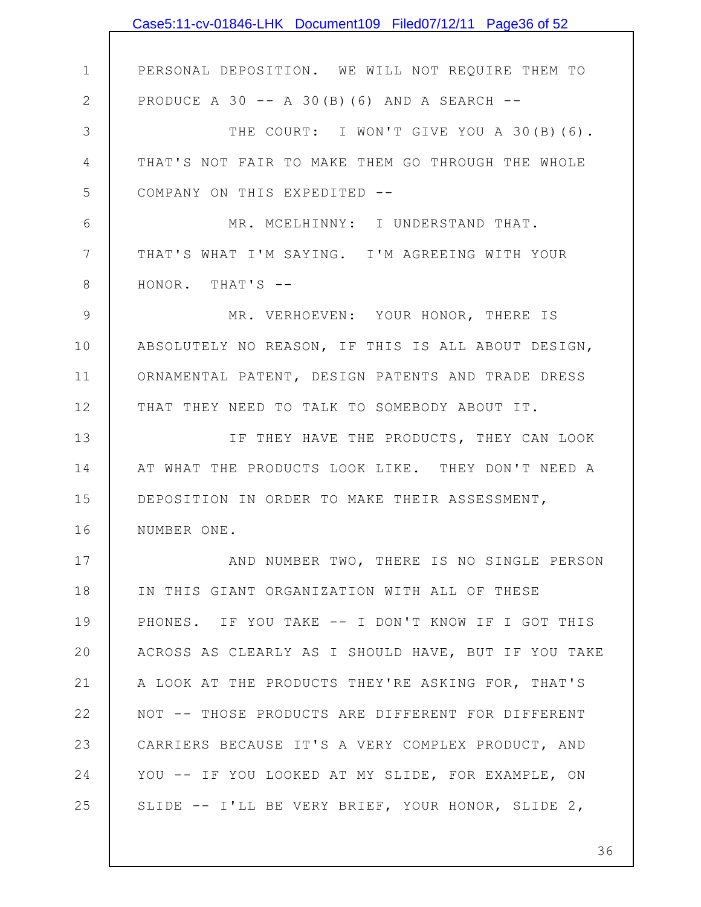PERSONAL DEPOSITION. WE WILL NOT REQUIRE THEM TO PRODUCE A 30 -- A 30(B)(6) AND A SEARCH --

THE COURT: I WON'T GIVE YOU A 30(B)(6). THAT'S NOT FAIR TO MAKE THEM GO THROUGH THE WHOLE COMPANY ON THIS EXPEDITED --

MR. MCELHINNY: I UNDERSTAND THAT. THAT'S WHAT I'M SAYING. I'M AGREEING WITH YOUR HONOR. THAT'S --

MR. VERHOEVEN: YOUR HONOR, THERE IS ABSOLUTELY NO REASON, IF THIS IS ALL ABOUT DESIGN, ORNAMENTAL PATENT, DESIGN PATENTS AND TRADE DRESS THAT THEY NEED TO TALK TO SOMEBODY ABOUT IT.

IF THEY HAVE THE PRODUCTS, THEY CAN LOOK AT WHAT THE PRODUCTS LOOK LIKE. THEY DON'T NEED A DEPOSITION IN ORDER TO MAKE THEIR ASSESSMENT, NUMBER ONE.

AND NUMBER TWO, THERE IS NO SINGLE PERSON IN THIS GIANT ORGANIZATION WITH ALL OF THESE PHONES. IF YOU TAKE -- I DON'T KNOW IF I GOT THIS ACROSS AS CLEARLY AS I SHOULD HAVE, BUT IF YOU TAKE A LOOK AT THE PRODUCTS THEY'RE ASKING FOR, THAT'S NOT -- THOSE PRODUCTS ARE DIFFERENT FOR DIFFERENT CARRIERS BECAUSE IT'S A VERY COMPLEX PRODUCT, AND YOU -- IF YOU LOOKED AT MY SLIDE, FOR EXAMPLE, ON SLIDE -- I'LL BE VERY BRIEF, YOUR HONOR, SLIDE 2,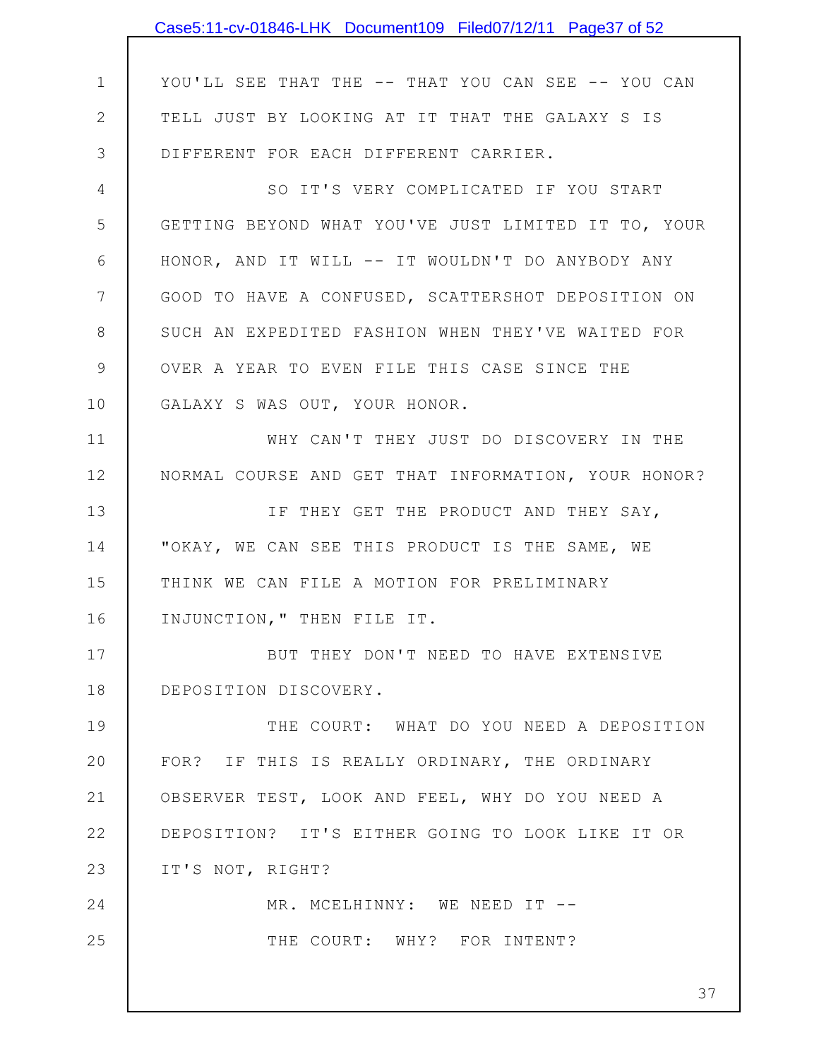YOU'LL SEE THAT THE -- THAT YOU CAN SEE -- YOU CAN TELL JUST BY LOOKING AT IT THAT THE GALAXY S IS DIFFERENT FOR EACH DIFFERENT CARRIER.

SO IT'S VERY COMPLICATED IF YOU START GETTING BEYOND WHAT YOU'VE JUST LIMITED IT TO, YOUR HONOR, AND IT WILL -- IT WOULDN'T DO ANYBODY ANY GOOD TO HAVE A CONFUSED, SCATTERSHOT DEPOSITION ON SUCH AN EXPEDITED FASHION WHEN THEY'VE WAITED FOR OVER A YEAR TO EVEN FILE THIS CASE SINCE THE GALAXY S WAS OUT, YOUR HONOR.

WHY CAN'T THEY JUST DO DISCOVERY IN THE NORMAL COURSE AND GET THAT INFORMATION, YOUR HONOR?

IF THEY GET THE PRODUCT AND THEY SAY, "OKAY, WE CAN SEE THIS PRODUCT IS THE SAME, WE THINK WE CAN FILE A MOTION FOR PRELIMINARY INJUNCTION," THEN FILE IT.

BUT THEY DON'T NEED TO HAVE EXTENSIVE DEPOSITION DISCOVERY.

THE COURT: WHAT DO YOU NEED A DEPOSITION FOR? IF THIS IS REALLY ORDINARY, THE ORDINARY OBSERVER TEST, LOOK AND FEEL, WHY DO YOU NEED A DEPOSITION? IT'S EITHER GOING TO LOOK LIKE IT OR IT'S NOT, RIGHT?

MR. MCELHINNY: WE NEED IT --

THE COURT: WHY? FOR INTENT?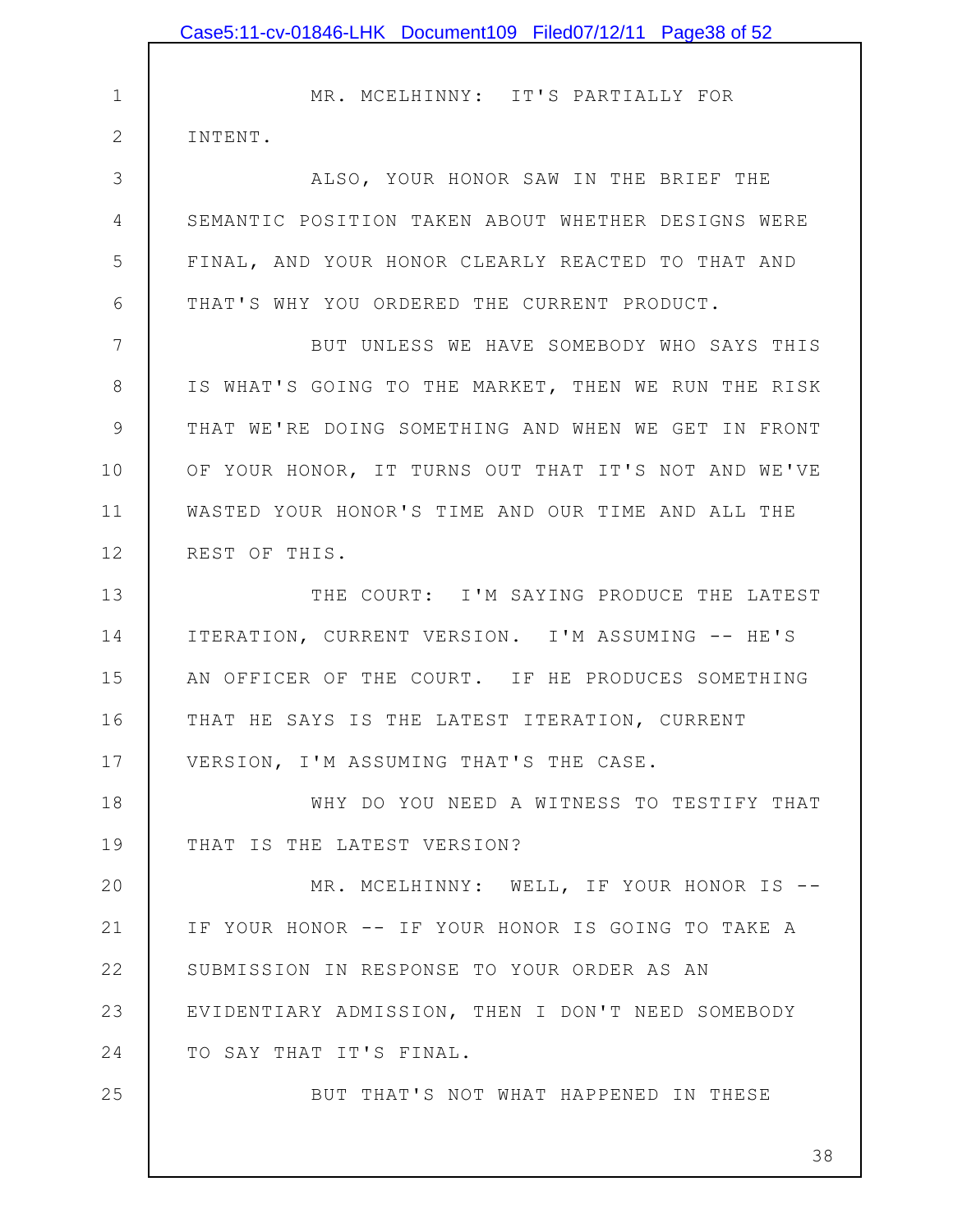MR. MCELHINNY: IT'S PARTIALLY FOR INTENT.

ALSO, YOUR HONOR SAW IN THE BRIEF THE SEMANTIC POSITION TAKEN ABOUT WHETHER DESIGNS WERE FINAL, AND YOUR HONOR CLEARLY REACTED TO THAT AND THAT'S WHY YOU ORDERED THE CURRENT PRODUCT.

BUT UNLESS WE HAVE SOMEBODY WHO SAYS THIS IS WHAT'S GOING TO THE MARKET, THEN WE RUN THE RISK THAT WE'RE DOING SOMETHING AND WHEN WE GET IN FRONT OF YOUR HONOR, IT TURNS OUT THAT IT'S NOT AND WE'VE WASTED YOUR HONOR'S TIME AND OUR TIME AND ALL THE REST OF THIS.

THE COURT: I'M SAYING PRODUCE THE LATEST ITERATION, CURRENT VERSION. I'M ASSUMING -- HE'S AN OFFICER OF THE COURT. IF HE PRODUCES SOMETHING THAT HE SAYS IS THE LATEST ITERATION, CURRENT VERSION, I'M ASSUMING THAT'S THE CASE.

WHY DO YOU NEED A WITNESS TO TESTIFY THAT THAT IS THE LATEST VERSION?

MR. MCELHINNY: WELL, IF YOUR HONOR IS -- IF YOUR HONOR -- IF YOUR HONOR IS GOING TO TAKE A SUBMISSION IN RESPONSE TO YOUR ORDER AS AN EVIDENTIARY ADMISSION, THEN I DON'T NEED SOMEBODY TO SAY THAT IT'S FINAL.

BUT THAT'S NOT WHAT HAPPENED IN THESE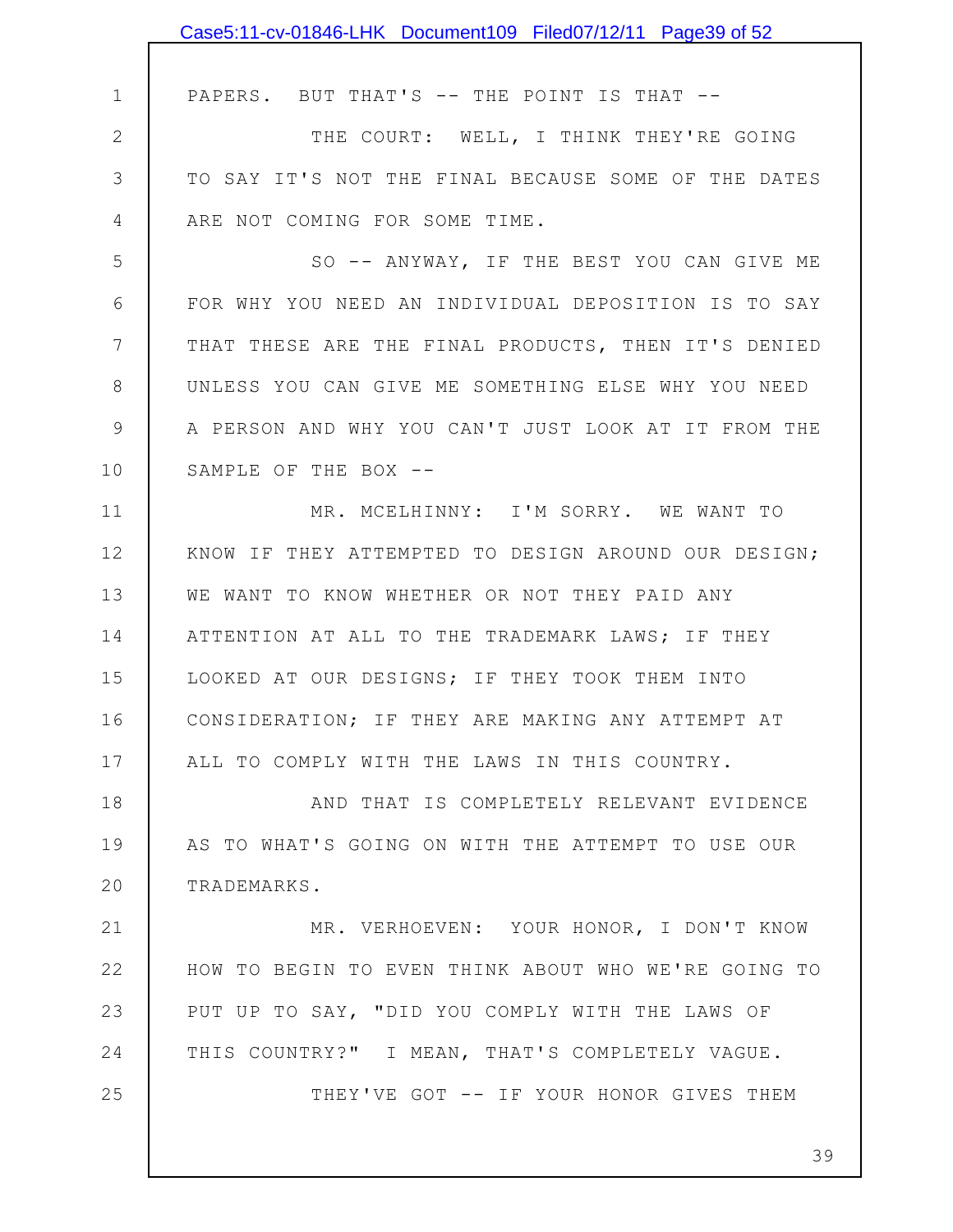PAPERS. BUT THAT'S -- THE POINT IS THAT --

THE COURT: WELL, I THINK THEY'RE GOING TO SAY IT'S NOT THE FINAL BECAUSE SOME OF THE DATES ARE NOT COMING FOR SOME TIME.

SO -- ANYWAY, IF THE BEST YOU CAN GIVE ME FOR WHY YOU NEED AN INDIVIDUAL DEPOSITION IS TO SAY THAT THESE ARE THE FINAL PRODUCTS, THEN IT'S DENIED UNLESS YOU CAN GIVE ME SOMETHING ELSE WHY YOU NEED A PERSON AND WHY YOU CAN'T JUST LOOK AT IT FROM THE SAMPLE OF THE BOX --

MR. MCELHINNY: I'M SORRY. WE WANT TO KNOW IF THEY ATTEMPTED TO DESIGN AROUND OUR DESIGN; WE WANT TO KNOW WHETHER OR NOT THEY PAID ANY ATTENTION AT ALL TO THE TRADEMARK LAWS; IF THEY LOOKED AT OUR DESIGNS; IF THEY TOOK THEM INTO CONSIDERATION; IF THEY ARE MAKING ANY ATTEMPT AT ALL TO COMPLY WITH THE LAWS IN THIS COUNTRY.

AND THAT IS COMPLETELY RELEVANT EVIDENCE AS TO WHAT'S GOING ON WITH THE ATTEMPT TO USE OUR TRADEMARKS.

MR. VERHOEVEN: YOUR HONOR, I DON'T KNOW HOW TO BEGIN TO EVEN THINK ABOUT WHO WE'RE GOING TO PUT UP TO SAY, "DID YOU COMPLY WITH THE LAWS OF THIS COUNTRY?" I MEAN, THAT'S COMPLETELY VAGUE.

THEY'VE GOT -- IF YOUR HONOR GIVES THEM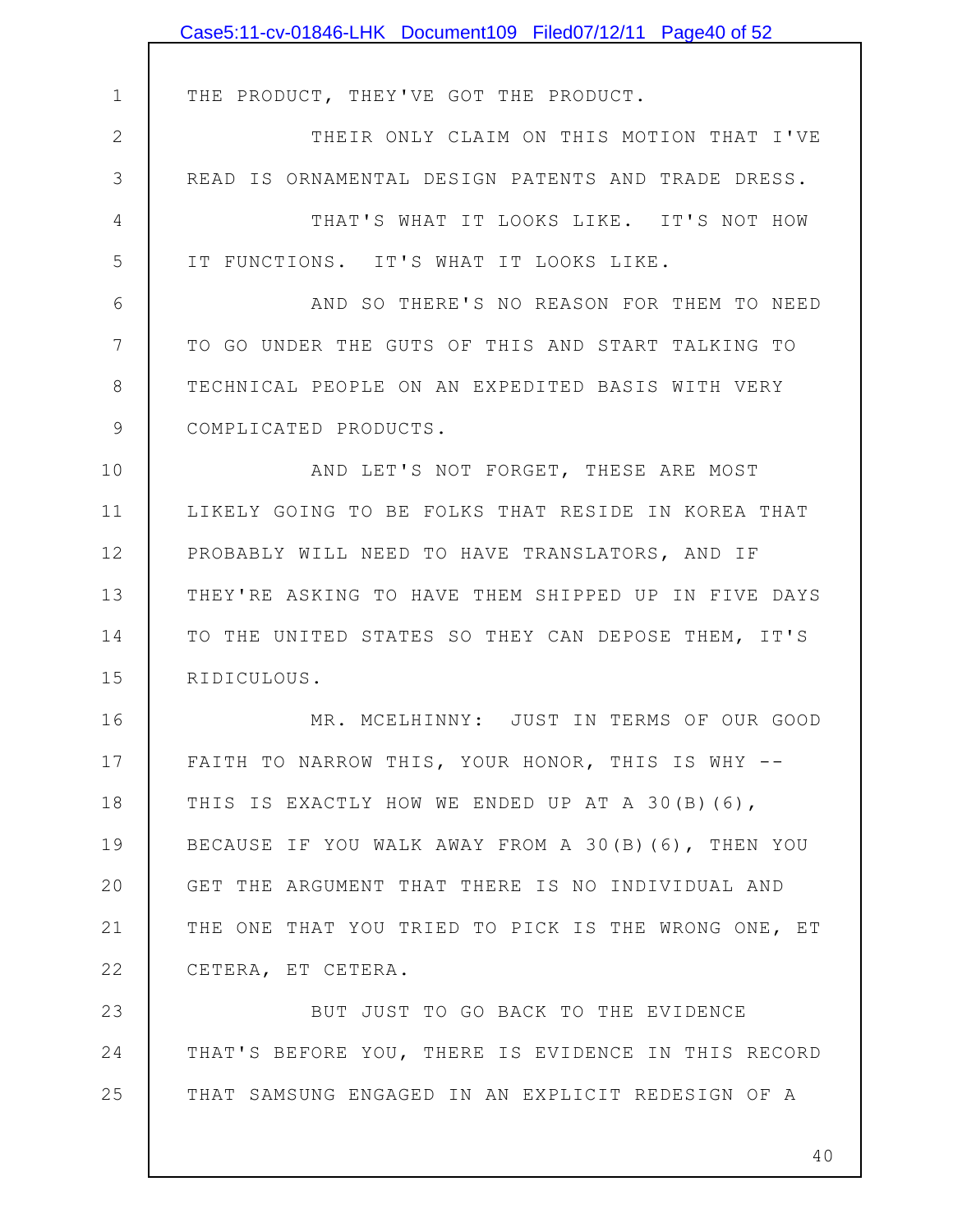THE PRODUCT, THEY'VE GOT THE PRODUCT.

THEIR ONLY CLAIM ON THIS MOTION THAT I'VE READ IS ORNAMENTAL DESIGN PATENTS AND TRADE DRESS.

THAT'S WHAT IT LOOKS LIKE. IT'S NOT HOW IT FUNCTIONS. IT'S WHAT IT LOOKS LIKE.

AND SO THERE'S NO REASON FOR THEM TO NEED TO GO UNDER THE GUTS OF THIS AND START TALKING TO TECHNICAL PEOPLE ON AN EXPEDITED BASIS WITH VERY COMPLICATED PRODUCTS.

AND LET'S NOT FORGET, THESE ARE MOST LIKELY GOING TO BE FOLKS THAT RESIDE IN KOREA THAT PROBABLY WILL NEED TO HAVE TRANSLATORS, AND IF THEY'RE ASKING TO HAVE THEM SHIPPED UP IN FIVE DAYS TO THE UNITED STATES SO THEY CAN DEPOSE THEM, IT'S RIDICULOUS.

MR. MCELHINNY: JUST IN TERMS OF OUR GOOD FAITH TO NARROW THIS, YOUR HONOR, THIS IS WHY -- THIS IS EXACTLY HOW WE ENDED UP AT A 30(B)(6), BECAUSE IF YOU WALK AWAY FROM A 30(B)(6), THEN YOU GET THE ARGUMENT THAT THERE IS NO INDIVIDUAL AND THE ONE THAT YOU TRIED TO PICK IS THE WRONG ONE, ET CETERA, ET CETERA.

BUT JUST TO GO BACK TO THE EVIDENCE THAT'S BEFORE YOU, THERE IS EVIDENCE IN THIS RECORD THAT SAMSUNG ENGAGED IN AN EXPLICIT REDESIGN OF A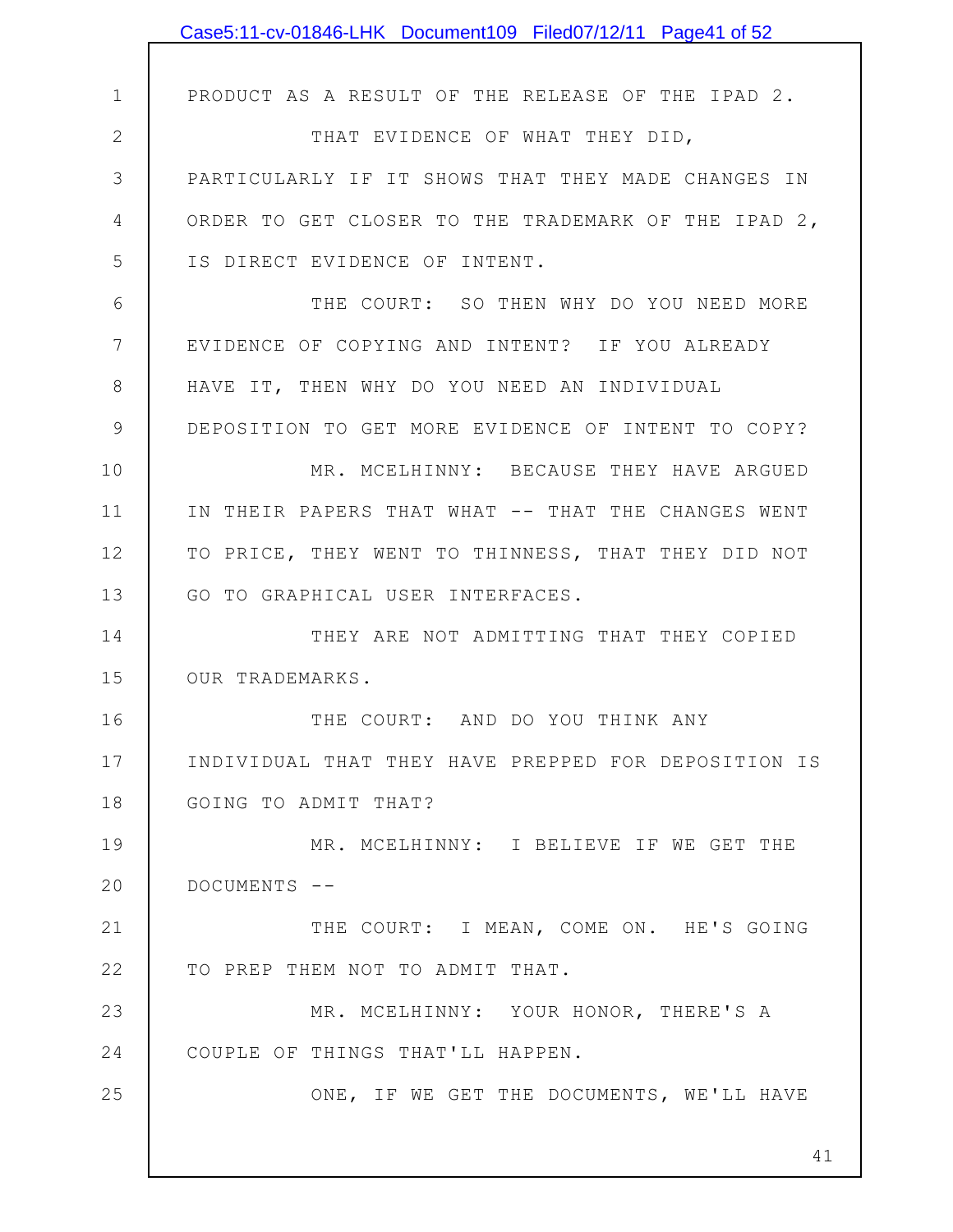PRODUCT AS A RESULT OF THE RELEASE OF THE IPAD 2.

THAT EVIDENCE OF WHAT THEY DID, PARTICULARLY IF IT SHOWS THAT THEY MADE CHANGES IN ORDER TO GET CLOSER TO THE TRADEMARK OF THE IPAD 2, IS DIRECT EVIDENCE OF INTENT.

THE COURT: SO THEN WHY DO YOU NEED MORE EVIDENCE OF COPYING AND INTENT? IF YOU ALREADY HAVE IT, THEN WHY DO YOU NEED AN INDIVIDUAL DEPOSITION TO GET MORE EVIDENCE OF INTENT TO COPY?

MR. MCELHINNY: BECAUSE THEY HAVE ARGUED IN THEIR PAPERS THAT WHAT -- THAT THE CHANGES WENT TO PRICE, THEY WENT TO THINNESS, THAT THEY DID NOT GO TO GRAPHICAL USER INTERFACES.

THEY ARE NOT ADMITTING THAT THEY COPIED OUR TRADEMARKS.

THE COURT: AND DO YOU THINK ANY INDIVIDUAL THAT THEY HAVE PREPPED FOR DEPOSITION IS GOING TO ADMIT THAT?

MR. MCELHINNY: I BELIEVE IF WE GET THE DOCUMENTS --

THE COURT: I MEAN, COME ON. HE'S GOING TO PREP THEM NOT TO ADMIT THAT.

MR. MCELHINNY: YOUR HONOR, THERE'S A COUPLE OF THINGS THAT'LL HAPPEN.

ONE, IF WE GET THE DOCUMENTS, WE'LL HAVE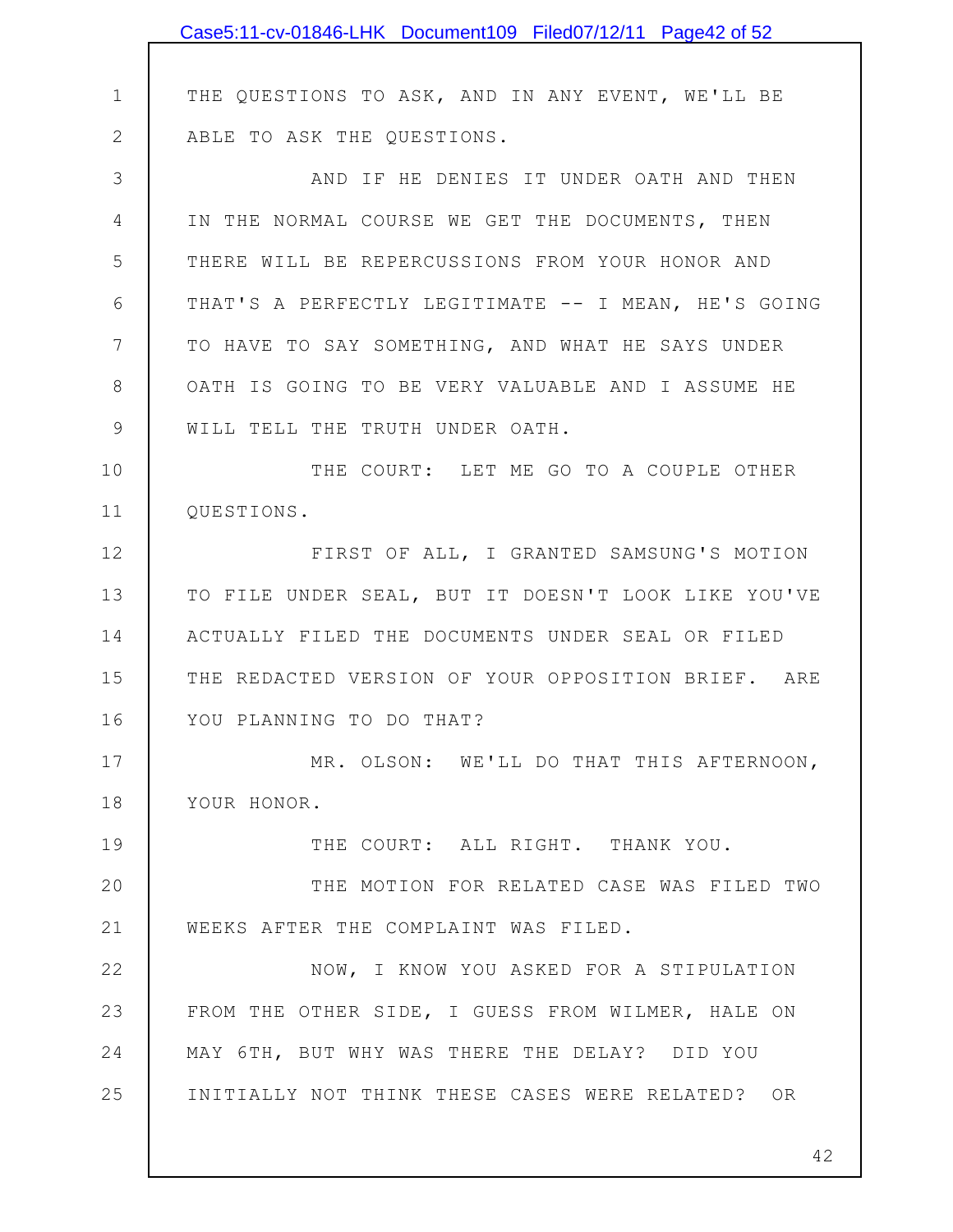THE QUESTIONS TO ASK, AND IN ANY EVENT, WE'LL BE ABLE TO ASK THE QUESTIONS.

AND IF HE DENIES IT UNDER OATH AND THEN IN THE NORMAL COURSE WE GET THE DOCUMENTS, THEN THERE WILL BE REPERCUSSIONS FROM YOUR HONOR AND THAT'S A PERFECTLY LEGITIMATE -- I MEAN, HE'S GOING TO HAVE TO SAY SOMETHING, AND WHAT HE SAYS UNDER OATH IS GOING TO BE VERY VALUABLE AND I ASSUME HE WILL TELL THE TRUTH UNDER OATH.

THE COURT: LET ME GO TO A COUPLE OTHER QUESTIONS.

FIRST OF ALL, I GRANTED SAMSUNG'S MOTION TO FILE UNDER SEAL, BUT IT DOESN'T LOOK LIKE YOU'VE ACTUALLY FILED THE DOCUMENTS UNDER SEAL OR FILED THE REDACTED VERSION OF YOUR OPPOSITION BRIEF. ARE YOU PLANNING TO DO THAT?

MR. OLSON: WE'LL DO THAT THIS AFTERNOON, YOUR HONOR.

THE COURT: ALL RIGHT. THANK YOU.

THE MOTION FOR RELATED CASE WAS FILED TWO WEEKS AFTER THE COMPLAINT WAS FILED.

NOW, I KNOW YOU ASKED FOR A STIPULATION FROM THE OTHER SIDE, I GUESS FROM WILMER, HALE ON MAY 6TH, BUT WHY WAS THERE THE DELAY? DID YOU INITIALLY NOT THINK THESE CASES WERE RELATED? OR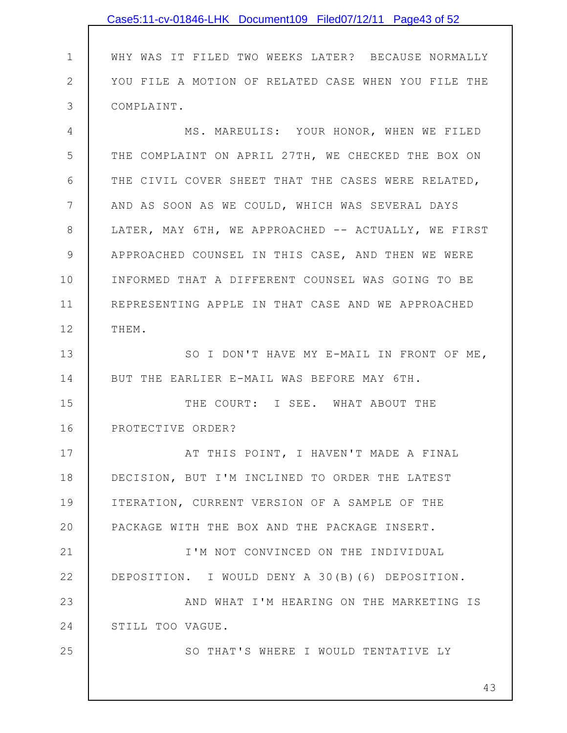WHY WAS IT FILED TWO WEEKS LATER? BECAUSE NORMALLY YOU FILE A MOTION OF RELATED CASE WHEN YOU FILE THE COMPLAINT.

MS. MAREULIS: YOUR HONOR, WHEN WE FILED THE COMPLAINT ON APRIL 27TH, WE CHECKED THE BOX ON THE CIVIL COVER SHEET THAT THE CASES WERE RELATED, AND AS SOON AS WE COULD, WHICH WAS SEVERAL DAYS LATER, MAY 6TH, WE APPROACHED -- ACTUALLY, WE FIRST APPROACHED COUNSEL IN THIS CASE, AND THEN WE WERE INFORMED THAT A DIFFERENT COUNSEL WAS GOING TO BE REPRESENTING APPLE IN THAT CASE AND WE APPROACHED THEM.

SO I DON'T HAVE MY E-MAIL IN FRONT OF ME, BUT THE EARLIER E-MAIL WAS BEFORE MAY 6TH.

THE COURT: I SEE. WHAT ABOUT THE PROTECTIVE ORDER?

AT THIS POINT, I HAVEN'T MADE A FINAL DECISION, BUT I'M INCLINED TO ORDER THE LATEST ITERATION, CURRENT VERSION OF A SAMPLE OF THE PACKAGE WITH THE BOX AND THE PACKAGE INSERT.

I'M NOT CONVINCED ON THE INDIVIDUAL DEPOSITION. I WOULD DENY A 30(B)(6) DEPOSITION.

AND WHAT I'M HEARING ON THE MARKETING IS STILL TOO VAGUE.

SO THAT'S WHERE I WOULD TENTATIVE LY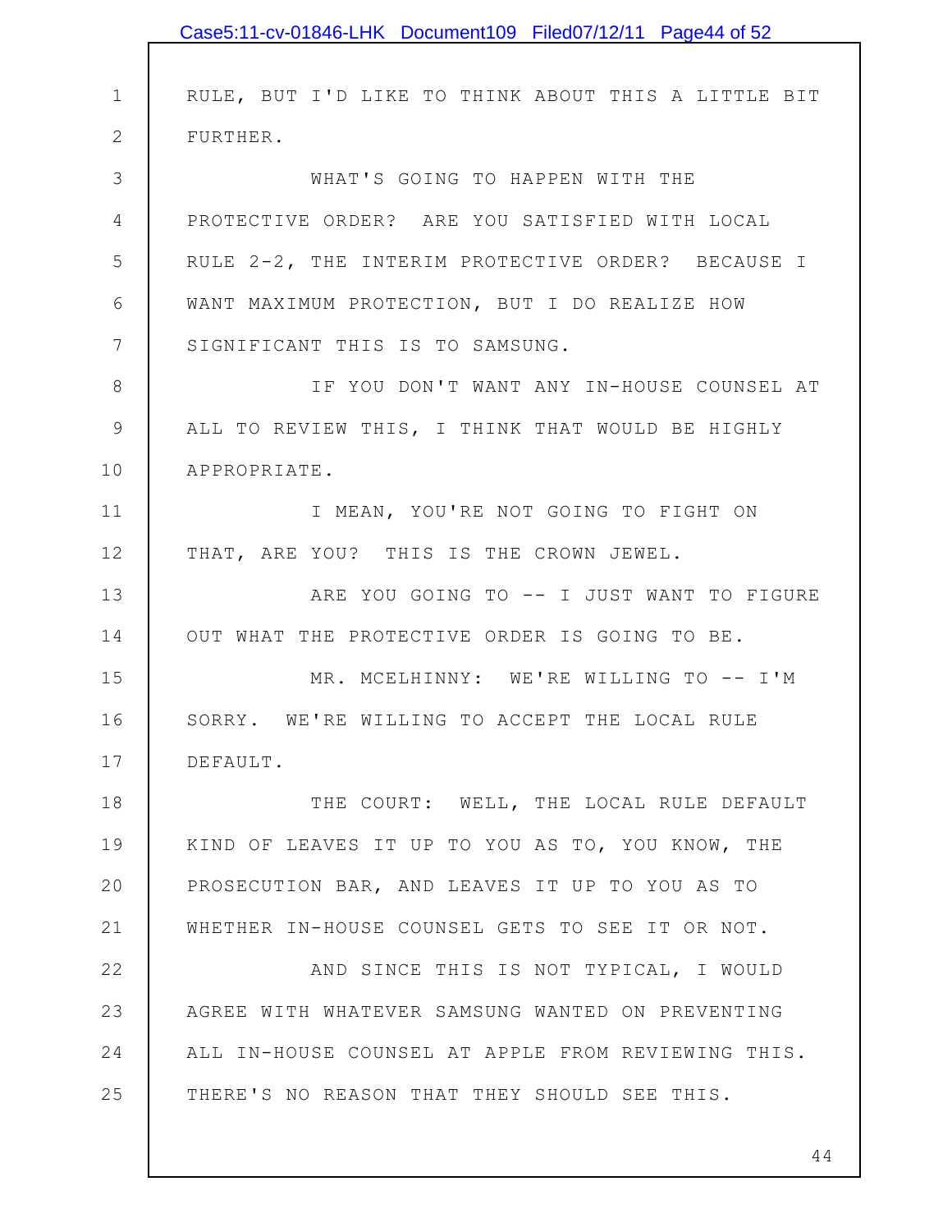RULE, BUT I'D LIKE TO THINK ABOUT THIS A LITTLE BIT FURTHER.

WHAT'S GOING TO HAPPEN WITH THE PROTECTIVE ORDER? ARE YOU SATISFIED WITH LOCAL RULE 2-2, THE INTERIM PROTECTIVE ORDER? BECAUSE I WANT MAXIMUM PROTECTION, BUT I DO REALIZE HOW SIGNIFICANT THIS IS TO SAMSUNG.

IF YOU DON'T WANT ANY IN-HOUSE COUNSEL AT ALL TO REVIEW THIS, I THINK THAT WOULD BE HIGHLY APPROPRIATE.

I MEAN, YOU'RE NOT GOING TO FIGHT ON THAT, ARE YOU? THIS IS THE CROWN JEWEL.

ARE YOU GOING TO -- I JUST WANT TO FIGURE OUT WHAT THE PROTECTIVE ORDER IS GOING TO BE.

MR. MCELHINNY: WE'RE WILLING TO -- I'M SORRY. WE'RE WILLING TO ACCEPT THE LOCAL RULE DEFAULT.

THE COURT: WELL, THE LOCAL RULE DEFAULT KIND OF LEAVES IT UP TO YOU AS TO, YOU KNOW, THE PROSECUTION BAR, AND LEAVES IT UP TO YOU AS TO WHETHER IN-HOUSE COUNSEL GETS TO SEE IT OR NOT.

AND SINCE THIS IS NOT TYPICAL, I WOULD AGREE WITH WHATEVER SAMSUNG WANTED ON PREVENTING ALL IN-HOUSE COUNSEL AT APPLE FROM REVIEWING THIS. THERE'S NO REASON THAT THEY SHOULD SEE THIS.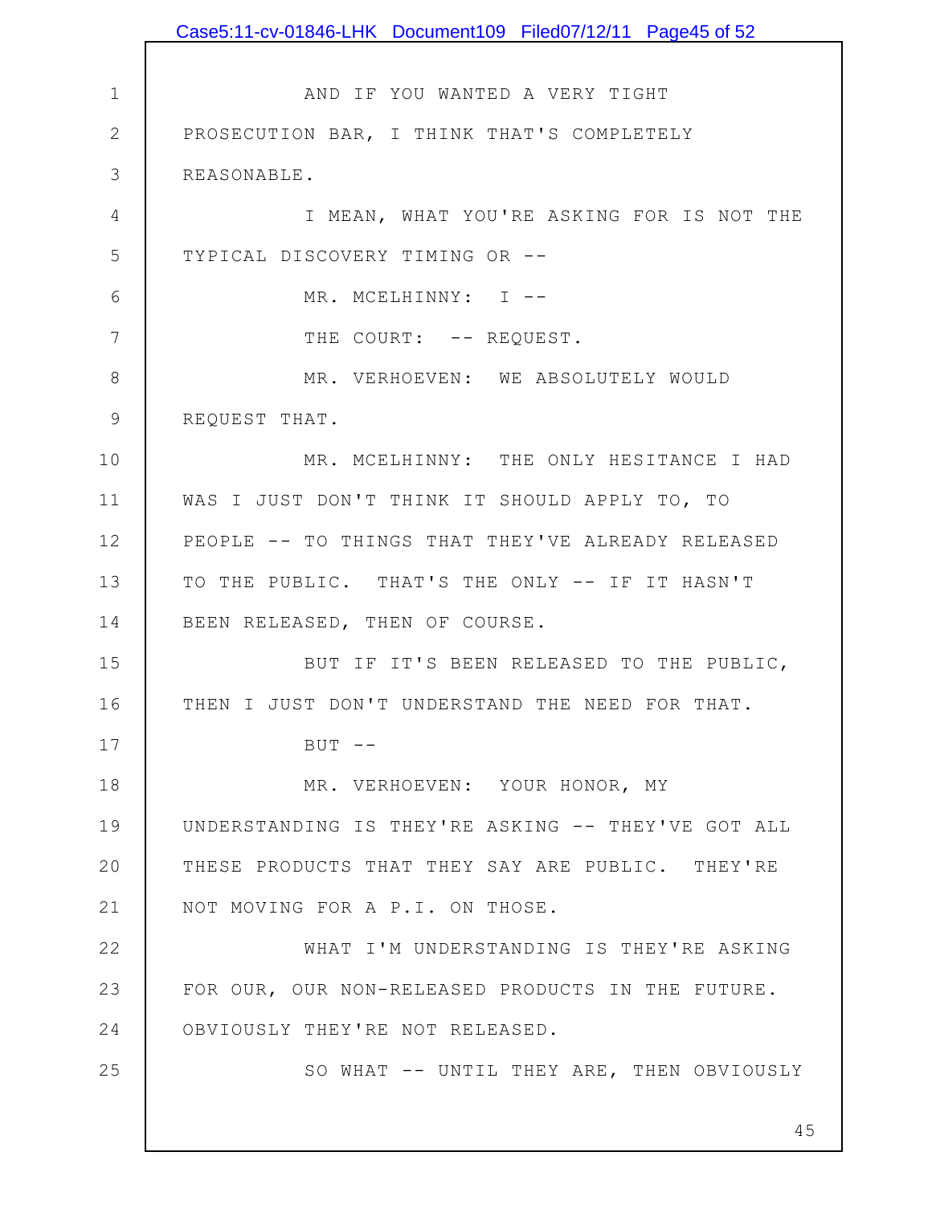AND IF YOU WANTED A VERY TIGHT PROSECUTION BAR, I THINK THAT'S COMPLETELY REASONABLE.

I MEAN, WHAT YOU'RE ASKING FOR IS NOT THE TYPICAL DISCOVERY TIMING OR --

MR. MCELHINNY: I --

THE COURT: -- REQUEST.

MR. VERHOEVEN: WE ABSOLUTELY WOULD REQUEST THAT.

MR. MCELHINNY: THE ONLY HESITANCE I HAD WAS I JUST DON'T THINK IT SHOULD APPLY TO, TO PEOPLE -- TO THINGS THAT THEY'VE ALREADY RELEASED TO THE PUBLIC. THAT'S THE ONLY -- IF IT HASN'T BEEN RELEASED, THEN OF COURSE.

BUT IF IT'S BEEN RELEASED TO THE PUBLIC, THEN I JUST DON'T UNDERSTAND THE NEED FOR THAT.

BUT --

MR. VERHOEVEN: YOUR HONOR, MY UNDERSTANDING IS THEY'RE ASKING -- THEY'VE GOT ALL THESE PRODUCTS THAT THEY SAY ARE PUBLIC. THEY'RE NOT MOVING FOR A P.I. ON THOSE.

WHAT I'M UNDERSTANDING IS THEY'RE ASKING FOR OUR, OUR NON-RELEASED PRODUCTS IN THE FUTURE. OBVIOUSLY THEY'RE NOT RELEASED.

SO WHAT -- UNTIL THEY ARE, THEN OBVIOUSLY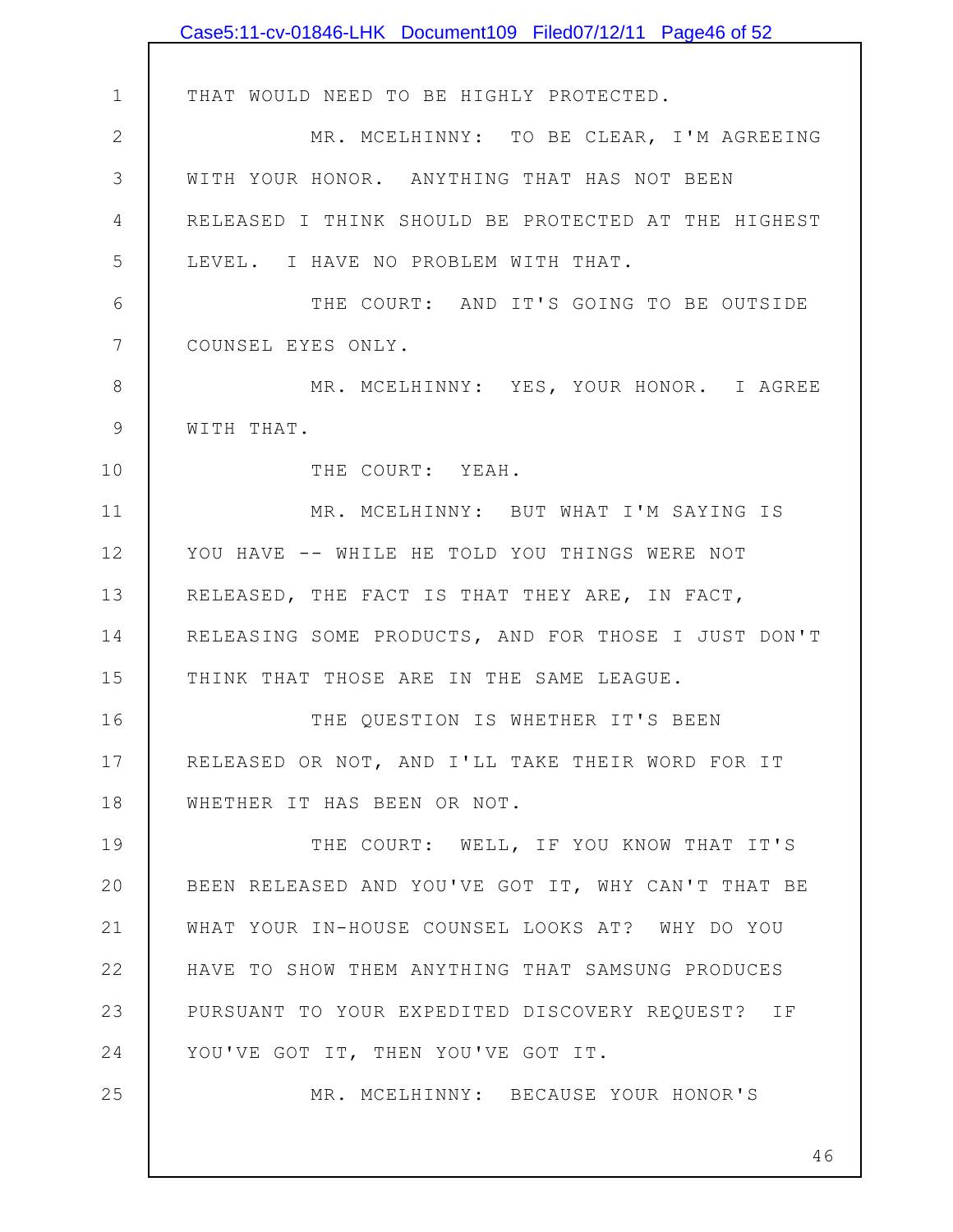THAT WOULD NEED TO BE HIGHLY PROTECTED.

MR. MCELHINNY: TO BE CLEAR, I'M AGREEING WITH YOUR HONOR. ANYTHING THAT HAS NOT BEEN RELEASED I THINK SHOULD BE PROTECTED AT THE HIGHEST LEVEL. I HAVE NO PROBLEM WITH THAT.

THE COURT: AND IT'S GOING TO BE OUTSIDE COUNSEL EYES ONLY.

MR. MCELHINNY: YES, YOUR HONOR. I AGREE WITH THAT.

THE COURT: YEAH.

MR. MCELHINNY: BUT WHAT I'M SAYING IS YOU HAVE -- WHILE HE TOLD YOU THINGS WERE NOT RELEASED, THE FACT IS THAT THEY ARE, IN FACT, RELEASING SOME PRODUCTS, AND FOR THOSE I JUST DON'T THINK THAT THOSE ARE IN THE SAME LEAGUE.

THE QUESTION IS WHETHER IT'S BEEN RELEASED OR NOT, AND I'LL TAKE THEIR WORD FOR IT WHETHER IT HAS BEEN OR NOT.

THE COURT: WELL, IF YOU KNOW THAT IT'S BEEN RELEASED AND YOU'VE GOT IT, WHY CAN'T THAT BE WHAT YOUR IN-HOUSE COUNSEL LOOKS AT? WHY DO YOU HAVE TO SHOW THEM ANYTHING THAT SAMSUNG PRODUCES PURSUANT TO YOUR EXPEDITED DISCOVERY REQUEST? IF YOU'VE GOT IT, THEN YOU'VE GOT IT.

MR. MCELHINNY: BECAUSE YOUR HONOR'S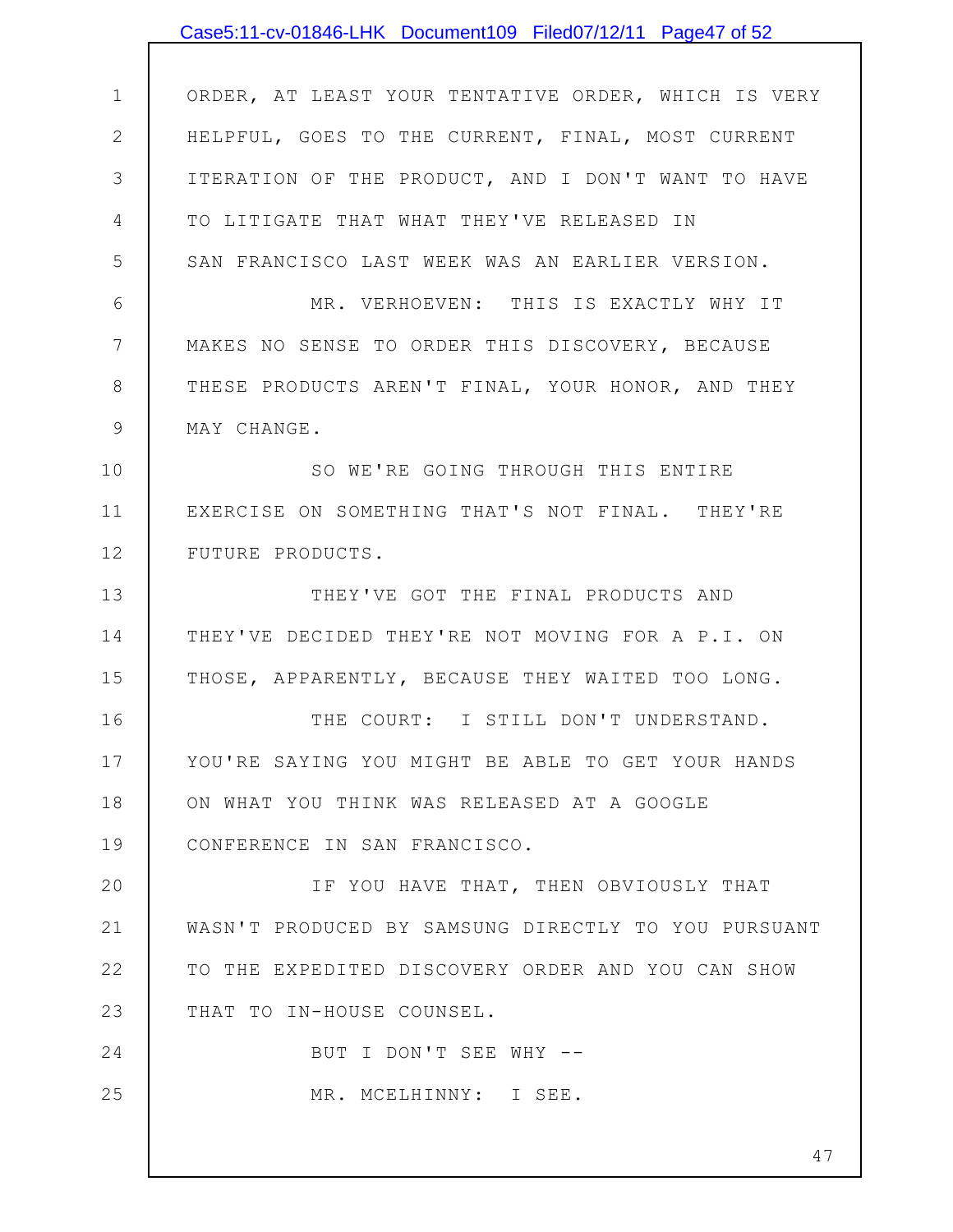ORDER, AT LEAST YOUR TENTATIVE ORDER, WHICH IS VERY HELPFUL, GOES TO THE CURRENT, FINAL, MOST CURRENT ITERATION OF THE PRODUCT, AND I DON'T WANT TO HAVE TO LITIGATE THAT WHAT THEY'VE RELEASED IN SAN FRANCISCO LAST WEEK WAS AN EARLIER VERSION.

MR. VERHOEVEN: THIS IS EXACTLY WHY IT MAKES NO SENSE TO ORDER THIS DISCOVERY, BECAUSE THESE PRODUCTS AREN'T FINAL, YOUR HONOR, AND THEY MAY CHANGE.

SO WE'RE GOING THROUGH THIS ENTIRE EXERCISE ON SOMETHING THAT'S NOT FINAL. THEY'RE FUTURE PRODUCTS.

THEY'VE GOT THE FINAL PRODUCTS AND THEY'VE DECIDED THEY'RE NOT MOVING FOR A P.I. ON THOSE, APPARENTLY, BECAUSE THEY WAITED TOO LONG.

THE COURT: I STILL DON'T UNDERSTAND. YOU'RE SAYING YOU MIGHT BE ABLE TO GET YOUR HANDS ON WHAT YOU THINK WAS RELEASED AT A GOOGLE CONFERENCE IN SAN FRANCISCO.

IF YOU HAVE THAT, THEN OBVIOUSLY THAT WASN'T PRODUCED BY SAMSUNG DIRECTLY TO YOU PURSUANT TO THE EXPEDITED DISCOVERY ORDER AND YOU CAN SHOW THAT TO IN-HOUSE COUNSEL.

BUT I DON'T SEE WHY --

MR. MCELHINNY: I SEE.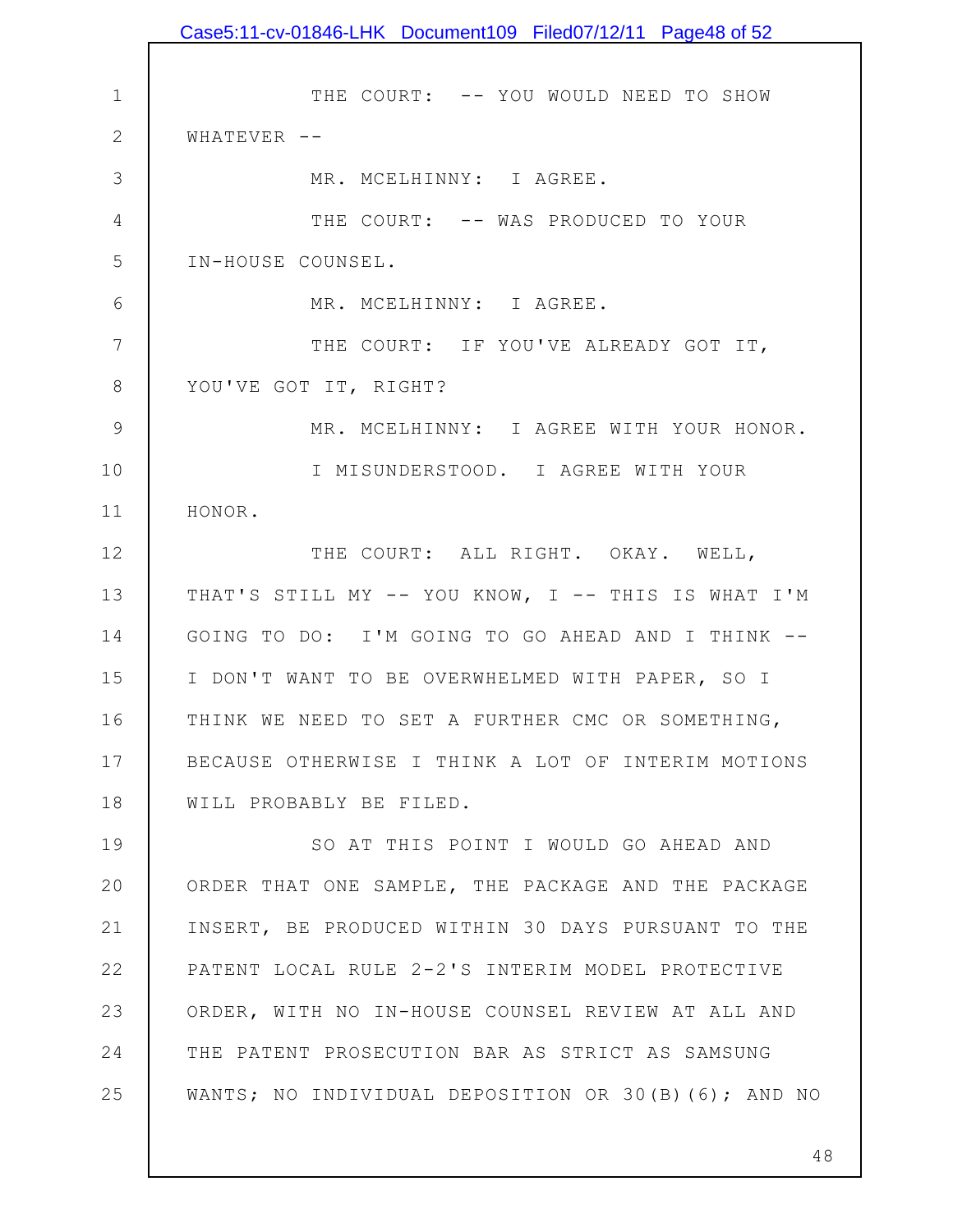THE COURT: -- YOU WOULD NEED TO SHOW WHATEVER --

MR. MCELHINNY: I AGREE.

THE COURT: -- WAS PRODUCED TO YOUR IN-HOUSE COUNSEL.

MR. MCELHINNY: I AGREE.

THE COURT: IF YOU'VE ALREADY GOT IT, YOU'VE GOT IT, RIGHT?

MR. MCELHINNY: I AGREE WITH YOUR HONOR.

I MISUNDERSTOOD. I AGREE WITH YOUR HONOR.

THE COURT: ALL RIGHT. OKAY. WELL, THAT'S STILL MY -- YOU KNOW, I -- THIS IS WHAT I'M GOING TO DO: I'M GOING TO GO AHEAD AND I THINK -- I DON'T WANT TO BE OVERWHELMED WITH PAPER, SO I THINK WE NEED TO SET A FURTHER CMC OR SOMETHING, BECAUSE OTHERWISE I THINK A LOT OF INTERIM MOTIONS WILL PROBABLY BE FILED.

SO AT THIS POINT I WOULD GO AHEAD AND ORDER THAT ONE SAMPLE, THE PACKAGE AND THE PACKAGE INSERT, BE PRODUCED WITHIN 30 DAYS PURSUANT TO THE PATENT LOCAL RULE 2-2'S INTERIM MODEL PROTECTIVE ORDER, WITH NO IN-HOUSE COUNSEL REVIEW AT ALL AND THE PATENT PROSECUTION BAR AS STRICT AS SAMSUNG WANTS; NO INDIVIDUAL DEPOSITION OR 30(B)(6); AND NO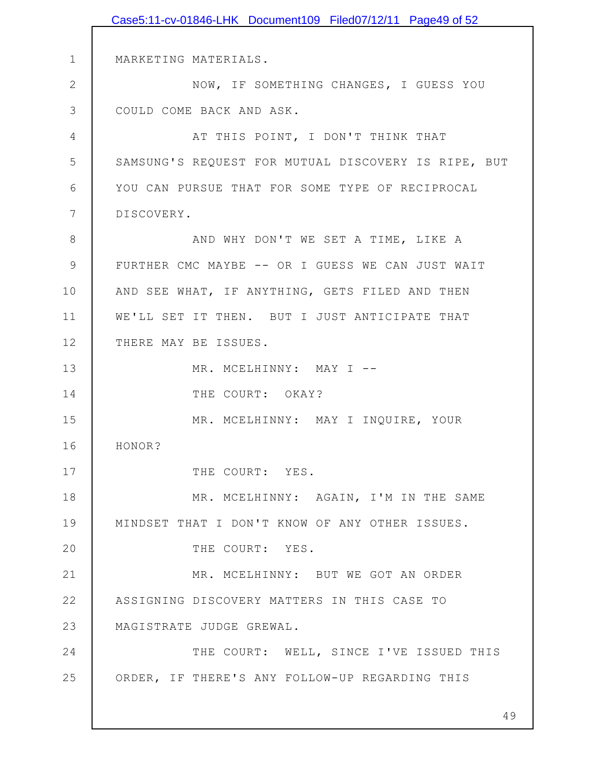MARKETING MATERIALS.

NOW, IF SOMETHING CHANGES, I GUESS YOU COULD COME BACK AND ASK.

AT THIS POINT, I DON'T THINK THAT SAMSUNG'S REQUEST FOR MUTUAL DISCOVERY IS RIPE, BUT YOU CAN PURSUE THAT FOR SOME TYPE OF RECIPROCAL DISCOVERY.

AND WHY DON'T WE SET A TIME, LIKE A FURTHER CMC MAYBE -- OR I GUESS WE CAN JUST WAIT AND SEE WHAT, IF ANYTHING, GETS FILED AND THEN WE'LL SET IT THEN. BUT I JUST ANTICIPATE THAT THERE MAY BE ISSUES.

MR. MCELHINNY: MAY I --

THE COURT: OKAY?

MR. MCELHINNY: MAY I INQUIRE, YOUR HONOR?

THE COURT: YES.

MR. MCELHINNY: AGAIN, I'M IN THE SAME MINDSET THAT I DON'T KNOW OF ANY OTHER ISSUES.

THE COURT: YES.

MR. MCELHINNY: BUT WE GOT AN ORDER ASSIGNING DISCOVERY MATTERS IN THIS CASE TO MAGISTRATE JUDGE GREWAL.

THE COURT: WELL, SINCE I'VE ISSUED THIS ORDER, IF THERE'S ANY FOLLOW-UP REGARDING THIS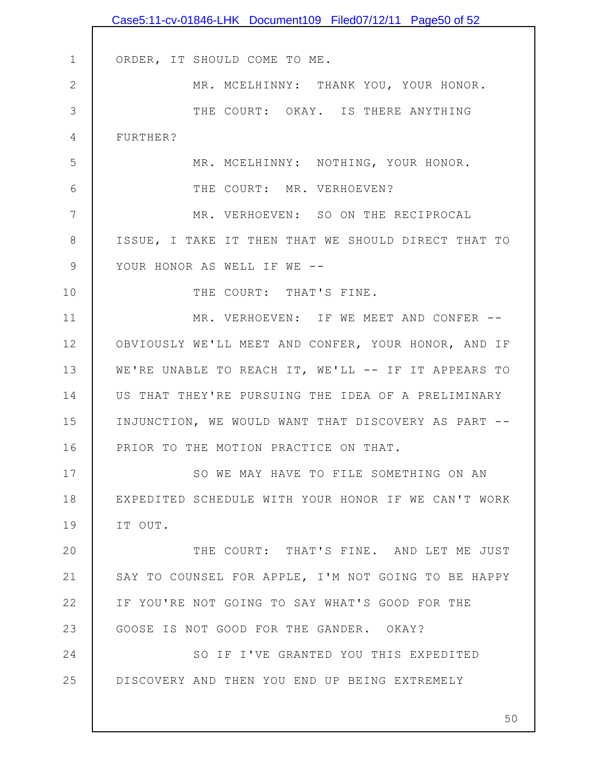ORDER, IT SHOULD COME TO ME.

MR. MCELHINNY: THANK YOU, YOUR HONOR.

THE COURT: OKAY. IS THERE ANYTHING FURTHER?

MR. MCELHINNY: NOTHING, YOUR HONOR.

THE COURT: MR. VERHOEVEN?

MR. VERHOEVEN: SO ON THE RECIPROCAL ISSUE, I TAKE IT THEN THAT WE SHOULD DIRECT THAT TO YOUR HONOR AS WELL IF WE --

THE COURT: THAT'S FINE.

MR. VERHOEVEN: IF WE MEET AND CONFER -- OBVIOUSLY WE'LL MEET AND CONFER, YOUR HONOR, AND IF WE'RE UNABLE TO REACH IT, WE'LL -- IF IT APPEARS TO US THAT THEY'RE PURSUING THE IDEA OF A PRELIMINARY INJUNCTION, WE WOULD WANT THAT DISCOVERY AS PART -- PRIOR TO THE MOTION PRACTICE ON THAT.

SO WE MAY HAVE TO FILE SOMETHING ON AN EXPEDITED SCHEDULE WITH YOUR HONOR IF WE CAN'T WORK IT OUT.

THE COURT: THAT'S FINE. AND LET ME JUST SAY TO COUNSEL FOR APPLE, I'M NOT GOING TO BE HAPPY IF YOU'RE NOT GOING TO SAY WHAT'S GOOD FOR THE GOOSE IS NOT GOOD FOR THE GANDER. OKAY?

SO IF I'VE GRANTED YOU THIS EXPEDITED DISCOVERY AND THEN YOU END UP BEING EXTREMELY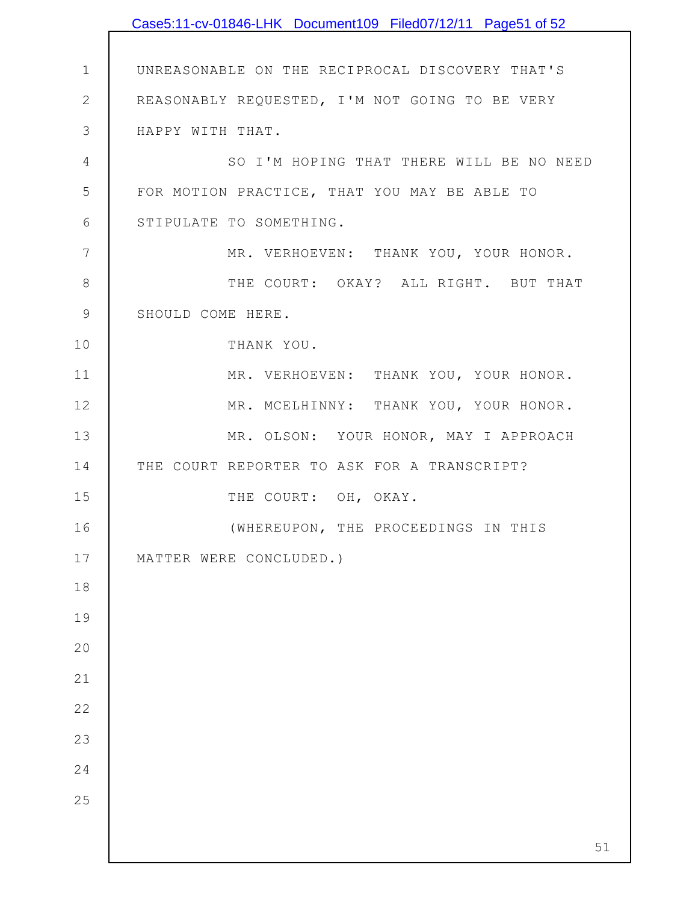UNREASONABLE ON THE RECIPROCAL DISCOVERY THAT'S REASONABLY REQUESTED, I'M NOT GOING TO BE VERY HAPPY WITH THAT.

SO I'M HOPING THAT THERE WILL BE NO NEED FOR MOTION PRACTICE, THAT YOU MAY BE ABLE TO STIPULATE TO SOMETHING.

MR. VERHOEVEN: THANK YOU, YOUR HONOR.

THE COURT: OKAY? ALL RIGHT. BUT THAT SHOULD COME HERE.

THANK YOU.

MR. VERHOEVEN: THANK YOU, YOUR HONOR.

MR. MCELHINNY: THANK YOU, YOUR HONOR.

MR. OLSON: YOUR HONOR, MAY I APPROACH THE COURT REPORTER TO ASK FOR A TRANSCRIPT?

THE COURT: OH, OKAY.

(WHEREUPON, THE PROCEEDINGS IN THIS MATTER WERE CONCLUDED.)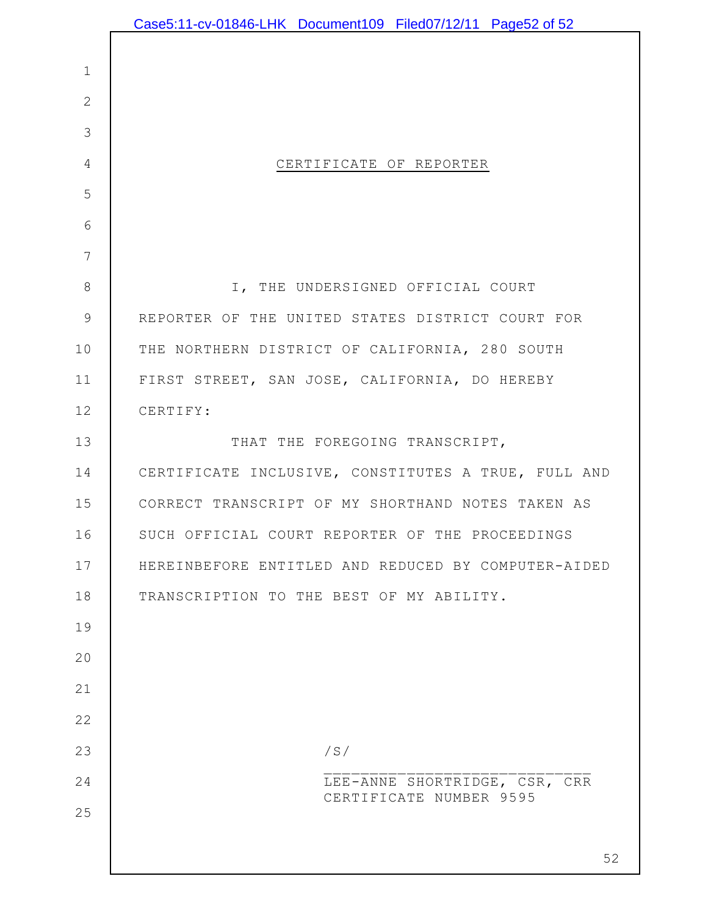CERTIFICATE OF REPORTER

I, THE UNDERSIGNED OFFICIAL COURT REPORTER OF THE UNITED STATES DISTRICT COURT FOR THE NORTHERN DISTRICT OF CALIFORNIA, 280 SOUTH FIRST STREET, SAN JOSE, CALIFORNIA, DO HEREBY CERTIFY:

THAT THE FOREGOING TRANSCRIPT, CERTIFICATE INCLUSIVE, CONSTITUTES A TRUE, FULL AND CORRECT TRANSCRIPT OF MY SHORTHAND NOTES TAKEN AS SUCH OFFICIAL COURT REPORTER OF THE PROCEEDINGS HEREINBEFORE ENTITLED AND REDUCED BY COMPUTER-AIDED TRANSCRIPTION TO THE BEST OF MY ABILITY.

/S/

______________________________
LEE-ANNE SHORTRIDGE, CSR, CRR
CERTIFICATE NUMBER 9595